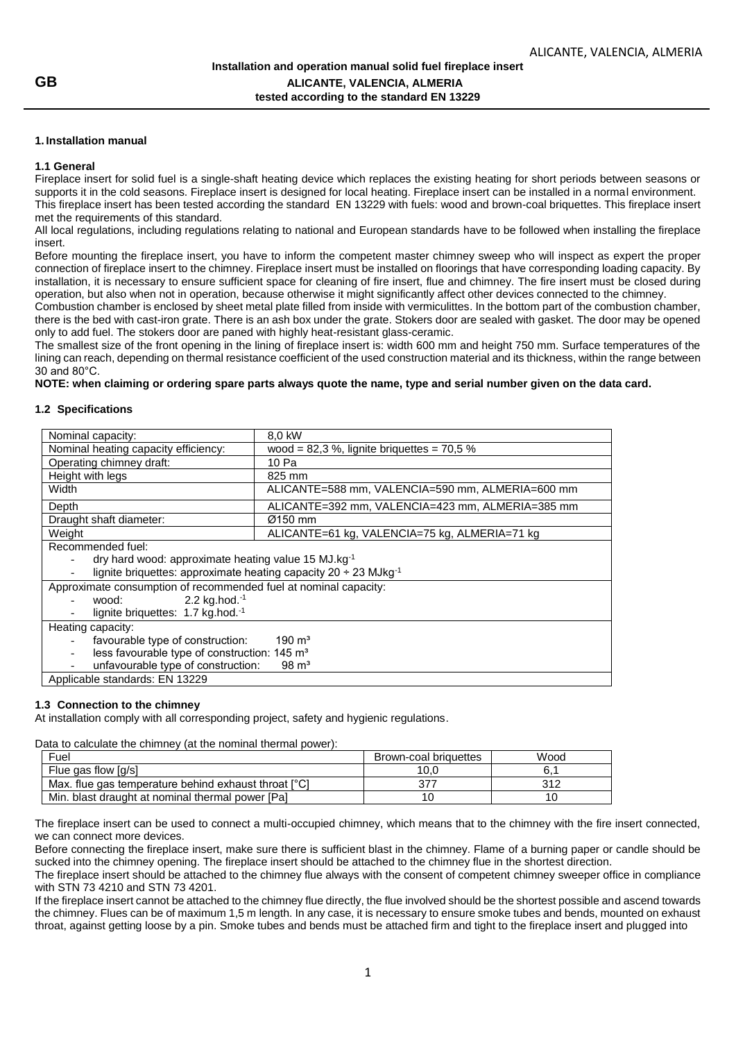**GB**

**Installation and operation manual solid fuel fireplace insert**
**ALICANTE, VALENCIA, ALMERIA**
**tested according to the standard EN 13229**

# 1. Installation manual

## 1.1 General

Fireplace insert for solid fuel is a single-shaft heating device which replaces the existing heating for short periods between seasons or supports it in the cold seasons. Fireplace insert is designed for local heating. Fireplace insert can be installed in a normal environment. This fireplace insert has been tested according the standard EN 13229 with fuels: wood and brown-coal briquettes. This fireplace insert met the requirements of this standard.

All local regulations, including regulations relating to national and European standards have to be followed when installing the fireplace insert.

Before mounting the fireplace insert, you have to inform the competent master chimney sweep who will inspect as expert the proper connection of fireplace insert to the chimney. Fireplace insert must be installed on floorings that have corresponding loading capacity. By installation, it is necessary to ensure sufficient space for cleaning of fire insert, flue and chimney. The fire insert must be closed during operation, but also when not in operation, because otherwise it might significantly affect other devices connected to the chimney.

Combustion chamber is enclosed by sheet metal plate filled from inside with vermiculittes. In the bottom part of the combustion chamber, there is the bed with cast-iron grate. There is an ash box under the grate. Stokers door are sealed with gasket. The door may be opened only to add fuel. The stokers door are paned with highly heat-resistant glass-ceramic.

The smallest size of the front opening in the lining of fireplace insert is: width 600 mm and height 750 mm. Surface temperatures of the lining can reach, depending on thermal resistance coefficient of the used construction material and its thickness, within the range between 30 and 80°C.

**NOTE: when claiming or ordering spare parts always quote the name, type and serial number given on the data card.**

## 1.2 Specifications

| | |
|---|---|
| Nominal capacity: | 8,0 kW |
| Nominal heating capacity efficiency: | wood = 82,3 %, lignite briquettes = 70,5 % |
| Operating chimney draft: | 10 Pa |
| Height with legs | 825 mm |
| Width | ALICANTE=588 mm, VALENCIA=590 mm, ALMERIA=600 mm |
| Depth | ALICANTE=392 mm, VALENCIA=423 mm, ALMERIA=385 mm |
| Draught shaft diameter: | Ø150 mm |
| Weight | ALICANTE=61 kg, VALENCIA=75 kg, ALMERIA=71 kg |
| Recommended fuel:<br>- dry hard wood: approximate heating value 15 $MJ.kg^{-1}$<br>- lignite briquettes: approximate heating capacity 20 ÷ 23 $MJkg^{-1}$ | |
| Approximate consumption of recommended fuel at nominal capacity:<br>- wood: 2.2 $kg.hod.^{-1}$<br>- lignite briquettes: 1.7 $kg.hod.^{-1}$ | |
| Heating capacity:<br>- favourable type of construction: 190 m³<br>- less favourable type of construction: 145 m³<br>- unfavourable type of construction: 98 m³ | |
| Applicable standards: EN 13229 | |

## 1.3 Connection to the chimney

At installation comply with all corresponding project, safety and hygienic regulations.

Data to calculate the chimney (at the nominal thermal power):

| Fuel | Brown-coal briquettes | Wood |
|---|---|---|
| Flue gas flow [g/s] | 10,0 | 6,1 |
| Max. flue gas temperature behind exhaust throat [°C] | 377 | 312 |
| Min. blast draught at nominal thermal power [Pa] | 10 | 10 |

The fireplace insert can be used to connect a multi-occupied chimney, which means that to the chimney with the fire insert connected, we can connect more devices.

Before connecting the fireplace insert, make sure there is sufficient blast in the chimney. Flame of a burning paper or candle should be sucked into the chimney opening. The fireplace insert should be attached to the chimney flue in the shortest direction.

The fireplace insert should be attached to the chimney flue always with the consent of competent chimney sweeper office in compliance with STN 73 4210 and STN 73 4201.

If the fireplace insert cannot be attached to the chimney flue directly, the flue involved should be the shortest possible and ascend towards the chimney. Flues can be of maximum 1,5 m length. In any case, it is necessary to ensure smoke tubes and bends, mounted on exhaust throat, against getting loose by a pin. Smoke tubes and bends must be attached firm and tight to the fireplace insert and plugged into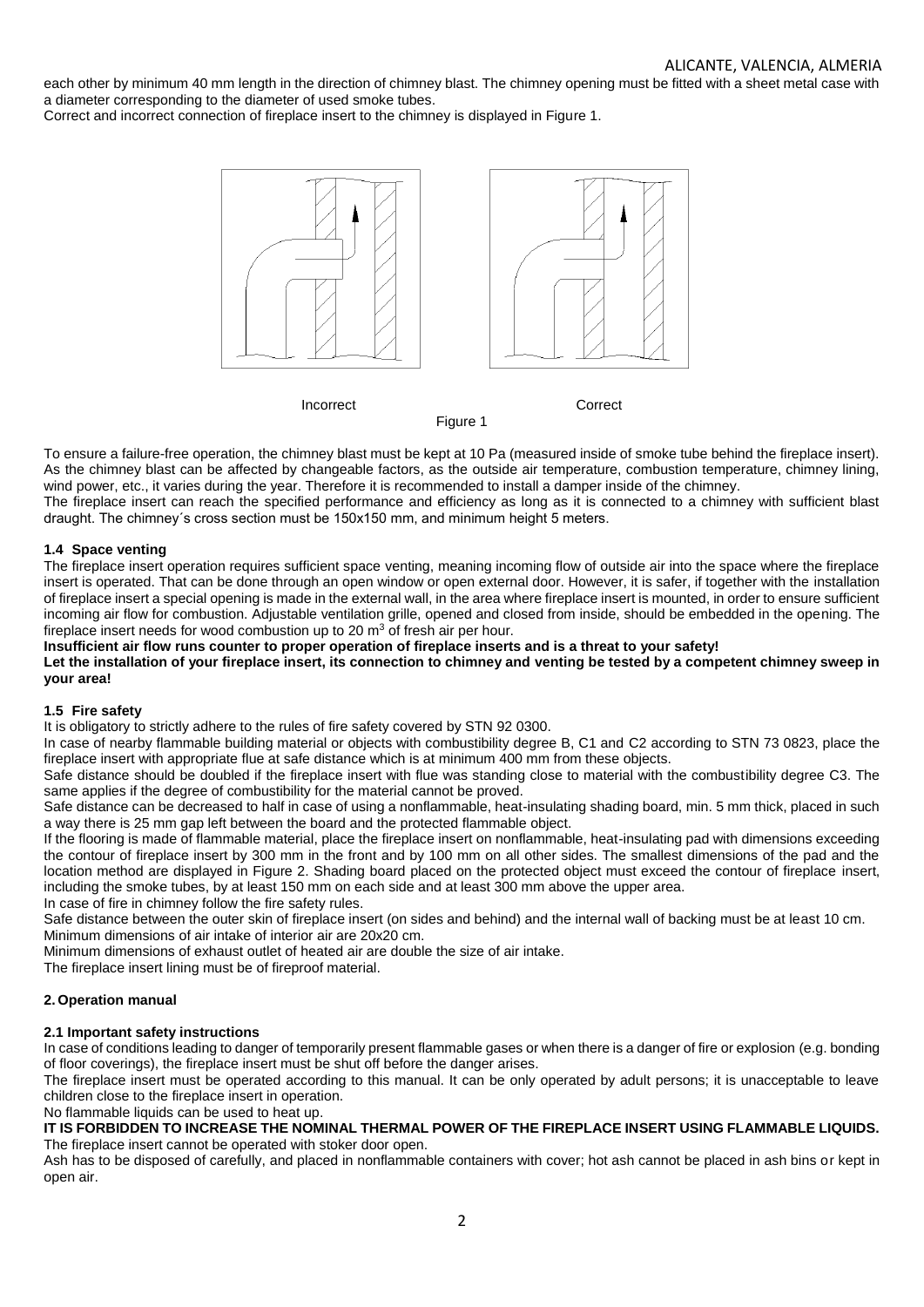each other by minimum 40 mm length in the direction of chimney blast. The chimney opening must be fitted with a sheet metal case with a diameter corresponding to the diameter of used smoke tubes.

Correct and incorrect connection of fireplace insert to the chimney is displayed in Figure 1.

Incorrect                                        Correct

Figure 1

To ensure a failure-free operation, the chimney blast must be kept at 10 Pa (measured inside of smoke tube behind the fireplace insert). As the chimney blast can be affected by changeable factors, as the outside air temperature, combustion temperature, chimney lining, wind power, etc., it varies during the year. Therefore it is recommended to install a damper inside of the chimney.

The fireplace insert can reach the specified performance and efficiency as long as it is connected to a chimney with sufficient blast draught. The chimney´s cross section must be 150x150 mm, and minimum height 5 meters.

### 1.4 Space venting

The fireplace insert operation requires sufficient space venting, meaning incoming flow of outside air into the space where the fireplace insert is operated. That can be done through an open window or open external door. However, it is safer, if together with the installation of fireplace insert a special opening is made in the external wall, in the area where fireplace insert is mounted, in order to ensure sufficient incoming air flow for combustion. Adjustable ventilation grille, opened and closed from inside, should be embedded in the opening. The fireplace insert needs for wood combustion up to 20 $m^3$ of fresh air per hour.

**Insufficient air flow runs counter to proper operation of fireplace inserts and is a threat to your safety!**

**Let the installation of your fireplace insert, its connection to chimney and venting be tested by a competent chimney sweep in your area!**

### 1.5 Fire safety

It is obligatory to strictly adhere to the rules of fire safety covered by STN 92 0300.

In case of nearby flammable building material or objects with combustibility degree B, C1 and C2 according to STN 73 0823, place the fireplace insert with appropriate flue at safe distance which is at minimum 400 mm from these objects.

Safe distance should be doubled if the fireplace insert with flue was standing close to material with the combustibility degree C3. The same applies if the degree of combustibility for the material cannot be proved.

Safe distance can be decreased to half in case of using a nonflammable, heat-insulating shading board, min. 5 mm thick, placed in such a way there is 25 mm gap left between the board and the protected flammable object.

If the flooring is made of flammable material, place the fireplace insert on nonflammable, heat-insulating pad with dimensions exceeding the contour of fireplace insert by 300 mm in the front and by 100 mm on all other sides. The smallest dimensions of the pad and the location method are displayed in Figure 2. Shading board placed on the protected object must exceed the contour of fireplace insert, including the smoke tubes, by at least 150 mm on each side and at least 300 mm above the upper area.

In case of fire in chimney follow the fire safety rules.

Safe distance between the outer skin of fireplace insert (on sides and behind) and the internal wall of backing must be at least 10 cm.

Minimum dimensions of air intake of interior air are 20x20 cm.

Minimum dimensions of exhaust outlet of heated air are double the size of air intake.

The fireplace insert lining must be of fireproof material.

## 2. Operation manual

### 2.1 Important safety instructions

In case of conditions leading to danger of temporarily present flammable gases or when there is a danger of fire or explosion (e.g. bonding of floor coverings), the fireplace insert must be shut off before the danger arises.

The fireplace insert must be operated according to this manual. It can be only operated by adult persons; it is unacceptable to leave children close to the fireplace insert in operation.

No flammable liquids can be used to heat up.

**IT IS FORBIDDEN TO INCREASE THE NOMINAL THERMAL POWER OF THE FIREPLACE INSERT USING FLAMMABLE LIQUIDS.**

The fireplace insert cannot be operated with stoker door open.

Ash has to be disposed of carefully, and placed in nonflammable containers with cover; hot ash cannot be placed in ash bins or kept in open air.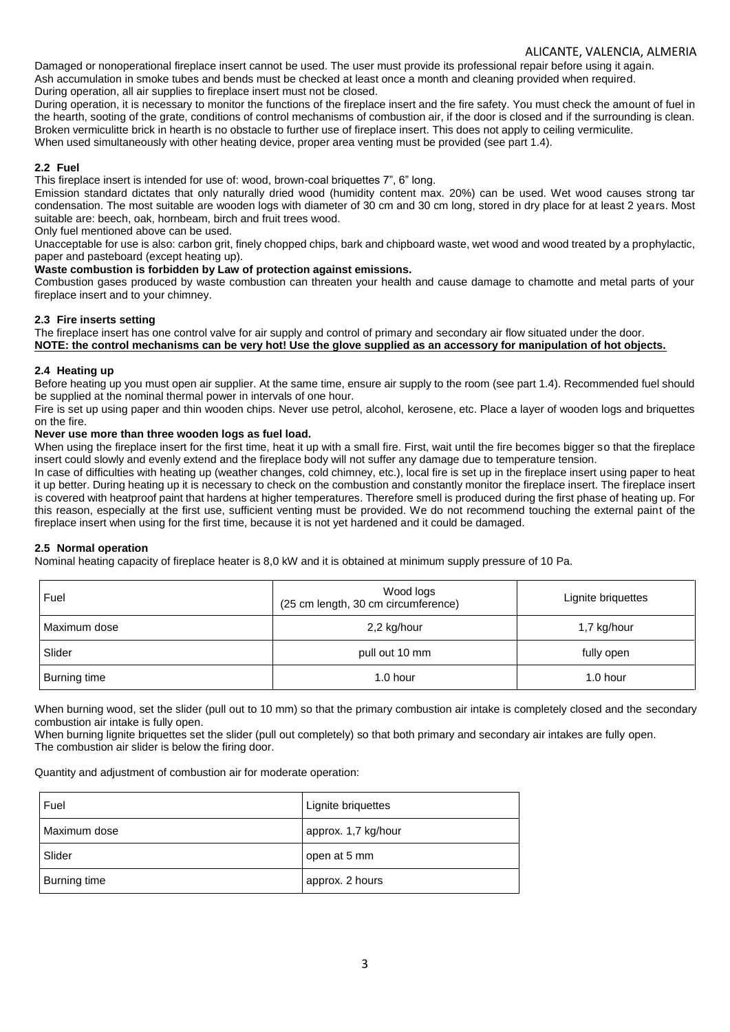Damaged or nonoperational fireplace insert cannot be used. The user must provide its professional repair before using it again.
Ash accumulation in smoke tubes and bends must be checked at least once a month and cleaning provided when required.
During operation, all air supplies to fireplace insert must not be closed.
During operation, it is necessary to monitor the functions of the fireplace insert and the fire safety. You must check the amount of fuel in the hearth, sooting of the grate, conditions of control mechanisms of combustion air, if the door is closed and if the surrounding is clean. Broken vermiculitte brick in hearth is no obstacle to further use of fireplace insert. This does not apply to ceiling vermiculite.
When used simultaneously with other heating device, proper area venting must be provided (see part 1.4).

### 2.2 Fuel

This fireplace insert is intended for use of: wood, brown-coal briquettes 7", 6" long.
Emission standard dictates that only naturally dried wood (humidity content max. 20%) can be used. Wet wood causes strong tar condensation. The most suitable are wooden logs with diameter of 30 cm and 30 cm long, stored in dry place for at least 2 years. Most suitable are: beech, oak, hornbeam, birch and fruit trees wood.
Only fuel mentioned above can be used.
Unacceptable for use is also: carbon grit, finely chopped chips, bark and chipboard waste, wet wood and wood treated by a prophylactic, paper and pasteboard (except heating up).

**Waste combustion is forbidden by Law of protection against emissions.**

Combustion gases produced by waste combustion can threaten your health and cause damage to chamotte and metal parts of your fireplace insert and to your chimney.

### 2.3 Fire inserts setting

The fireplace insert has one control valve for air supply and control of primary and secondary air flow situated under the door.
**NOTE: the control mechanisms can be very hot! Use the glove supplied as an accessory for manipulation of hot objects.**

### 2.4 Heating up

Before heating up you must open air supplier. At the same time, ensure air supply to the room (see part 1.4). Recommended fuel should be supplied at the nominal thermal power in intervals of one hour.
Fire is set up using paper and thin wooden chips. Never use petrol, alcohol, kerosene, etc. Place a layer of wooden logs and briquettes on the fire.

**Never use more than three wooden logs as fuel load.**

When using the fireplace insert for the first time, heat it up with a small fire. First, wait until the fire becomes bigger so that the fireplace insert could slowly and evenly extend and the fireplace body will not suffer any damage due to temperature tension.
In case of difficulties with heating up (weather changes, cold chimney, etc.), local fire is set up in the fireplace insert using paper to heat it up better. During heating up it is necessary to check on the combustion and constantly monitor the fireplace insert. The fireplace insert is covered with heatproof paint that hardens at higher temperatures. Therefore smell is produced during the first phase of heating up. For this reason, especially at the first use, sufficient venting must be provided. We do not recommend touching the external paint of the fireplace insert when using for the first time, because it is not yet hardened and it could be damaged.

### 2.5 Normal operation

Nominal heating capacity of fireplace heater is 8,0 kW and it is obtained at minimum supply pressure of 10 Pa.

| Fuel | Wood logs (25 cm length, 30 cm circumference) | Lignite briquettes |
|---|---|---|
| Maximum dose | 2,2 kg/hour | 1,7 kg/hour |
| Slider | pull out 10 mm | fully open |
| Burning time | 1.0 hour | 1.0 hour |

When burning wood, set the slider (pull out to 10 mm) so that the primary combustion air intake is completely closed and the secondary combustion air intake is fully open.
When burning lignite briquettes set the slider (pull out completely) so that both primary and secondary air intakes are fully open.
The combustion air slider is below the firing door.

Quantity and adjustment of combustion air for moderate operation:

| Fuel | Lignite briquettes |
|---|---|
| Maximum dose | approx. 1,7 kg/hour |
| Slider | open at 5 mm |
| Burning time | approx. 2 hours |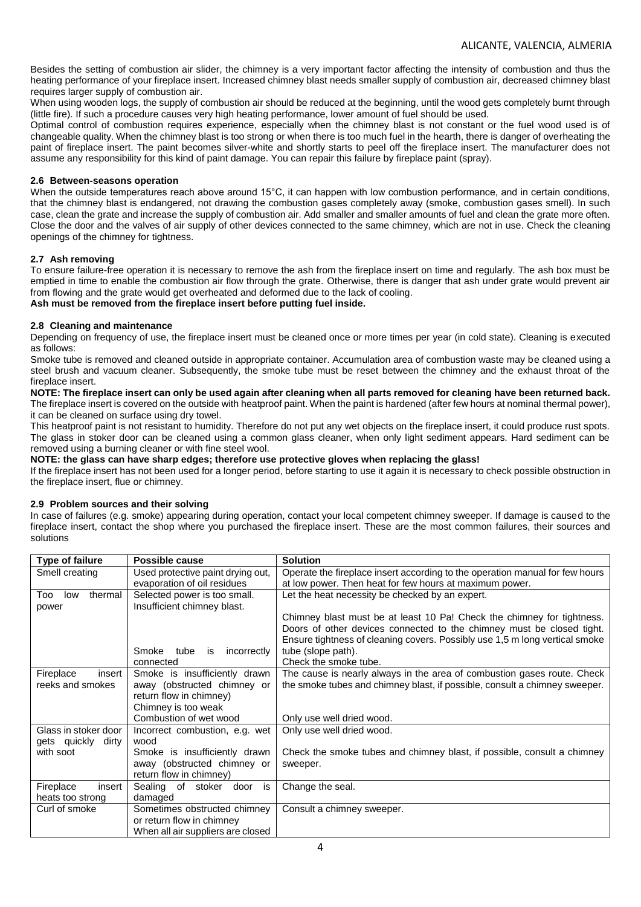Besides the setting of combustion air slider, the chimney is a very important factor affecting the intensity of combustion and thus the heating performance of your fireplace insert. Increased chimney blast needs smaller supply of combustion air, decreased chimney blast requires larger supply of combustion air.

When using wooden logs, the supply of combustion air should be reduced at the beginning, until the wood gets completely burnt through (little fire). If such a procedure causes very high heating performance, lower amount of fuel should be used.

Optimal control of combustion requires experience, especially when the chimney blast is not constant or the fuel wood used is of changeable quality. When the chimney blast is too strong or when there is too much fuel in the hearth, there is danger of overheating the paint of fireplace insert. The paint becomes silver-white and shortly starts to peel off the fireplace insert. The manufacturer does not assume any responsibility for this kind of paint damage. You can repair this failure by fireplace paint (spray).

### 2.6 Between-seasons operation

When the outside temperatures reach above around 15°C, it can happen with low combustion performance, and in certain conditions, that the chimney blast is endangered, not drawing the combustion gases completely away (smoke, combustion gases smell). In such case, clean the grate and increase the supply of combustion air. Add smaller and smaller amounts of fuel and clean the grate more often. Close the door and the valves of air supply of other devices connected to the same chimney, which are not in use. Check the cleaning openings of the chimney for tightness.

### 2.7 Ash removing

To ensure failure-free operation it is necessary to remove the ash from the fireplace insert on time and regularly. The ash box must be emptied in time to enable the combustion air flow through the grate. Otherwise, there is danger that ash under grate would prevent air from flowing and the grate would get overheated and deformed due to the lack of cooling.

**Ash must be removed from the fireplace insert before putting fuel inside.**

### 2.8 Cleaning and maintenance

Depending on frequency of use, the fireplace insert must be cleaned once or more times per year (in cold state). Cleaning is executed as follows:

Smoke tube is removed and cleaned outside in appropriate container. Accumulation area of combustion waste may be cleaned using a steel brush and vacuum cleaner. Subsequently, the smoke tube must be reset between the chimney and the exhaust throat of the fireplace insert.

**NOTE: The fireplace insert can only be used again after cleaning when all parts removed for cleaning have been returned back.**

The fireplace insert is covered on the outside with heatproof paint. When the paint is hardened (after few hours at nominal thermal power), it can be cleaned on surface using dry towel.

This heatproof paint is not resistant to humidity. Therefore do not put any wet objects on the fireplace insert, it could produce rust spots. The glass in stoker door can be cleaned using a common glass cleaner, when only light sediment appears. Hard sediment can be removed using a burning cleaner or with fine steel wool.

**NOTE: the glass can have sharp edges; therefore use protective gloves when replacing the glass!**

If the fireplace insert has not been used for a longer period, before starting to use it again it is necessary to check possible obstruction in the fireplace insert, flue or chimney.

### 2.9 Problem sources and their solving

In case of failures (e.g. smoke) appearing during operation, contact your local competent chimney sweeper. If damage is caused to the fireplace insert, contact the shop where you purchased the fireplace insert. These are the most common failures, their sources and solutions

| Type of failure | Possible cause | Solution |
|---|---|---|
| Smell creating | Used protective paint drying out, evaporation of oil residues | Operate the fireplace insert according to the operation manual for few hours at low power. Then heat for few hours at maximum power. |
| Too low thermal power | Selected power is too small. | Let the heat necessity be checked by an expert. |
| | Insufficient chimney blast. | Chimney blast must be at least 10 Pa! Check the chimney for tightness. Doors of other devices connected to the chimney must be closed tight. Ensure tightness of cleaning covers. Possibly use 1,5 m long vertical smoke tube (slope path). |
| | Smoke tube is incorrectly connected | Check the smoke tube. |
| Fireplace insert reeks and smokes | Smoke is insufficiently drawn away (obstructed chimney or return flow in chimney) | The cause is nearly always in the area of combustion gases route. Check the smoke tubes and chimney blast, if possible, consult a chimney sweeper. |
| | Chimney is too weak | |
| | Combustion of wet wood | Only use well dried wood. |
| Glass in stoker door gets quickly dirty with soot | Incorrect combustion, e.g. wet wood | Only use well dried wood. |
| | Smoke is insufficiently drawn away (obstructed chimney or return flow in chimney) | Check the smoke tubes and chimney blast, if possible, consult a chimney sweeper. |
| Fireplace insert heats too strong | Sealing of stoker door is damaged | Change the seal. |
| Curl of smoke | Sometimes obstructed chimney or return flow in chimney | Consult a chimney sweeper. |
| | When all air suppliers are closed | |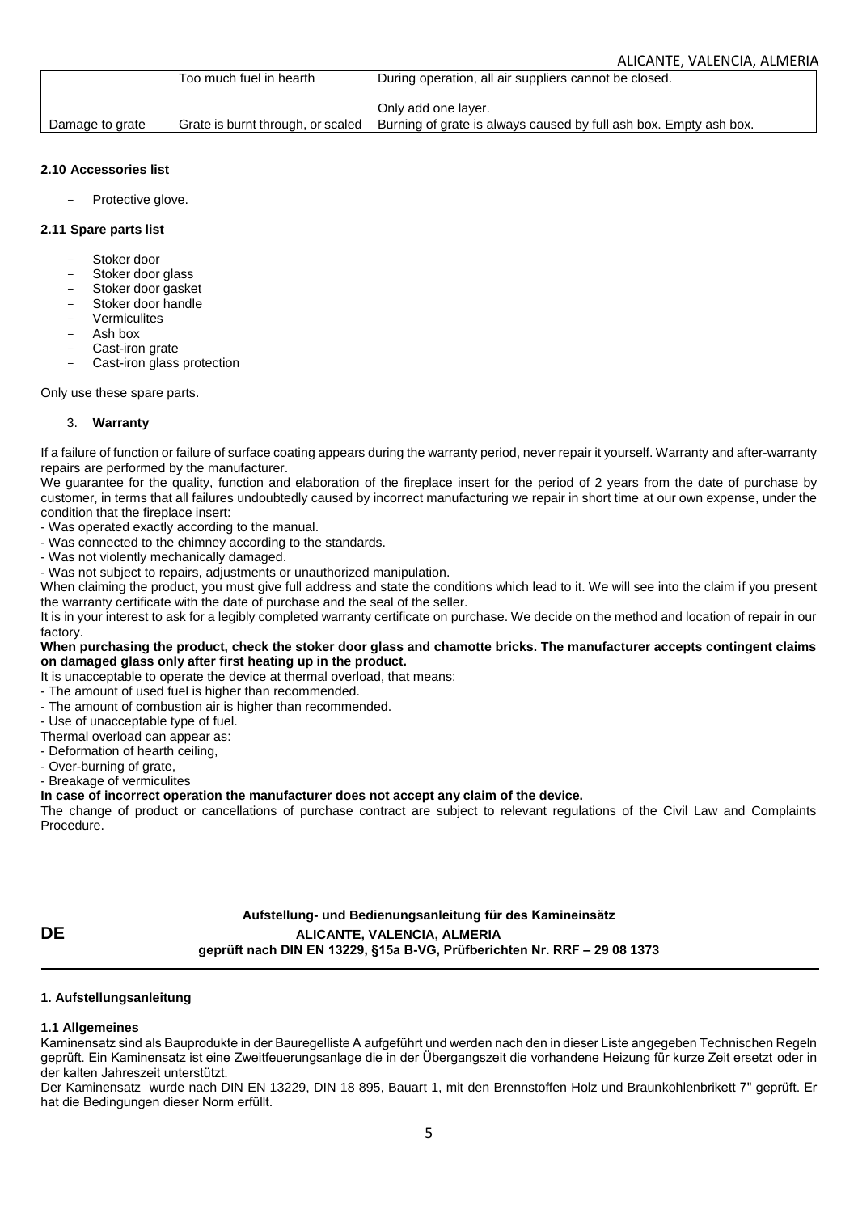| | Too much fuel in hearth | During operation, all air suppliers cannot be closed.<br><br>Only add one layer. |
|---|---|---|
| Damage to grate | Grate is burnt through, or scaled | Burning of grate is always caused by full ash box. Empty ash box. |

#### 2.10 Accessories list

- Protective glove.

#### 2.11 Spare parts list

- Stoker door
- Stoker door glass
- Stoker door gasket
- Stoker door handle
- Vermiculites
- Ash box
- Cast-iron grate
- Cast-iron glass protection

Only use these spare parts.

### 3. Warranty

If a failure of function or failure of surface coating appears during the warranty period, never repair it yourself. Warranty and after-warranty repairs are performed by the manufacturer.

We guarantee for the quality, function and elaboration of the fireplace insert for the period of 2 years from the date of purchase by customer, in terms that all failures undoubtedly caused by incorrect manufacturing we repair in short time at our own expense, under the condition that the fireplace insert:

- Was operated exactly according to the manual.
- Was connected to the chimney according to the standards.
- Was not violently mechanically damaged.
- Was not subject to repairs, adjustments or unauthorized manipulation.

When claiming the product, you must give full address and state the conditions which lead to it. We will see into the claim if you present the warranty certificate with the date of purchase and the seal of the seller.

It is in your interest to ask for a legibly completed warranty certificate on purchase. We decide on the method and location of repair in our factory.

**When purchasing the product, check the stoker door glass and chamotte bricks. The manufacturer accepts contingent claims on damaged glass only after first heating up in the product.**

It is unacceptable to operate the device at thermal overload, that means:

- The amount of used fuel is higher than recommended.
- The amount of combustion air is higher than recommended.
- Use of unacceptable type of fuel.

Thermal overload can appear as:

- Deformation of hearth ceiling,
- Over-burning of grate,
- Breakage of vermiculites

**In case of incorrect operation the manufacturer does not accept any claim of the device.**

The change of product or cancellations of purchase contract are subject to relevant regulations of the Civil Law and Complaints Procedure.

**DE**

**Aufstellung- und Bedienungsanleitung für des Kamineinsätz**
**ALICANTE, VALENCIA, ALMERIA**
**geprüft nach DIN EN 13229, §15a B-VG, Prüfberichten Nr. RRF – 29 08 1373**

## 1. Aufstellungsanleitung

#### 1.1 Allgemeines

Kaminensatz sind als Bauprodukte in der Bauregelliste A aufgeführt und werden nach den in dieser Liste angegeben Technischen Regeln geprüft. Ein Kaminensatz ist eine Zweitfeuerungsanlage die in der Übergangszeit die vorhandene Heizung für kurze Zeit ersetzt oder in der kalten Jahreszeit unterstützt.

Der Kaminensatz wurde nach DIN EN 13229, DIN 18 895, Bauart 1, mit den Brennstoffen Holz und Braunkohlenbrikett 7" geprüft. Er hat die Bedingungen dieser Norm erfüllt.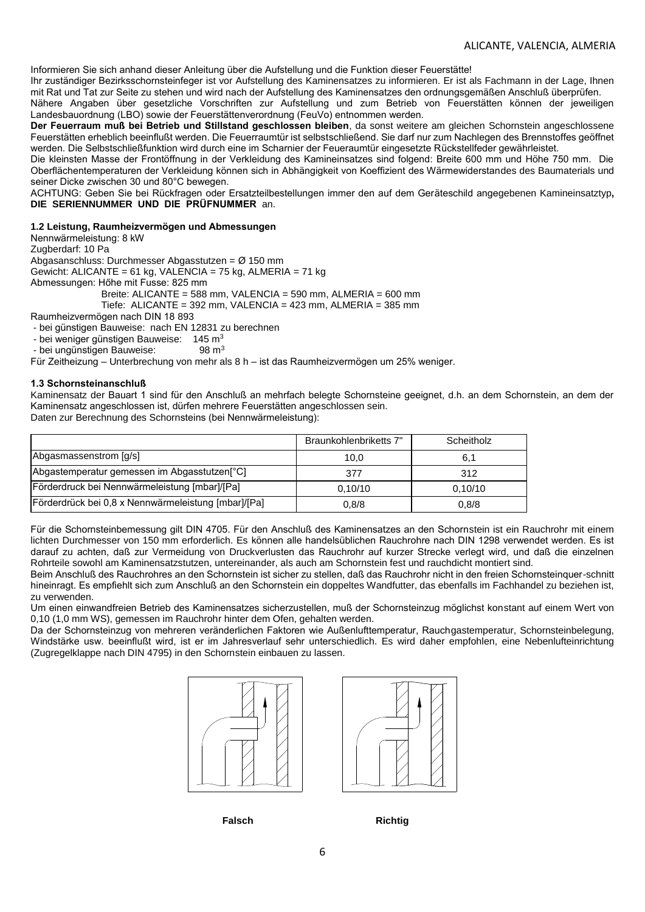Informieren Sie sich anhand dieser Anleitung über die Aufstellung und die Funktion dieser Feuerstätte!
Ihr zuständiger Bezirksschornsteinfeger ist vor Aufstellung des Kaminensatzes zu informieren. Er ist als Fachmann in der Lage, Ihnen mit Rat und Tat zur Seite zu stehen und wird nach der Aufstellung des Kaminensatzes den ordnungsgemäßen Anschluß überprüfen.
Nähere Angaben über gesetzliche Vorschriften zur Aufstellung und zum Betrieb von Feuerstätten können der jeweiligen Landesbauordnung (LBO) sowie der Feuerstättenverordnung (FeuVo) entnommen werden.
**Der Feuerraum muß bei Betrieb und Stillstand geschlossen bleiben**, da sonst weitere am gleichen Schornstein angeschlossene Feuerstätten erheblich beeinflußt werden. Die Feuerraumtür ist selbstschließend. Sie darf nur zum Nachlegen des Brennstoffes geöffnet werden. Die Selbstschließfunktion wird durch eine im Scharnier der Feueraumtür eingesetzte Rückstellfeder gewährleistet.
Die kleinsten Masse der Frontöffnung in der Verkleidung des Kamineinsatzes sind folgend: Breite 600 mm und Höhe 750 mm. Die Oberflächentemperaturen der Verkleidung können sich in Abhängigkeit von Koeffizient des Wärmewiderstandes des Baumaterials und seiner Dicke zwischen 30 und 80°C bewegen.
ACHTUNG: Geben Sie bei Rückfragen oder Ersatzteilbestellungen immer den auf dem Geräteschild angegebenen Kamineinsatztyp**, DIE SERIENNUMMER UND DIE PRÜFNUMMER** an.

### 1.2 Leistung, Raumheizvermögen und Abmessungen

Nennwärmeleistung: 8 kW
Zugberdarf: 10 Pa
Abgasanschluss: Durchmesser Abgasstutzen = Ø 150 mm
Gewicht: ALICANTE = 61 kg, VALENCIA = 75 kg, ALMERIA = 71 kg
Abmessungen: Hőhe mit Fusse: 825 mm
Breite: ALICANTE = 588 mm, VALENCIA = 590 mm, ALMERIA = 600 mm
Tiefe: ALICANTE = 392 mm, VALENCIA = 423 mm, ALMERIA = 385 mm
Raumheizvermögen nach DIN 18 893

- bei günstigen Bauweise: nach EN 12831 zu berechnen
- bei weniger günstigen Bauweise: 145 $m^3$
- bei ungünstigen Bauweise: 98 $m^3$

Für Zeitheizung – Unterbrechung von mehr als 8 h – ist das Raumheizvermögen um 25% weniger.

### 1.3 Schornsteinanschluß

Kaminensatz der Bauart 1 sind für den Anschluß an mehrfach belegte Schornsteine geeignet, d.h. an dem Schornstein, an dem der Kaminensatz angeschlossen ist, dürfen mehrere Feuerstätten angeschlossen sein.
Daten zur Berechnung des Schornsteins (bei Nennwärmeleistung):

| | Braunkohlenbriketts 7" | Scheitholz |
|---|---|---|
| Abgasmassenstrom [g/s] | 10,0 | 6,1 |
| Abgastemperatur gemessen im Abgasstutzen[°C] | 377 | 312 |
| Förderdruck bei Nennwärmeleistung [mbar]/[Pa] | 0,10/10 | 0,10/10 |
| Förderdrück bei 0,8 x Nennwärmeleistung [mbar]/[Pa] | 0,8/8 | 0,8/8 |

Für die Schornsteinbemessung gilt DIN 4705. Für den Anschluß des Kaminensatzes an den Schornstein ist ein Rauchrohr mit einem lichten Durchmesser von 150 mm erforderlich. Es können alle handelsüblichen Rauchrohre nach DIN 1298 verwendet werden. Es ist darauf zu achten, daß zur Vermeidung von Druckverlusten das Rauchrohr auf kurzer Strecke verlegt wird, und daß die einzelnen Rohrteile sowohl am Kaminensatzstutzen, untereinander, als auch am Schornstein fest und rauchdicht montiert sind.
Beim Anschluß des Rauchrohres an den Schornstein ist sicher zu stellen, daß das Rauchrohr nicht in den freien Schornsteinquer-schnitt hineinragt. Es empfiehlt sich zum Anschluß an den Schornstein ein doppeltes Wandfutter, das ebenfalls im Fachhandel zu beziehen ist, zu verwenden.
Um einen einwandfreien Betrieb des Kaminensatzes sicherzustellen, muß der Schornsteinzug möglichst konstant auf einem Wert von 0,10 (1,0 mm WS), gemessen im Rauchrohr hinter dem Ofen, gehalten werden.
Da der Schornsteinzug von mehreren veränderlichen Faktoren wie Außenlufttemperatur, Rauchgastemperatur, Schornsteinbelegung, Windstärke usw. beeinflußt wird, ist er im Jahresverlauf sehr unterschiedlich. Es wird daher empfohlen, eine Nebenlufteinrichtung (Zugregelklappe nach DIN 4795) in den Schornstein einbauen zu lassen.

**Falsch** **Richtig**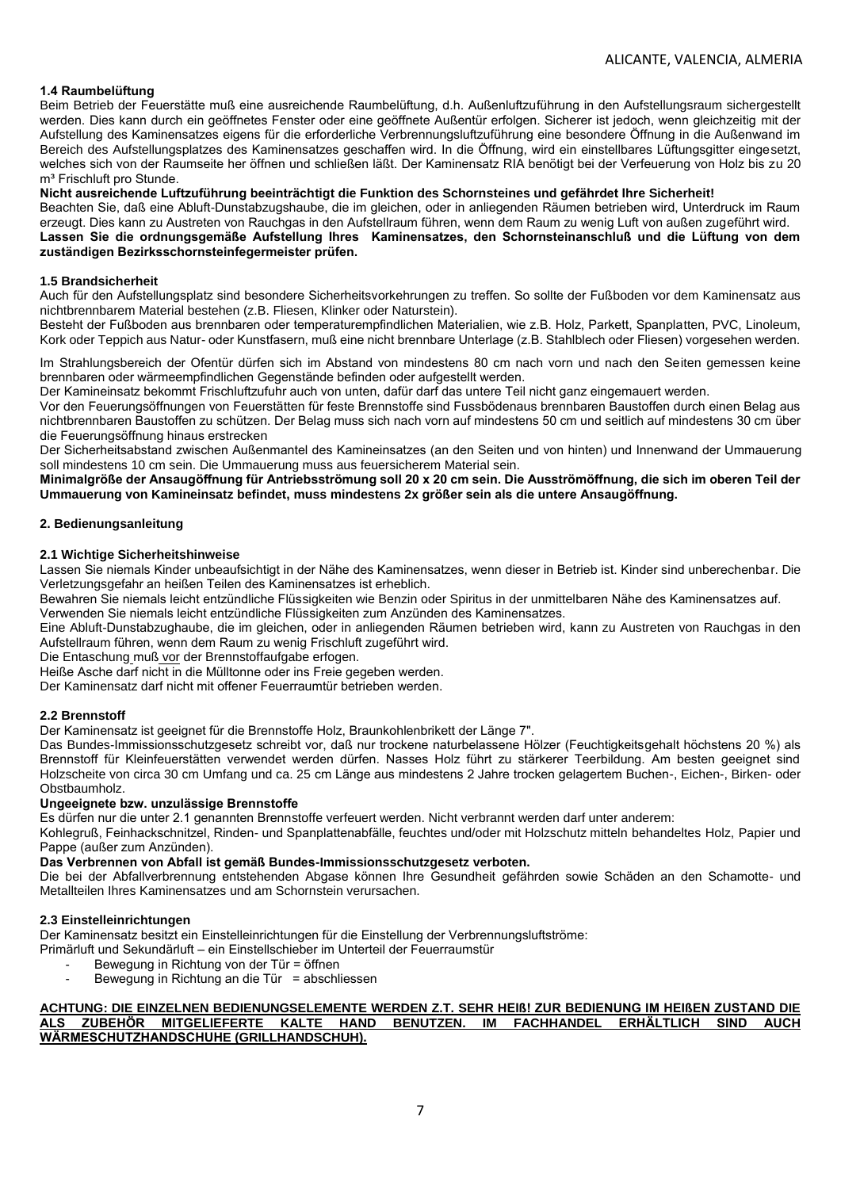### 1.4 Raumbelüftung

Beim Betrieb der Feuerstätte muß eine ausreichende Raumbelüftung, d.h. Außenluftzuführung in den Aufstellungsraum sichergestellt werden. Dies kann durch ein geöffnetes Fenster oder eine geöffnete Außentür erfolgen. Sicherer ist jedoch, wenn gleichzeitig mit der Aufstellung des Kaminensatzes eigens für die erforderliche Verbrennungsluftzuführung eine besondere Öffnung in die Außenwand im Bereich des Aufstellungsplatzes des Kaminensatzes geschaffen wird. In die Öffnung, wird ein einstellbares Lüftungsgitter eingesetzt, welches sich von der Raumseite her öffnen und schließen läßt. Der Kaminensatz RIA benötigt bei der Verfeuerung von Holz bis zu 20 m³ Frischluft pro Stunde.

**Nicht ausreichende Luftzuführung beeinträchtigt die Funktion des Schornsteines und gefährdet Ihre Sicherheit!**

Beachten Sie, daß eine Abluft-Dunstabzugshaube, die im gleichen, oder in anliegenden Räumen betrieben wird, Unterdruck im Raum erzeugt. Dies kann zu Austreten von Rauchgas in den Aufstellraum führen, wenn dem Raum zu wenig Luft von außen zugeführt wird.

**Lassen Sie die ordnungsgemäße Aufstellung Ihres Kaminensatzes, den Schornsteinanschluß und die Lüftung von dem zuständigen Bezirksschornsteinfegermeister prüfen.**

### 1.5 Brandsicherheit

Auch für den Aufstellungsplatz sind besondere Sicherheitsvorkehrungen zu treffen. So sollte der Fußboden vor dem Kaminensatz aus nichtbrennbarem Material bestehen (z.B. Fliesen, Klinker oder Naturstein).

Besteht der Fußboden aus brennbaren oder temperaturempfindlichen Materialien, wie z.B. Holz, Parkett, Spanplatten, PVC, Linoleum, Kork oder Teppich aus Natur- oder Kunstfasern, muß eine nicht brennbare Unterlage (z.B. Stahlblech oder Fliesen) vorgesehen werden.

Im Strahlungsbereich der Ofentür dürfen sich im Abstand von mindestens 80 cm nach vorn und nach den Seiten gemessen keine brennbaren oder wärmeempfindlichen Gegenstände befinden oder aufgestellt werden.

Der Kamineinsatz bekommt Frischluftzufuhr auch von unten, dafür darf das untere Teil nicht ganz eingemauert werden.

Vor den Feuerungsöffnungen von Feuerstätten für feste Brennstoffe sind Fussbödenaus brennbaren Baustoffen durch einen Belag aus nichtbrennbaren Baustoffen zu schützen. Der Belag muss sich nach vorn auf mindestens 50 cm und seitlich auf mindestens 30 cm über die Feuerungsöffnung hinaus erstrecken

Der Sicherheitsabstand zwischen Außenmantel des Kamineinsatzes (an den Seiten und von hinten) und Innenwand der Ummauerung soll mindestens 10 cm sein. Die Ummauerung muss aus feuersicherem Material sein.

**Minimalgröße der Ansaugöffnung für Antriebsströmung soll 20 x 20 cm sein. Die Ausströmöffnung, die sich im oberen Teil der Ummauerung von Kamineinsatz befindet, muss mindestens 2x größer sein als die untere Ansaugöffnung.**

## 2. Bedienungsanleitung

### 2.1 Wichtige Sicherheitshinweise

Lassen Sie niemals Kinder unbeaufsichtigt in der Nähe des Kaminensatzes, wenn dieser in Betrieb ist. Kinder sind unberechenbar. Die Verletzungsgefahr an heißen Teilen des Kaminensatzes ist erheblich.

Bewahren Sie niemals leicht entzündliche Flüssigkeiten wie Benzin oder Spiritus in der unmittelbaren Nähe des Kaminensatzes auf.

Verwenden Sie niemals leicht entzündliche Flüssigkeiten zum Anzünden des Kaminensatzes.

Eine Abluft-Dunstabzughaube, die im gleichen, oder in anliegenden Räumen betrieben wird, kann zu Austreten von Rauchgas in den Aufstellraum führen, wenn dem Raum zu wenig Frischluft zugeführt wird.

Die Entaschung muß vor der Brennstoffaufgabe erfogen.

Heiße Asche darf nicht in die Mülltonne oder ins Freie gegeben werden.

Der Kaminensatz darf nicht mit offener Feuerraumtür betrieben werden.

### 2.2 Brennstoff

Der Kaminensatz ist geeignet für die Brennstoffe Holz, Braunkohlenbrikett der Länge 7".

Das Bundes-Immissionsschutzgesetz schreibt vor, daß nur trockene naturbelassene Hölzer (Feuchtigkeitsgehalt höchstens 20 %) als Brennstoff für Kleinfeuerstätten verwendet werden dürfen. Nasses Holz führt zu stärkerer Teerbildung. Am besten geeignet sind Holzscheite von circa 30 cm Umfang und ca. 25 cm Länge aus mindestens 2 Jahre trocken gelagertem Buchen-, Eichen-, Birken- oder Obstbaumholz.

**Ungeeignete bzw. unzulässige Brennstoffe**

Es dürfen nur die unter 2.1 genannten Brennstoffe verfeuert werden. Nicht verbrannt werden darf unter anderem:

Kohlegruß, Feinhackschnitzel, Rinden- und Spanplattenabfälle, feuchtes und/oder mit Holzschutz mitteln behandeltes Holz, Papier und Pappe (außer zum Anzünden).

**Das Verbrennen von Abfall ist gemäß Bundes-Immissionsschutzgesetz verboten.**

Die bei der Abfallverbrennung entstehenden Abgase können Ihre Gesundheit gefährden sowie Schäden an den Schamotte- und Metallteilen Ihres Kaminensatzes und am Schornstein verursachen.

### 2.3 Einstelleinrichtungen

Der Kaminensatz besitzt ein Einstelleinrichtungen für die Einstellung der Verbrennungsluftströme:

Primärluft und Sekundärluft – ein Einstellschieber im Unterteil der Feuerraumstür

- Bewegung in Richtung von der Tür = öffnen
- Bewegung in Richtung an die Tür = abschliessen

**ACHTUNG: DIE EINZELNEN BEDIENUNGSELEMENTE WERDEN Z.T. SEHR HEIß! ZUR BEDIENUNG IM HEIßEN ZUSTAND DIE ALS ZUBEHÖR MITGELIEFERTE KALTE HAND BENUTZEN. IM FACHHANDEL ERHÄLTLICH SIND AUCH WÄRMESCHUTZHANDSCHUHE (GRILLHANDSCHUH).**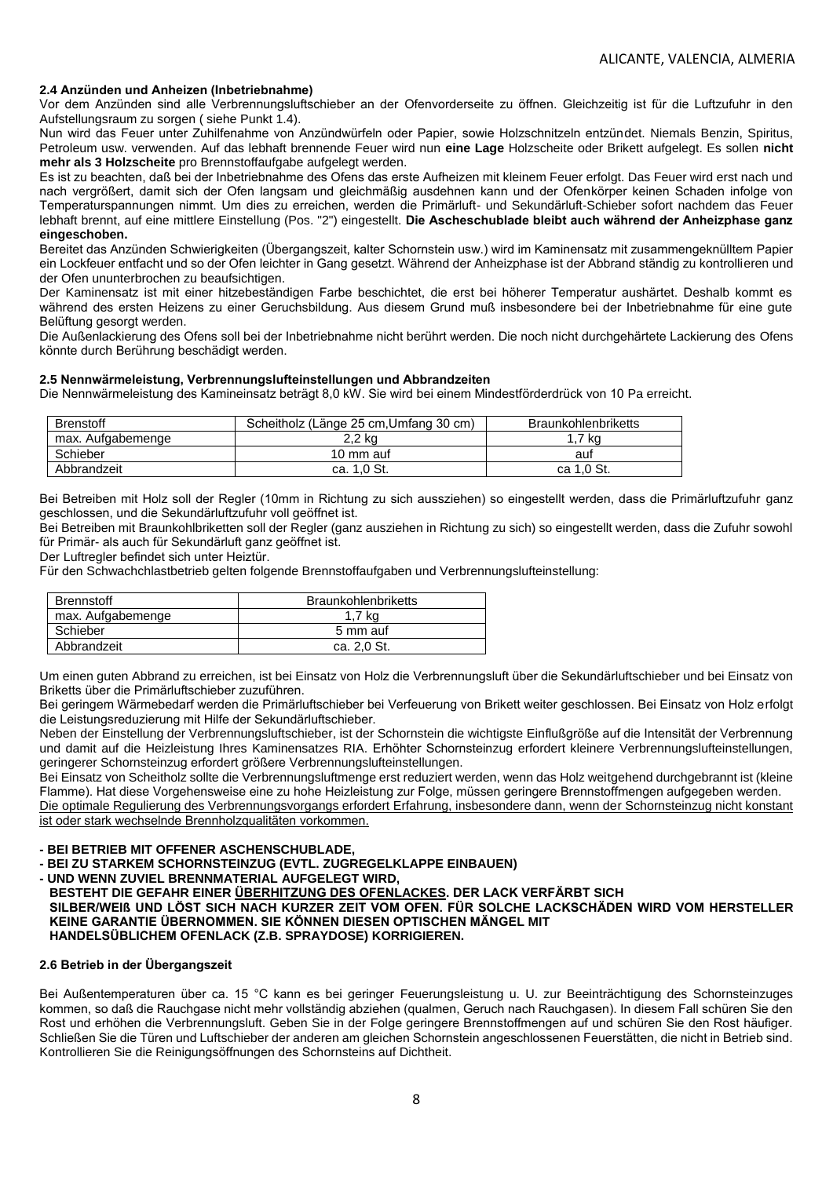### 2.4 Anzünden und Anheizen (Inbetriebnahme)

Vor dem Anzünden sind alle Verbrennungsluftschieber an der Ofenvorderseite zu öffnen. Gleichzeitig ist für die Luftzufuhr in den Aufstellungsraum zu sorgen ( siehe Punkt 1.4).

Nun wird das Feuer unter Zuhilfenahme von Anzündwürfeln oder Papier, sowie Holzschnitzeln entzündet. Niemals Benzin, Spiritus, Petroleum usw. verwenden. Auf das lebhaft brennende Feuer wird nun **eine Lage** Holzscheite oder Brikett aufgelegt. Es sollen **nicht mehr als 3 Holzscheite** pro Brennstoffaufgabe aufgelegt werden.

Es ist zu beachten, daß bei der Inbetriebnahme des Ofens das erste Aufheizen mit kleinem Feuer erfolgt. Das Feuer wird erst nach und nach vergrößert, damit sich der Ofen langsam und gleichmäßig ausdehnen kann und der Ofenkörper keinen Schaden infolge von Temperaturspannungen nimmt. Um dies zu erreichen, werden die Primärluft- und Sekundärluft-Schieber sofort nachdem das Feuer lebhaft brennt, auf eine mittlere Einstellung (Pos. "2") eingestellt. **Die Ascheschublade bleibt auch während der Anheizphase ganz eingeschoben.**

Bereitet das Anzünden Schwierigkeiten (Übergangszeit, kalter Schornstein usw.) wird im Kaminensatz mit zusammengeknülltem Papier ein Lockfeuer entfacht und so der Ofen leichter in Gang gesetzt. Während der Anheizphase ist der Abbrand ständig zu kontrollieren und der Ofen ununterbrochen zu beaufsichtigen.

Der Kaminensatz ist mit einer hitzebeständigen Farbe beschichtet, die erst bei höherer Temperatur aushärtet. Deshalb kommt es während des ersten Heizens zu einer Geruchsbildung. Aus diesem Grund muß insbesondere bei der Inbetriebnahme für eine gute Belüftung gesorgt werden.

Die Außenlackierung des Ofens soll bei der Inbetriebnahme nicht berührt werden. Die noch nicht durchgehärtete Lackierung des Ofens könnte durch Berührung beschädigt werden.

### 2.5 Nennwärmeleistung, Verbrennungslufteinstellungen und Abbrandzeiten

Die Nennwärmeleistung des Kamineinsatz beträgt 8,0 kW. Sie wird bei einem Mindestförderdrück von 10 Pa erreicht.

| Brenstoff | Scheitholz (Länge 25 cm,Umfang 30 cm) | Braunkohlenbriketts |
|---|---|---|
| max. Aufgabemenge | 2,2 kg | 1,7 kg |
| Schieber | 10 mm auf | auf |
| Abbrandzeit | ca. 1,0 St. | ca 1,0 St. |

Bei Betreiben mit Holz soll der Regler (10mm in Richtung zu sich ausziehen) so eingestellt werden, dass die Primärluftzufuhr ganz geschlossen, und die Sekundärluftzufuhr voll geöffnet ist.

Bei Betreiben mit Braunkohlbriketten soll der Regler (ganz ausziehen in Richtung zu sich) so eingestellt werden, dass die Zufuhr sowohl für Primär- als auch für Sekundärluft ganz geöffnet ist.

Der Luftregler befindet sich unter Heiztür.

Für den Schwachchlastbetrieb gelten folgende Brennstoffaufgaben und Verbrennungslufteinstellung:

| Brennstoff | Braunkohlenbriketts |
|---|---|
| max. Aufgabemenge | 1,7 kg |
| Schieber | 5 mm auf |
| Abbrandzeit | ca. 2,0 St. |

Um einen guten Abbrand zu erreichen, ist bei Einsatz von Holz die Verbrennungsluft über die Sekundärluftschieber und bei Einsatz von Briketts über die Primärluftschieber zuzuführen.

Bei geringem Wärmebedarf werden die Primärluftschieber bei Verfeuerung von Brikett weiter geschlossen. Bei Einsatz von Holz erfolgt die Leistungsreduzierung mit Hilfe der Sekundärluftschieber.

Neben der Einstellung der Verbrennungsluftschieber, ist der Schornstein die wichtigste Einflußgröße auf die Intensität der Verbrennung und damit auf die Heizleistung Ihres Kaminensatzes RIA. Erhöhter Schornsteinzug erfordert kleinere Verbrennungslufteinstellungen, geringerer Schornsteinzug erfordert größere Verbrennungslufteinstellungen.

Bei Einsatz von Scheitholz sollte die Verbrennungsluftmenge erst reduziert werden, wenn das Holz weitgehend durchgebrannt ist (kleine Flamme). Hat diese Vorgehensweise eine zu hohe Heizleistung zur Folge, müssen geringere Brennstoffmengen aufgegeben werden.

<u>Die optimale Regulierung des Verbrennungsvorgangs erfordert Erfahrung, insbesondere dann, wenn der Schornsteinzug nicht konstant ist oder stark wechselnde Brennholzqualitäten vorkommen.</u>

**- BEI BETRIEB MIT OFFENER ASCHENSCHUBLADE,**
**- BEI ZU STARKEM SCHORNSTEINZUG (EVTL. ZUGREGELKLAPPE EINBAUEN)**
**- UND WENN ZUVIEL BRENNMATERIAL AUFGELEGT WIRD,**
**BESTEHT DIE GEFAHR EINER <u>ÜBERHITZUNG DES OFENLACKES</u>. DER LACK VERFÄRBT SICH SILBER/WEIß UND LÖST SICH NACH KURZER ZEIT VOM OFEN. FÜR SOLCHE LACKSCHÄDEN WIRD VOM HERSTELLER KEINE GARANTIE ÜBERNOMMEN. SIE KÖNNEN DIESEN OPTISCHEN MÄNGEL MIT HANDELSÜBLICHEM OFENLACK (Z.B. SPRAYDOSE) KORRIGIEREN.**

### 2.6 Betrieb in der Übergangszeit

Bei Außentemperaturen über ca. 15 °C kann es bei geringer Feuerungsleistung u. U. zur Beeinträchtigung des Schornsteinzuges kommen, so daß die Rauchgase nicht mehr vollständig abziehen (qualmen, Geruch nach Rauchgasen). In diesem Fall schüren Sie den Rost und erhöhen die Verbrennungsluft. Geben Sie in der Folge geringere Brennstoffmengen auf und schüren Sie den Rost häufiger. Schließen Sie die Türen und Luftschieber der anderen am gleichen Schornstein angeschlossenen Feuerstätten, die nicht in Betrieb sind. Kontrollieren Sie die Reinigungsöffnungen des Schornsteins auf Dichtheit.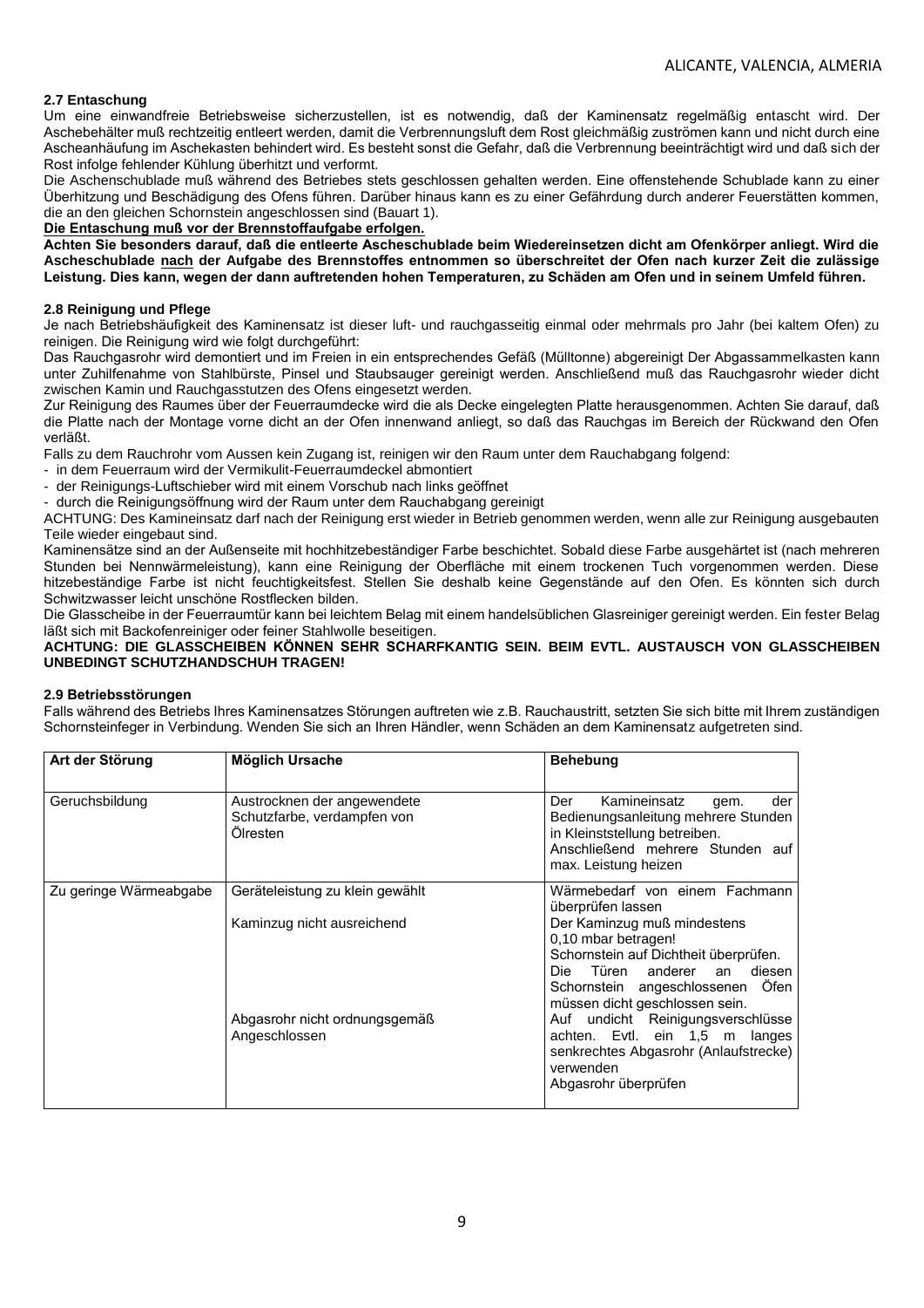### 2.7 Entaschung

Um eine einwandfreie Betriebsweise sicherzustellen, ist es notwendig, daß der Kaminensatz regelmäßig entascht wird. Der Aschebehälter muß rechtzeitig entleert werden, damit die Verbrennungsluft dem Rost gleichmäßig zuströmen kann und nicht durch eine Ascheanhäufung im Aschekasten behindert wird. Es besteht sonst die Gefahr, daß die Verbrennung beeinträchtigt wird und daß sich der Rost infolge fehlender Kühlung überhitzt und verformt.

Die Aschenschublade muß während des Betriebes stets geschlossen gehalten werden. Eine offenstehende Schublade kann zu einer Überhitzung und Beschädigung des Ofens führen. Darüber hinaus kann es zu einer Gefährdung durch anderer Feuerstätten kommen, die an den gleichen Schornstein angeschlossen sind (Bauart 1).

**Die Entaschung muß vor der Brennstoffaufgabe erfolgen.**

**Achten Sie besonders darauf, daß die entleerte Ascheschublade beim Wiedereinsetzen dicht am Ofenkörper anliegt. Wird die Ascheschublade nach der Aufgabe des Brennstoffes entnommen so überschreitet der Ofen nach kurzer Zeit die zulässige Leistung. Dies kann, wegen der dann auftretenden hohen Temperaturen, zu Schäden am Ofen und in seinem Umfeld führen.**

### 2.8 Reinigung und Pflege

Je nach Betriebshäufigkeit des Kaminensatz ist dieser luft- und rauchgasseitig einmal oder mehrmals pro Jahr (bei kaltem Ofen) zu reinigen. Die Reinigung wird wie folgt durchgeführt:

Das Rauchgasrohr wird demontiert und im Freien in ein entsprechendes Gefäß (Mülltonne) abgereinigt Der Abgassammelkasten kann unter Zuhilfenahme von Stahlbürste, Pinsel und Staubsauger gereinigt werden. Anschließend muß das Rauchgasrohr wieder dicht zwischen Kamin und Rauchgasstutzen des Ofens eingesetzt werden.

Zur Reinigung des Raumes über der Feuerraumdecke wird die als Decke eingelegten Platte herausgenommen. Achten Sie darauf, daß die Platte nach der Montage vorne dicht an der Ofen innenwand anliegt, so daß das Rauchgas im Bereich der Rückwand den Ofen verläßt.

Falls zu dem Rauchrohr vom Aussen kein Zugang ist, reinigen wir den Raum unter dem Rauchabgang folgend:

- in dem Feuerraum wird der Vermikulit-Feuerraumdeckel abmontiert
- der Reinigungs-Luftschieber wird mit einem Vorschub nach links geöffnet
- durch die Reinigungsöffnung wird der Raum unter dem Rauchabgang gereinigt

ACHTUNG: Des Kamineinsatz darf nach der Reinigung erst wieder in Betrieb genommen werden, wenn alle zur Reinigung ausgebauten Teile wieder eingebaut sind.

Kaminensätze sind an der Außenseite mit hochhitzebeständiger Farbe beschichtet. Sobald diese Farbe ausgehärtet ist (nach mehreren Stunden bei Nennwärmeleistung), kann eine Reinigung der Oberfläche mit einem trockenen Tuch vorgenommen werden. Diese hitzebeständige Farbe ist nicht feuchtigkeitsfest. Stellen Sie deshalb keine Gegenstände auf den Ofen. Es könnten sich durch Schwitzwasser leicht unschöne Rostflecken bilden.

Die Glasscheibe in der Feuerraumtür kann bei leichtem Belag mit einem handelsüblichen Glasreiniger gereinigt werden. Ein fester Belag läßt sich mit Backofenreiniger oder feiner Stahlwolle beseitigen.

**ACHTUNG: DIE GLASSCHEIBEN KÖNNEN SEHR SCHARFKANTIG SEIN. BEIM EVTL. AUSTAUSCH VON GLASSCHEIBEN UNBEDINGT SCHUTZHANDSCHUH TRAGEN!**

### 2.9 Betriebsstörungen

Falls während des Betriebs Ihres Kaminensatzes Störungen auftreten wie z.B. Rauchaustritt, setzten Sie sich bitte mit Ihrem zuständigen Schornsteinfeger in Verbindung. Wenden Sie sich an Ihren Händler, wenn Schäden an dem Kaminensatz aufgetreten sind.

| Art der Störung | Möglich Ursache | Behebung |
|---|---|---|
| Geruchsbildung | Austrocknen der angewendete Schutzfarbe, verdampfen von Ölresten | Der Kamineinsatz gem. der Bedienungsanleitung mehrere Stunden in Kleinststellung betreiben. Anschließend mehrere Stunden auf max. Leistung heizen |
| Zu geringe Wärmeabgabe | Geräteleistung zu klein gewählt | Wärmebedarf von einem Fachmann überprüfen lassen |
| | Kaminzug nicht ausreichend | Der Kaminzug muß mindestens 0,10 mbar betragen! Schornstein auf Dichtheit überprüfen. Die Türen anderer an diesen Schornstein angeschlossenen Öfen müssen dicht geschlossen sein. |
| | Abgasrohr nicht ordnungsgemäß Angeschlossen | Auf undicht Reinigungsverschlüsse achten. Evtl. ein 1,5 m langes senkrechtes Abgasrohr (Anlaufstrecke) verwenden. Abgasrohr überprüfen |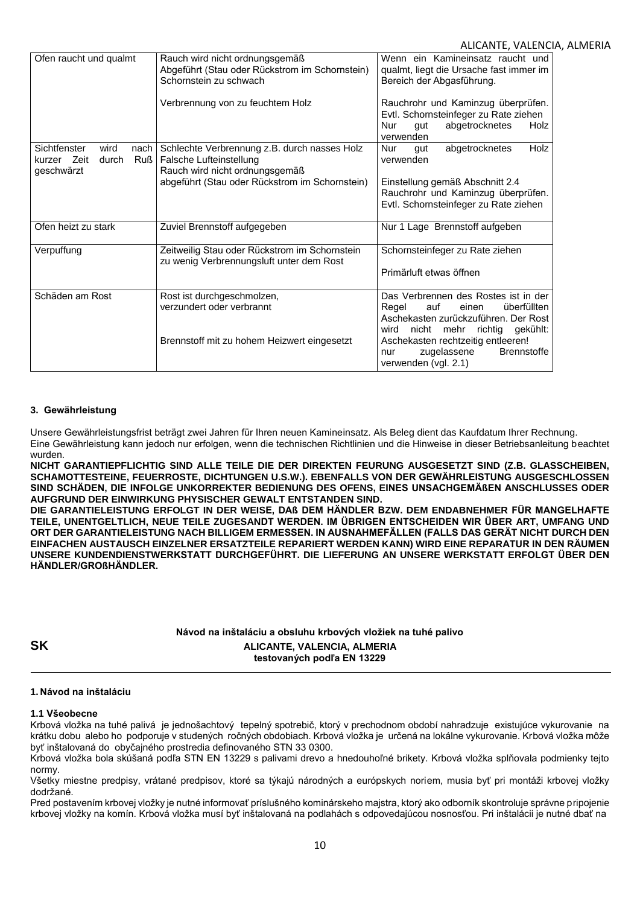| Ofen raucht und qualmt | Rauch wird nicht ordnungsgemäß Abgeführt (Stau oder Rückstrom im Schornstein) Schornstein zu schwach<br><br>Verbrennung von zu feuchtem Holz | Wenn ein Kamineinsatz raucht und qualmt, liegt die Ursache fast immer im Bereich der Abgasführung.<br><br>Rauchrohr und Kaminzug überprüfen. Evtl. Schornsteinfeger zu Rate ziehen Nur gut abgetrocknetes Holz verwenden |
|---|---|---|
| Sichtfenster wird nach kurzer Zeit durch Ruß geschwärzt | Schlechte Verbrennung z.B. durch nasses Holz Falsche Lufteinstellung Rauch wird nicht ordnungsgemäß abgeführt (Stau oder Rückstrom im Schornstein) | Nur gut abgetrocknetes Holz verwenden<br><br>Einstellung gemäß Abschnitt 2.4 Rauchrohr und Kaminzug überprüfen. Evtl. Schornsteinfeger zu Rate ziehen |
| Ofen heizt zu stark | Zuviel Brennstoff aufgegeben | Nur 1 Lage Brennstoff aufgeben |
| Verpuffung | Zeitweilig Stau oder Rückstrom im Schornstein zu wenig Verbrennungsluft unter dem Rost | Schornsteinfeger zu Rate ziehen<br><br>Primärluft etwas öffnen |
| Schäden am Rost | Rost ist durchgeschmolzen, verzundert oder verbrannt<br><br>Brennstoff mit zu hohem Heizwert eingesetzt | Das Verbrennen des Rostes ist in der Regel auf einen überfüllten Aschekasten zurückzuführen. Der Rost wird nicht mehr richtig gekühlt: Aschekasten rechtzeitig entleeren! nur zugelassene Brennstoffe verwenden (vgl. 2.1) |

#### 3. Gewährleistung

Unsere Gewährleistungsfrist beträgt zwei Jahren für Ihren neuen Kamineinsatz. Als Beleg dient das Kaufdatum Ihrer Rechnung. Eine Gewährleistung kann jedoch nur erfolgen, wenn die technischen Richtlinien und die Hinweise in dieser Betriebsanleitung beachtet wurden.

**NICHT GARANTIEPFLICHTIG SIND ALLE TEILE DIE DER DIREKTEN FEURUNG AUSGESETZT SIND (Z.B. GLASSCHEIBEN, SCHAMOTTESTEINE, FEUERROSTE, DICHTUNGEN U.S.W.). EBENFALLS VON DER GEWÄHRLEISTUNG AUSGESCHLOSSEN SIND SCHÄDEN, DIE INFOLGE UNKORREKTER BEDIENUNG DES OFENS, EINES UNSACHGEMÄßEN ANSCHLUSSES ODER AUFGRUND DER EINWIRKUNG PHYSISCHER GEWALT ENTSTANDEN SIND.**

**DIE GARANTIELEISTUNG ERFOLGT IN DER WEISE, DAß DEM HÄNDLER BZW. DEM ENDABNEHMER FÜR MANGELHAFTE TEILE, UNENTGELTLICH, NEUE TEILE ZUGESANDT WERDEN. IM ÜBRIGEN ENTSCHEIDEN WIR ÜBER ART, UMFANG UND ORT DER GARANTIELEISTUNG NACH BILLIGEM ERMESSEN. IN AUSNAHMEFÄLLEN (FALLS DAS GERÄT NICHT DURCH DEN EINFACHEN AUSTAUSCH EINZELNER ERSATZTEILE REPARIERT WERDEN KANN) WIRD EINE REPARATUR IN DEN RÄUMEN UNSERE KUNDENDIENSTWERKSTATT DURCHGEFÜHRT. DIE LIEFERUNG AN UNSERE WERKSTATT ERFOLGT ÜBER DEN HÄNDLER/GROßHÄNDLER.**

**SK**

**Návod na inštaláciu a obsluhu krbových vložiek na tuhé palivo**
**ALICANTE, VALENCIA, ALMERIA**
**testovaných podľa EN 13229**

#### 1. Návod na inštaláciu

#### 1.1 Všeobecne

Krbová vložka na tuhé palivá je jednošachtový tepelný spotrebič, ktorý v prechodnom období nahradzuje existujúce vykurovanie na krátku dobu alebo ho podporuje v studených ročných obdobiach. Krbová vložka je určená na lokálne vykurovanie. Krbová vložka môže byť inštalovaná do obyčajného prostredia definovaného STN 33 0300.

Krbová vložka bola skúšaná podľa STN EN 13229 s palivami drevo a hnedouhoľné brikety. Krbová vložka splňovala podmienky tejto normy.

Všetky miestne predpisy, vrátané predpisov, ktoré sa týkajú národných a európskych noriem, musia byť pri montáži krbovej vložky dodržané.

Pred postavením krbovej vložky je nutné informovať príslušného kominárskeho majstra, ktorý ako odborník skontroluje správne pripojenie krbovej vložky na komín. Krbová vložka musí byť inštalovaná na podlahách s odpovedajúcou nosnosťou. Pri inštalácii je nutné dbať na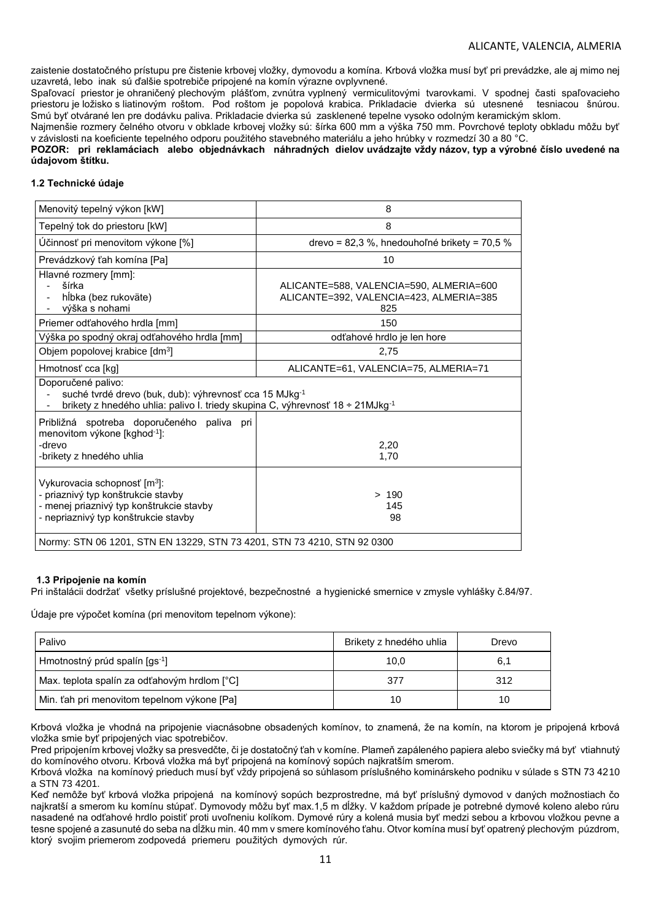zaistenie dostatočného prístupu pre čistenie krbovej vložky, dymovodu a komína. Krbová vložka musí byť pri prevádzke, ale aj mimo nej uzavretá, lebo inak sú ďalšie spotrebiče pripojené na komín výrazne ovplyvnené.
Spaľovací priestor je ohraničený plechovým plášťom, zvnútra vyplnený vermiculitovými tvarovkami. V spodnej časti spaľovacieho priestoru je ložisko s liatinovým roštom. Pod roštom je popolová krabica. Prikladacie dvierka sú utesnené tesniacou šnúrou. Smú byť otvárané len pre dodávku paliva. Prikladacie dvierka sú zasklenené tepelne vysoko odolným keramickým sklom.
Najmenšie rozmery čelného otvoru v obklade krbovej vložky sú: šírka 600 mm a výška 750 mm. Povrchové teploty obkladu môžu byť v závislosti na koeficiente tepelného odporu použitého stavebného materiálu a jeho hrúbky v rozmedzí 30 a 80 °C.

**POZOR: pri reklamáciach alebo objednávkach náhradných dielov uvádzajte vždy názov, typ a výrobné číslo uvedené na údajovom štítku.**

### 1.2 Technické údaje

| Menovitý tepelný výkon [kW] | 8 |
|---|---|
| Tepelný tok do priestoru [kW] | 8 |
| Účinnosť pri menovitom výkone [%] | drevo = 82,3 %, hnedouhoľné brikety = 70,5 % |
| Prevádzkový ťah komína [Pa] | 10 |
| Hlavné rozmery [mm]:<br>- šírka<br>- hĺbka (bez rukoväte)<br>- výška s nohami | ALICANTE=588, VALENCIA=590, ALMERIA=600<br>ALICANTE=392, VALENCIA=423, ALMERIA=385<br>825 |
| Priemer odťahového hrdla [mm] | 150 |
| Výška po spodný okraj odťahového hrdla [mm] | odťahové hrdlo je len hore |
| Objem popolovej krabice [$dm^3$] | 2,75 |
| Hmotnosť cca [kg] | ALICANTE=61, VALENCIA=75, ALMERIA=71 |
| Doporučené palivo:<br>- suché tvrdé drevo (buk, dub): výhrevnosť cca 15 $MJkg^{-1}$<br>- brikety z hnedého uhlia: palivo I. triedy skupina C, výhrevnosť 18 ÷ 21$MJkg^{-1}$ | |
| Približná spotreba doporučeného paliva pri menovitom výkone [$kghod^{-1}$]:<br>-drevo<br>-brikety z hnedého uhlia | <br><br>2,20<br>1,70 |
| Vykurovacia schopnosť [$m^3$]:<br>- priaznivý typ konštrukcie stavby<br>- menej priaznivý typ konštrukcie stavby<br>- nepriaznivý typ konštrukcie stavby | <br>> 190<br>145<br>98 |
| Normy: STN 06 1201, STN EN 13229, STN 73 4201, STN 73 4210, STN 92 0300 | |

### 1.3 Pripojenie na komín

Pri inštalácii dodržať všetky príslušné projektové, bezpečnostné a hygienické smernice v zmysle vyhlášky č.84/97.

Údaje pre výpočet komína (pri menovitom tepelnom výkone):

| Palivo | Brikety z hnedého uhlia | Drevo |
|---|---|---|
| Hmotnostný prúd spalín [$gs^{-1}$] | 10,0 | 6,1 |
| Max. teplota spalín za odťahovým hrdlom [°C] | 377 | 312 |
| Min. ťah pri menovitom tepelnom výkone [Pa] | 10 | 10 |

Krbová vložka je vhodná na pripojenie viacnásobne obsadených komínov, to znamená, že na komín, na ktorom je pripojená krbová vložka smie byť pripojených viac spotrebičov.
Pred pripojením krbovej vložky sa presvedčte, či je dostatočný ťah v komíne. Plameň zapáleného papiera alebo sviečky má byť vtiahnutý do komínového otvoru. Krbová vložka má byť pripojená na komínový sopúch najkratším smerom.
Krbová vložka na komínový prieduch musí byť vždy pripojená so súhlasom príslušného kominárskeho podniku v súlade s STN 73 4210 a STN 73 4201.
Keď nemôže byť krbová vložka pripojená na komínový sopúch bezprostredne, má byť príslušný dymovod v daných možnostiach čo najkratší a smerom ku komínu stúpať. Dymovody môžu byť max.1,5 m dĺžky. V každom prípade je potrebné dymové koleno alebo rúru nasadené na odťahové hrdlo poistiť proti uvoľneniu kolíkom. Dymové rúry a kolená musia byť medzi sebou a krbovou vložkou pevne a tesne spojené a zasunuté do seba na dĺžku min. 40 mm v smere komínového ťahu. Otvor komína musí byť opatrený plechovým púzdrom, ktorý svojim priemerom zodpovedá priemeru použitých dymových rúr.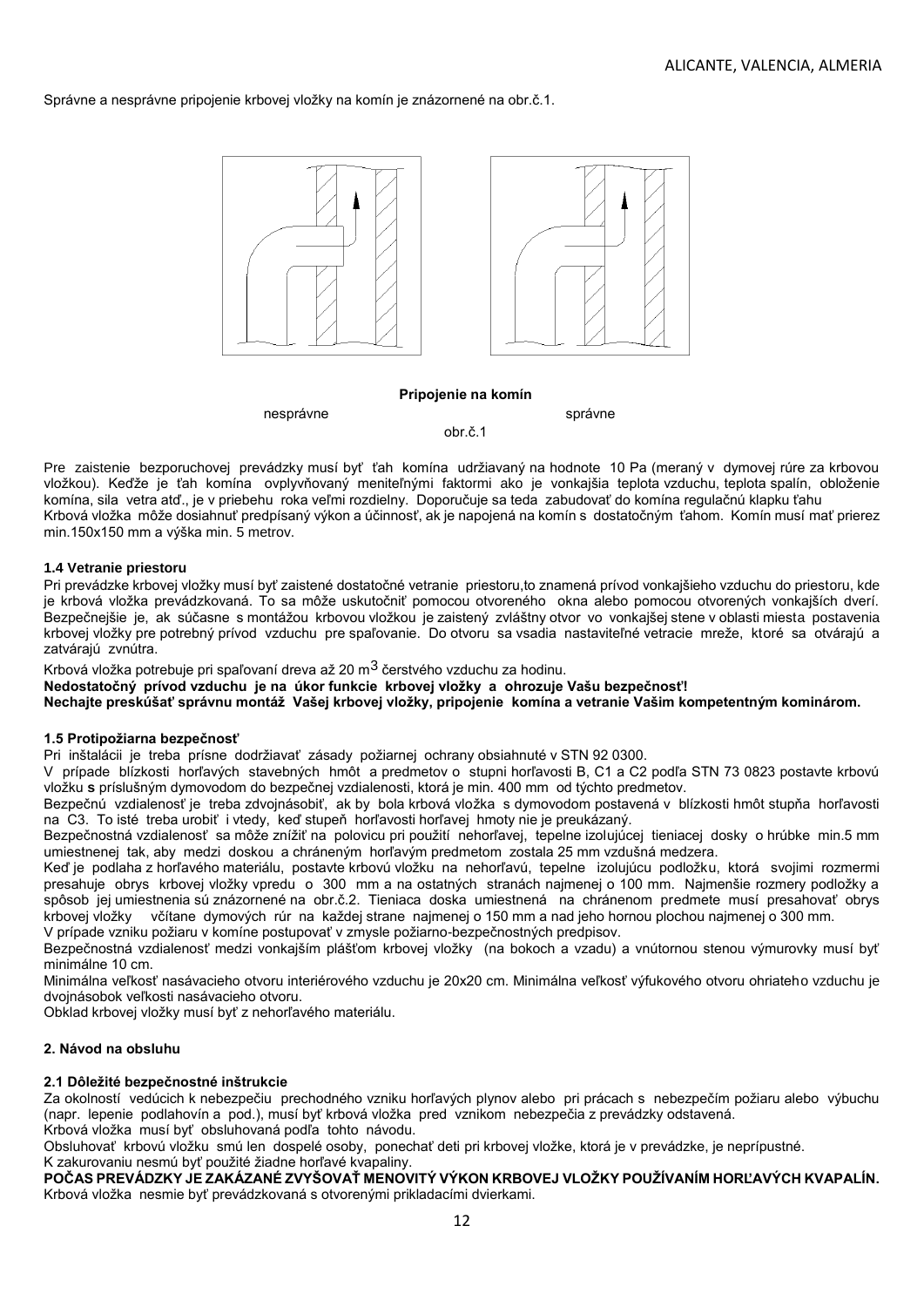Správne a nesprávne pripojenie krbovej vložky na komín je znázornené na obr.č.1.

**Pripojenie na komín**

nesprávne správne

obr.č.1

Pre zaistenie bezporuchovej prevádzky musí byť ťah komína udržiavaný na hodnote 10 Pa (meraný v dymovej rúre za krbovou vložkou). Keďže je ťah komína ovplyvňovaný meniteľnými faktormi ako je vonkajšia teplota vzduchu, teplota spalín, obloženie komína, sila vetra atď., je v priebehu roka veľmi rozdielny. Doporučuje sa teda zabudovať do komína regulačnú klapku ťahu
Krbová vložka môže dosiahnuť predpísaný výkon a účinnosť, ak je napojená na komín s dostatočným ťahom. Komín musí mať prierez min.150x150 mm a výška min. 5 metrov.

### 1.4 Vetranie priestoru

Pri prevádzke krbovej vložky musí byť zaistené dostatočné vetranie priestoru,to znamená prívod vonkajšieho vzduchu do priestoru, kde je krbová vložka prevádzkovaná. To sa môže uskutočniť pomocou otvoreného okna alebo pomocou otvorených vonkajších dverí. Bezpečnejšie je, ak súčasne s montážou krbovou vložkou je zaistený zvláštny otvor vo vonkajšej stene v oblasti miesta postavenia krbovej vložky pre potrebný prívod vzduchu pre spaľovanie. Do otvoru sa vsadia nastaviteľné vetracie mreže, ktoré sa otvárajú a zatvárajú zvnútra.

Krbová vložka potrebuje pri spaľovaní dreva až 20 $m^3$ čerstvého vzduchu za hodinu.

**Nedostatočný prívod vzduchu je na úkor funkcie krbovej vložky a ohrozuje Vašu bezpečnosť!**
**Nechajte preskúšať správnu montáž Vašej krbovej vložky, pripojenie komína a vetranie Vašim kompetentným kominárom.**

### 1.5 Protipožiarna bezpečnosť

Pri inštalácii je treba prísne dodržiavať zásady požiarnej ochrany obsiahnuté v STN 92 0300.

V prípade blízkosti horľavých stavebných hmôt a predmetov o stupni horľavosti B, C1 a C2 podľa STN 73 0823 postavte krbovú vložku **s** príslušným dymovodom do bezpečnej vzdialenosti, ktorá je min. 400 mm od týchto predmetov.

Bezpečnú vzdialenosť je treba zdvojnásobiť, ak by bola krbová vložka s dymovodom postavená v blízkosti hmôt stupňa horľavosti na C3. To isté treba urobiť i vtedy, keď stupeň horľavosti horľavej hmoty nie je preukázaný.

Bezpečnostná vzdialenosť sa môže znížiť na polovicu pri použití nehorľavej, tepelne izolujúcej tieniacej dosky o hrúbke min.5 mm umiestnenej tak, aby medzi doskou a chráneným horľavým predmetom zostala 25 mm vzdušná medzera.

Keď je podlaha z horľavého materiálu, postavte krbovú vložku na nehorľavú, tepelne izolujúcu podložku, ktorá svojimi rozmermi presahuje obrys krbovej vložky vpredu o 300 mm a na ostatných stranách najmenej o 100 mm. Najmenšie rozmery podložky a spôsob jej umiestnenia sú znázornené na obr.č.2. Tieniaca doska umiestnená na chránenom predmete musí presahovať obrys krbovej vložky včítane dymových rúr na každej strane najmenej o 150 mm a nad jeho hornou plochou najmenej o 300 mm.

V prípade vzniku požiaru v komíne postupovať v zmysle požiarno-bezpečnostných predpisov.

Bezpečnostná vzdialenosť medzi vonkajším plášťom krbovej vložky (na bokoch a vzadu) a vnútornou stenou výmurovky musí byť minimálne 10 cm.

Minimálna veľkosť nasávacieho otvoru interiérového vzduchu je 20x20 cm. Minimálna veľkosť výfukového otvoru ohriateho vzduchu je dvojnásobok veľkosti nasávacieho otvoru.

Obklad krbovej vložky musí byť z nehorľavého materiálu.

## 2. Návod na obsluhu

### 2.1 Dôležité bezpečnostné inštrukcie

Za okolností vedúcich k nebezpečiu prechodného vzniku horľavých plynov alebo pri prácach s nebezpečím požiaru alebo výbuchu (napr. lepenie podlahovín a pod.), musí byť krbová vložka pred vznikom nebezpečia z prevádzky odstavená.

Krbová vložka musí byť obsluhovaná podľa tohto návodu.

Obsluhovať krbovú vložku smú len dospelé osoby, ponechať deti pri krbovej vložke, ktorá je v prevádzke, je neprípustné.

K zakurovaniu nesmú byť použité žiadne horľavé kvapaliny.

**POČAS PREVÁDZKY JE ZAKÁZANÉ ZVYŠOVAŤ MENOVITÝ VÝKON KRBOVEJ VLOŽKY POUŽÍVANÍM HORĽAVÝCH KVAPALÍN.**

Krbová vložka nesmie byť prevádzkovaná s otvorenými prikladacími dvierkami.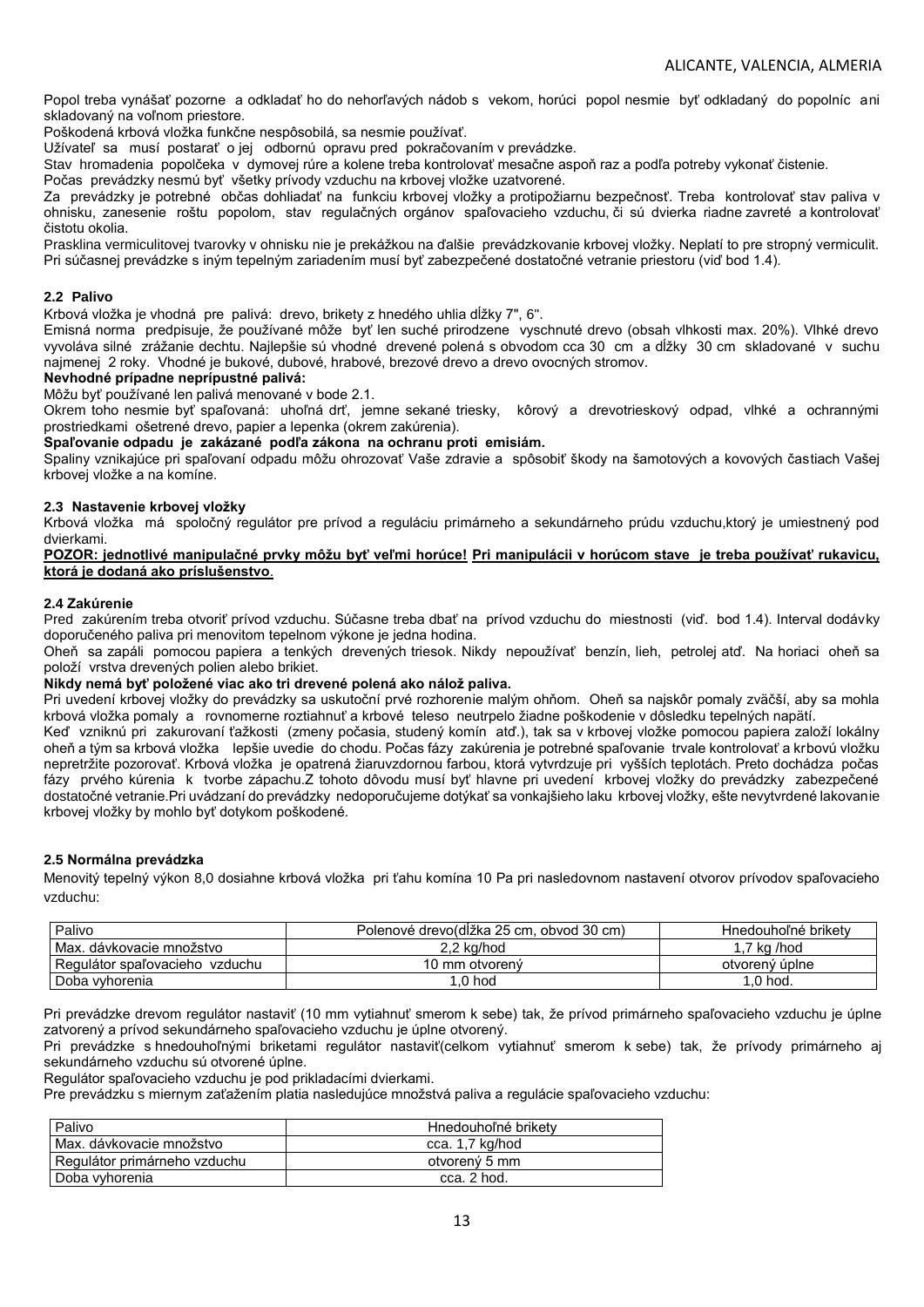Popol treba vynášať pozorne a odkladať ho do nehorľavých nádob s vekom, horúci popol nesmie byť odkladaný do popolníc ani skladovaný na voľnom priestore.
Poškodená krbová vložka funkčne nespôsobilá, sa nesmie používať.
Užívateľ sa musí postarať o jej odbornú opravu pred pokračovaním v prevádzke.
Stav hromadenia popolčeka v dymovej rúre a kolene treba kontrolovať mesačne aspoň raz a podľa potreby vykonať čistenie.
Počas prevádzky nesmú byť všetky prívody vzduchu na krbovej vložke uzatvorené.
Za prevádzky je potrebné občas dohliadať na funkciu krbovej vložky a protipožiarnu bezpečnosť. Treba kontrolovať stav paliva v ohnisku, zanesenie roštu popolom, stav regulačných orgánov spaľovacieho vzduchu, či sú dvierka riadne zavreté a kontrolovať čistotu okolia.
Prasklina vermiculitovej tvarovky v ohnisku nie je prekážkou na ďalšie prevádzkovanie krbovej vložky. Neplatí to pre stropný vermiculit.
Pri súčasnej prevádzke s iným tepelným zariadením musí byť zabezpečené dostatočné vetranie priestoru (viď bod 1.4).

### 2.2 Palivo

Krbová vložka je vhodná pre palivá: drevo, brikety z hnedého uhlia dĺžky 7", 6".
Emisná norma predpisuje, že používané môže byť len suché prirodzene vyschnuté drevo (obsah vlhkosti max. 20%). Vlhké drevo vyvoláva silné zrážanie dechtu. Najlepšie sú vhodné drevené polená s obvodom cca 30 cm a dĺžky 30 cm skladované v suchu najmenej 2 roky. Vhodné je bukové, dubové, hrabové, brezové drevo a drevo ovocných stromov.

**Nevhodné prípadne neprípustné palivá:**

Môžu byť používané len palivá menované v bode 2.1.
Okrem toho nesmie byť spaľovaná: uhoľná drť, jemne sekané triesky, kôrový a drevotrieskový odpad, vlhké a ochrannými prostriedkami ošetrené drevo, papier a lepenka (okrem zakúrenia).

**Spaľovanie odpadu je zakázané podľa zákona na ochranu proti emisiám.**

Spaliny vznikajúce pri spaľovaní odpadu môžu ohrozovať Vaše zdravie a spôsobiť škody na šamotových a kovových častiach Vašej krbovej vložke a na komíne.

### 2.3 Nastavenie krbovej vložky

Krbová vložka má spoločný regulátor pre prívod a reguláciu primárneho a sekundárneho prúdu vzduchu,ktorý je umiestnený pod dvierkami.

**POZOR: jednotlivé manipulačné prvky môžu byť veľmi horúce! Pri manipulácii v horúcom stave je treba používať rukavicu, ktorá je dodaná ako príslušenstvo.**

### 2.4 Zakúrenie

Pred zakúrením treba otvoriť prívod vzduchu. Súčasne treba dbať na prívod vzduchu do miestnosti (viď. bod 1.4). Interval dodávky doporučeného paliva pri menovitom tepelnom výkone je jedna hodina.
Oheň sa zapáli pomocou papiera a tenkých drevených triesok. Nikdy nepoužívať benzín, lieh, petrolej atď. Na horiaci oheň sa položí vrstva drevených polien alebo brikiet.

**Nikdy nemá byť položené viac ako tri drevené polená ako nálož paliva.**

Pri uvedení krbovej vložky do prevádzky sa uskutoční prvé rozhorenie malým ohňom. Oheň sa najskôr pomaly zväčší, aby sa mohla krbová vložka pomaly a rovnomerne roztiahnuť a krbové teleso neutrpelo žiadne poškodenie v dôsledku tepelných napätí.
Keď vzniknú pri zakurovaní ťažkosti (zmeny počasia, studený komín atď.), tak sa v krbovej vložke pomocou papiera založí lokálny oheň a tým sa krbová vložka lepšie uvedie do chodu. Počas fázy zakúrenia je potrebné spaľovanie trvale kontrolovať a krbovú vložku nepretržite pozorovať. Krbová vložka je opatrená žiaruvzdornou farbou, ktorá vytvrdzuje pri vyšších teplotách. Preto dochádza počas fázy prvého kúrenia k tvorbe zápachu.Z tohoto dôvodu musí byť hlavne pri uvedení krbovej vložky do prevádzky zabezpečené dostatočné vetranie.Pri uvádzaní do prevádzky nedoporučujeme dotýkať sa vonkajšieho laku krbovej vložky, ešte nevytvrdené lakovanie krbovej vložky by mohlo byť dotykom poškodené.

### 2.5 Normálna prevádzka

Menovitý tepelný výkon 8,0 dosiahne krbová vložka pri ťahu komína 10 Pa pri nasledovnom nastavení otvorov prívodov spaľovacieho vzduchu:

| Palivo | Polenové drevo(dĺžka 25 cm, obvod 30 cm) | Hnedouhoľné brikety |
|---|---|---|
| Max. dávkovacie množstvo | 2,2 kg/hod | 1,7 kg /hod |
| Regulátor spaľovacieho vzduchu | 10 mm otvorený | otvorený úplne |
| Doba vyhorenia | 1,0 hod | 1,0 hod. |

Pri prevádzke drevom regulátor nastaviť (10 mm vytiahnuť smerom k sebe) tak, že prívod primárneho spaľovacieho vzduchu je úplne zatvorený a prívod sekundárneho spaľovacieho vzduchu je úplne otvorený.
Pri prevádzke s hnedouhoľnými briketami regulátor nastaviť(celkom vytiahnuť smerom k sebe) tak, že prívody primárneho aj sekundárneho vzduchu sú otvorené úplne.
Regulátor spaľovacieho vzduchu je pod prikladacími dvierkami.
Pre prevádzku s miernym zaťažením platia nasledujúce množstvá paliva a regulácie spaľovacieho vzduchu:

| Palivo | Hnedouhoľné brikety |
|---|---|
| Max. dávkovacie množstvo | cca. 1,7 kg/hod |
| Regulátor primárneho vzduchu | otvorený 5 mm |
| Doba vyhorenia | cca. 2 hod. |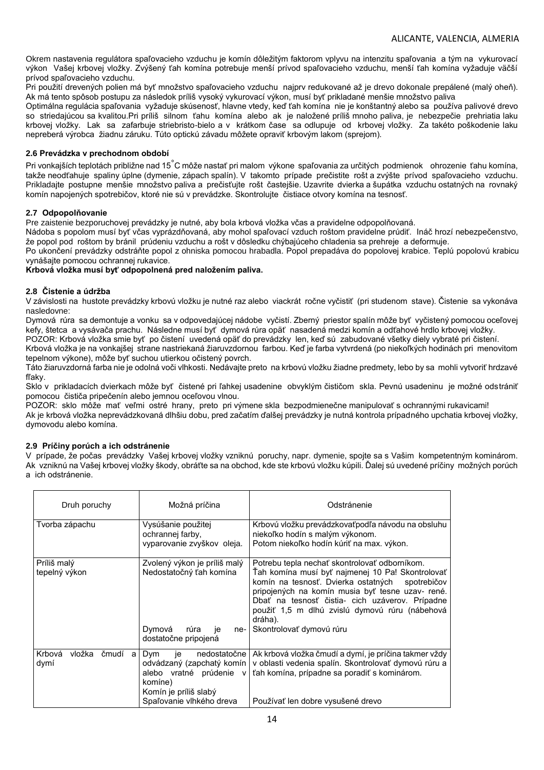Okrem nastavenia regulátora spaľovacieho vzduchu je komín dôležitým faktorom vplyvu na intenzitu spaľovania a tým na vykurovací výkon Vašej krbovej vložky. Zvýšený ťah komína potrebuje menší prívod spaľovacieho vzduchu, menší ťah komína vyžaduje väčší prívod spaľovacieho vzduchu.
Pri použití drevených polien má byť množstvo spaľovacieho vzduchu najprv redukované až je drevo dokonale prepálené (malý oheň). Ak má tento spôsob postupu za následok príliš vysoký vykurovací výkon, musí byť prikladané menšie množstvo paliva
Optimálna regulácia spaľovania vyžaduje skúsenosť, hlavne vtedy, keď ťah komína nie je konštantný alebo sa používa palivové drevo so striedajúcou sa kvalitou.Pri príliš silnom ťahu komína alebo ak je naložené príliš mnoho paliva, je nebezpečie prehriatia laku krbovej vložky. Lak sa zafarbuje striebristo-bielo a v krátkom čase sa odlupuje od krbovej vložky. Za takéto poškodenie laku nepreberá výrobca žiadnu záruku. Túto optickú závadu môžete opraviť krbovým lakom (sprejom).

### 2.6 Prevádzka v prechodnom období

Pri vonkajších teplotách približne nad 15°C môže nastať pri malom výkone spaľovania za určitých podmienok ohrozenie ťahu komína, takže neodťahuje spaliny úplne (dymenie, zápach spalín). V takomto prípade prečistite rošt a zvýšte prívod spaľovacieho vzduchu. Prikladajte postupne menšie množstvo paliva a prečisťujte rošt častejšie. Uzavrite dvierka a šupátka vzduchu ostatných na rovnaký komín napojených spotrebičov, ktoré nie sú v prevádzke. Skontrolujte čistiace otvory komína na tesnosť.

### 2.7 Odpopolňovanie

Pre zaistenie bezporuchovej prevádzky je nutné, aby bola krbová vložka včas a pravidelne odpopolňovaná.
Nádoba s popolom musí byť včas vyprázdňovaná, aby mohol spaľovací vzduch roštom pravidelne prúdiť. Ináč hrozí nebezpečenstvo, že popol pod roštom by bránil prúdeniu vzduchu a rošt v dôsledku chýbajúceho chladenia sa prehreje a deformuje.
Po ukončení prevádzky odstráňte popol z ohniska pomocou hrabadla. Popol prepadáva do popolovej krabice. Teplú popolovú krabicu vynášajte pomocou ochrannej rukavice.
**Krbová vložka musí byť odpopolnená pred naložením paliva.**

### 2.8 Čistenie a údržba

V závislosti na hustote prevádzky krbovú vložku je nutné raz alebo viackrát ročne vyčistiť (pri studenom stave). Čistenie sa vykonáva nasledovne:
Dymová rúra sa demontuje a vonku sa v odpovedajúcej nádobe vyčistí. Zberný priestor spalín môže byť vyčistený pomocou oceľovej kefy, štetca a vysávača prachu. Následne musí byť dymová rúra opäť nasadená medzi komín a odťahové hrdlo krbovej vložky.
POZOR: Krbová vložka smie byť po čistení uvedená opäť do prevádzky len, keď sú zabudované všetky diely vybraté pri čistení.
Krbová vložka je na vonkajšej strane nastriekaná žiaruvzdornou farbou. Keď je farba vytvrdená (po niekoľkých hodinách pri menovitom tepelnom výkone), môže byť suchou utierkou očistený povrch.
Táto žiaruvzdorná farba nie je odolná voči vlhkosti. Nedávajte preto na krbovú vložku žiadne predmety, lebo by sa mohli vytvoriť hrdzavé fľaky.
Sklo v prikladacích dvierkach môže byť čistené pri ľahkej usadenine obvyklým čističom skla. Pevnú usadeninu je možné odstrániť pomocou čističa pripečenín alebo jemnou oceľovou vlnou.
POZOR: sklo môže mať veľmi ostré hrany, preto pri výmene skla bezpodmienečne manipulovať s ochrannými rukavicami!
Ak je krbová vložka neprevádzkovaná dlhšiu dobu, pred začatím ďalšej prevádzky je nutná kontrola prípadného upchatia krbovej vložky, dymovodu alebo komína.

### 2.9 Príčiny porúch a ich odstránenie

V prípade, že počas prevádzky Vašej krbovej vložky vzniknú poruchy, napr. dymenie, spojte sa s Vaším kompetentným kominárom. Ak vzniknú na Vašej krbovej vložky škody, obráťte sa na obchod, kde ste krbovú vložku kúpili. Ďalej sú uvedené príčiny možných porúch a ich odstránenie.

| Druh poruchy | Možná príčina | Odstránenie |
|---|---|---|
| Tvorba zápachu | Vysúšanie použitej ochrannej farby, vyparovanie zvyškov oleja. | Krbovú vložku prevádzkovať podľa návodu na obsluhu niekoľko hodín s malým výkonom. Potom niekoľko hodín kúriť na max. výkon. |
| Príliš malý tepelný výkon | Zvolený výkon je príliš malý<br>Nedostatočný ťah komína | Potrebu tepla nechať skontrolovať odborníkom.<br>Ťah komína musí byť najmenej 10 Pa! Skontrolovať komín na tesnosť. Dvierka ostatných spotrebičov pripojených na komín musia byť tesne uzav- rené. Dbať na tesnosť čistia- cich uzáverov. Prípadne použiť 1,5 m dlhú zvislú dymovú rúru (nábehová dráha). |
| | Dymová rúra je ne- dostatočne pripojená | Skontrolovať dymovú rúru |
| Krbová vložka čmudí a dymí | Dym je nedostatočne odvádzaný (zapchatý komín alebo vratné prúdenie v komíne)<br>Komín je príliš slabý | Ak krbová vložka čmudí a dymí, je príčina takmer vždy v oblasti vedenia spalín. Skontrolovať dymovú rúru a ťah komína, prípadne sa poradiť s kominárom. |
| | Spaľovanie vlhkého dreva | Používať len dobre vysušené drevo |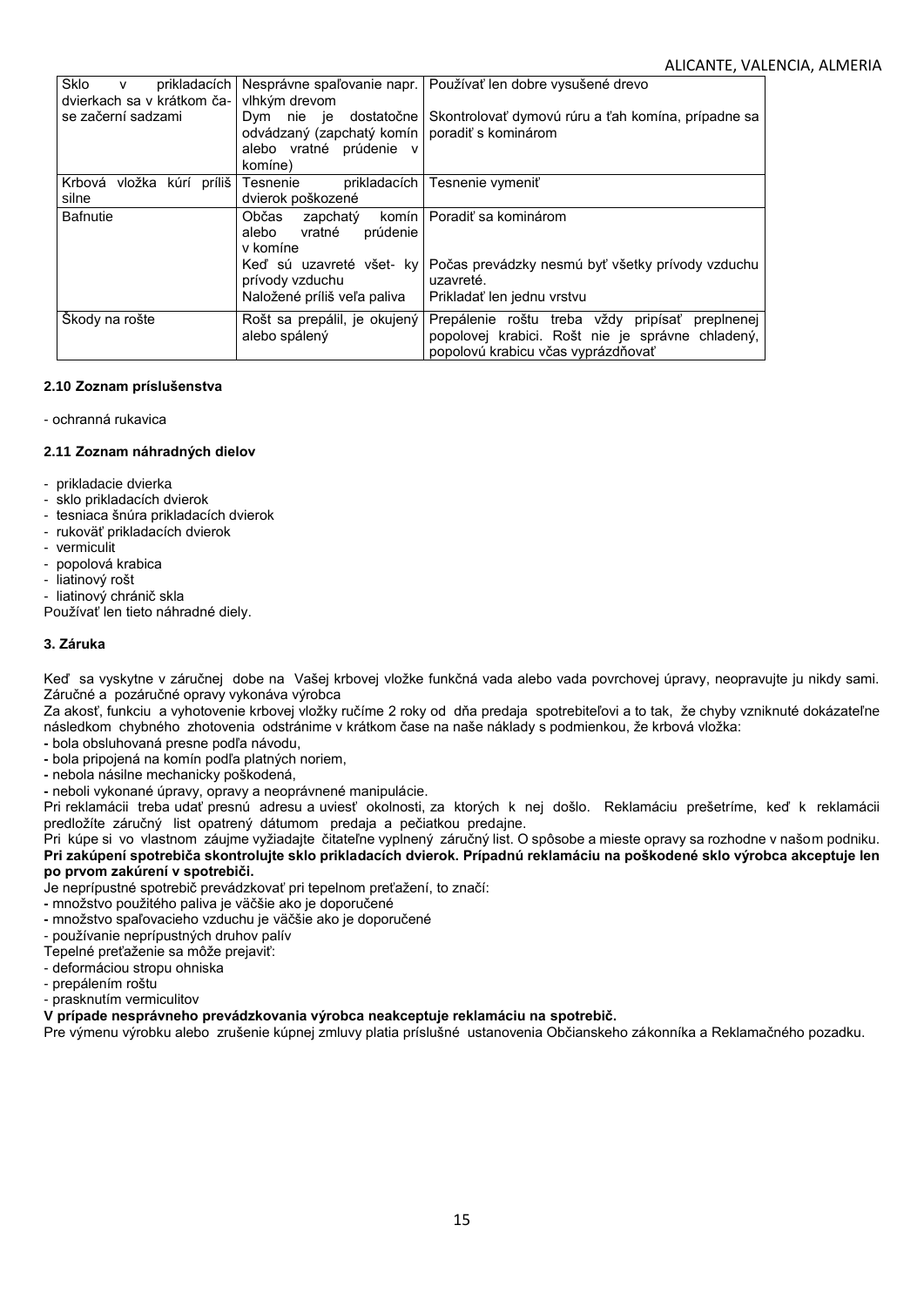| Sklo v prikladacích dvierkach sa v krátkom čase začerní sadzami | Nesprávne spaľovanie napr. vlhkým drevom | Používať len dobre vysušené drevo |
|---|---|---|
| | Dym nie je dostatočne odvádzaný (zapchatý komín alebo vratné prúdenie v komíne) | Skontrolovať dymovú rúru a ťah komína, prípadne sa poradiť s kominárom |
| Krbová vložka kúri príliš silne | Tesnenie prikladacích dvierok poškozené | Tesnenie vymeniť |
| Bafnutie | Občas zapchatý komín alebo vratné prúdenie v komíne | Poradiť sa kominárom |
| | Keď sú uzavreté všet- ky prívody vzduchu | Počas prevádzky nesmú byť všetky prívody vzduchu uzavreté. |
| | Naložené príliš veľa paliva | Prikladať len jednu vrstvu |
| Škody na rošte | Rošt sa prepálil, je okujený alebo spálený | Prepálenie roštu treba vždy pripísať preplnenej popolovej krabici. Rošt nie je správne chladený, popolovú krabicu včas vyprázdňovať |

### 2.10 Zoznam príslušenstva

- ochranná rukavica

### 2.11 Zoznam náhradných dielov

- prikladacie dvierka
- sklo prikladacích dvierok
- tesniaca šnúra prikladacích dvierok
- rukoväť prikladacích dvierok
- vermiculit
- popolová krabica
- liatinový rošt
- liatinový chránič skla

Používať len tieto náhradné diely.

## 3. Záruka

Keď sa vyskytne v záručnej dobe na Vašej krbovej vložke funkčná vada alebo vada povrchovej úpravy, neopravujte ju nikdy sami. Záručné a pozáručné opravy vykonáva výrobca

Za akosť, funkciu a vyhotovenie krbovej vložky ručíme 2 roky od dňa predaja spotrebiteľovi a to tak, že chyby vzniknuté dokázateľne následkom chybného zhotovenia odstránime v krátkom čase na naše náklady s podmienkou, že krbová vložka:

- bola obsluhovaná presne podľa návodu,
- bola pripojená na komín podľa platných noriem,
- nebola násilne mechanicky poškodená,
- neboli vykonané úpravy, opravy a neoprávnené manipulácie.

Pri reklamácii treba udať presnú adresu a uviesť okolnosti, za ktorých k nej došlo. Reklamáciu prešetríme, keď k reklamácii predložíte záručný list opatrený dátumom predaja a pečiatkou predajne.

Pri kúpe si vo vlastnom záujme vyžiadajte čitateľne vyplnený záručný list. O spôsobe a mieste opravy sa rozhodne v našom podniku.
**Pri zakúpení spotrebiča skontrolujte sklo prikladacích dvierok. Prípadnú reklamáciu na poškodené sklo výrobca akceptuje len po prvom zakúrení v spotrebiči.**

Je neprípustné spotrebič prevádzkovať pri tepelnom preťažení, to značí:

- množstvo použitého paliva je väčšie ako je doporučené
- množstvo spaľovacieho vzduchu je väčšie ako je doporučené
- používanie neprípustných druhov palív

Tepelné preťaženie sa môže prejaviť:

- deformáciou stropu ohniska
- prepálením roštu
- prasknutím vermiculitov

**V prípade nesprávneho prevádzkovania výrobca neakceptuje reklamáciu na spotrebič.**

Pre výmenu výrobku alebo zrušenie kúpnej zmluvy platia príslušné ustanovenia Občianskeho zákonníka a Reklamačného pozadku.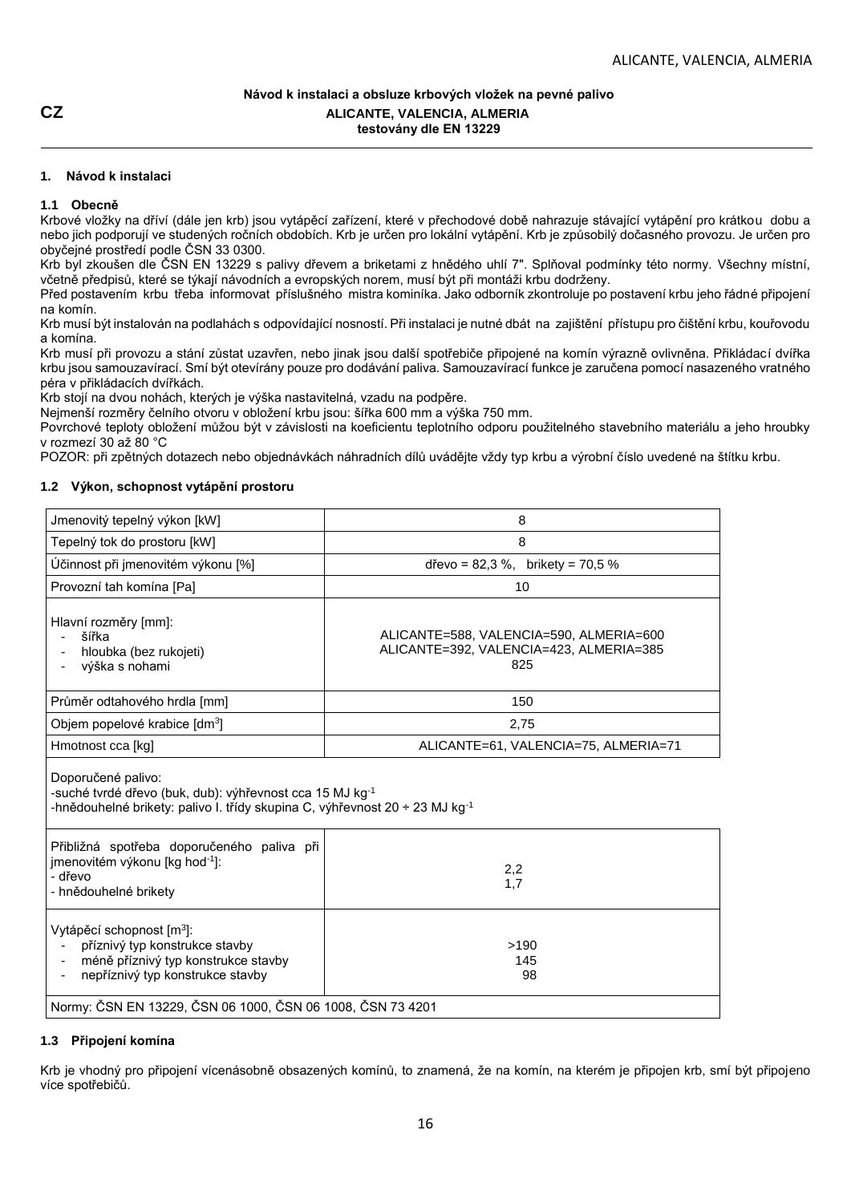**CZ**

**Návod k instalaci a obsluze krbových vložek na pevné palivo**
**ALICANTE, VALENCIA, ALMERIA**
**testovány dle EN 13229**

## 1. Návod k instalaci

### 1.1 Obecně

Krbové vložky na dříví (dále jen krb) jsou vytápěcí zařízení, které v přechodové době nahrazuje stávající vytápění pro krátkou dobu a nebo jich podporují ve studených ročních obdobích. Krb je určen pro lokální vytápění. Krb je způsobilý dočasného provozu. Je určen pro obyčejné prostředí podle ČSN 33 0300.

Krb byl zkoušen dle ČSN EN 13229 s palivy dřevem a briketami z hnědého uhlí 7". Splňoval podmínky této normy. Všechny místní, včetně předpisů, které se týkají návodních a evropských norem, musí být při montáži krbu dodrženy.

Před postavením krbu třeba informovat příslušného mistra kominíka. Jako odborník zkontroluje po postavení krbu jeho řádné připojení na komín.

Krb musí být instalován na podlahách s odpovídající nosností. Při instalaci je nutné dbát na zajištění přístupu pro čištění krbu, kouřovodu a komína.

Krb musí při provozu a stání zůstat uzavřen, nebo jinak jsou další spotřebiče připojené na komín výrazně ovlivněna. Přikládací dvířka krbu jsou samouzavírací. Smí být otevírány pouze pro dodávání paliva. Samouzavírací funkce je zaručena pomocí nasazeného vratného péra v přikládacích dvířkách.

Krb stojí na dvou nohách, kterých je výška nastavitelná, vzadu na podpěře.

Nejmenší rozměry čelního otvoru v obložení krbu jsou: šířka 600 mm a výška 750 mm.

Povrchové teploty obložení můžou být v závislosti na koeficientu teplotního odporu použitelného stavebního materiálu a jeho hroubky v rozmezí 30 až 80 °C

POZOR: při zpětných dotazech nebo objednávkách náhradních dílů uvádějte vždy typ krbu a výrobní číslo uvedené na štítku krbu.

### 1.2 Výkon, schopnost vytápění prostoru

| | |
|---|---|
| Jmenovitý tepelný výkon [kW] | 8 |
| Tepelný tok do prostoru [kW] | 8 |
| Účinnost při jmenovitém výkonu [%] | dřevo = 82,3 %, brikety = 70,5 % |
| Provozní tah komína [Pa] | 10 |
| Hlavní rozměry [mm]:<br>- šířka<br>- hloubka (bez rukojeti)<br>- výška s nohami | ALICANTE=588, VALENCIA=590, ALMERIA=600<br>ALICANTE=392, VALENCIA=423, ALMERIA=385<br>825 |
| Průměr odtahového hrdla [mm] | 150 |
| Objem popelové krabice [$dm^3$] | 2,75 |
| Hmotnost cca [kg] | ALICANTE=61, VALENCIA=75, ALMERIA=71 |
| Doporučené palivo:<br>-suché tvrdé dřevo (buk, dub): výhřevnost cca 15 MJ $kg^{-1}$<br>-hnědouhelné brikety: palivo I. třídy skupina C, výhřevnost 20 ÷ 23 MJ $kg^{-1}$ | |
| Přibližná spotřeba doporučeného paliva při jmenovitém výkonu [kg $hod^{-1}$]:<br>- dřevo<br>- hnědouhelné brikety | 2,2<br>1,7 |
| Vytápěcí schopnost [$m^3$]:<br>- příznivý typ konstrukce stavby<br>- méně příznivý typ konstrukce stavby<br>- nepříznivý typ konstrukce stavby | >190<br>145<br>98 |
| Normy: ČSN EN 13229, ČSN 06 1000, ČSN 06 1008, ČSN 73 4201 | |

### 1.3 Připojení komína

Krb je vhodný pro připojení vícenásobně obsazených komínů, to znamená, že na komín, na kterém je připojen krb, smí být připojeno více spotřebičů.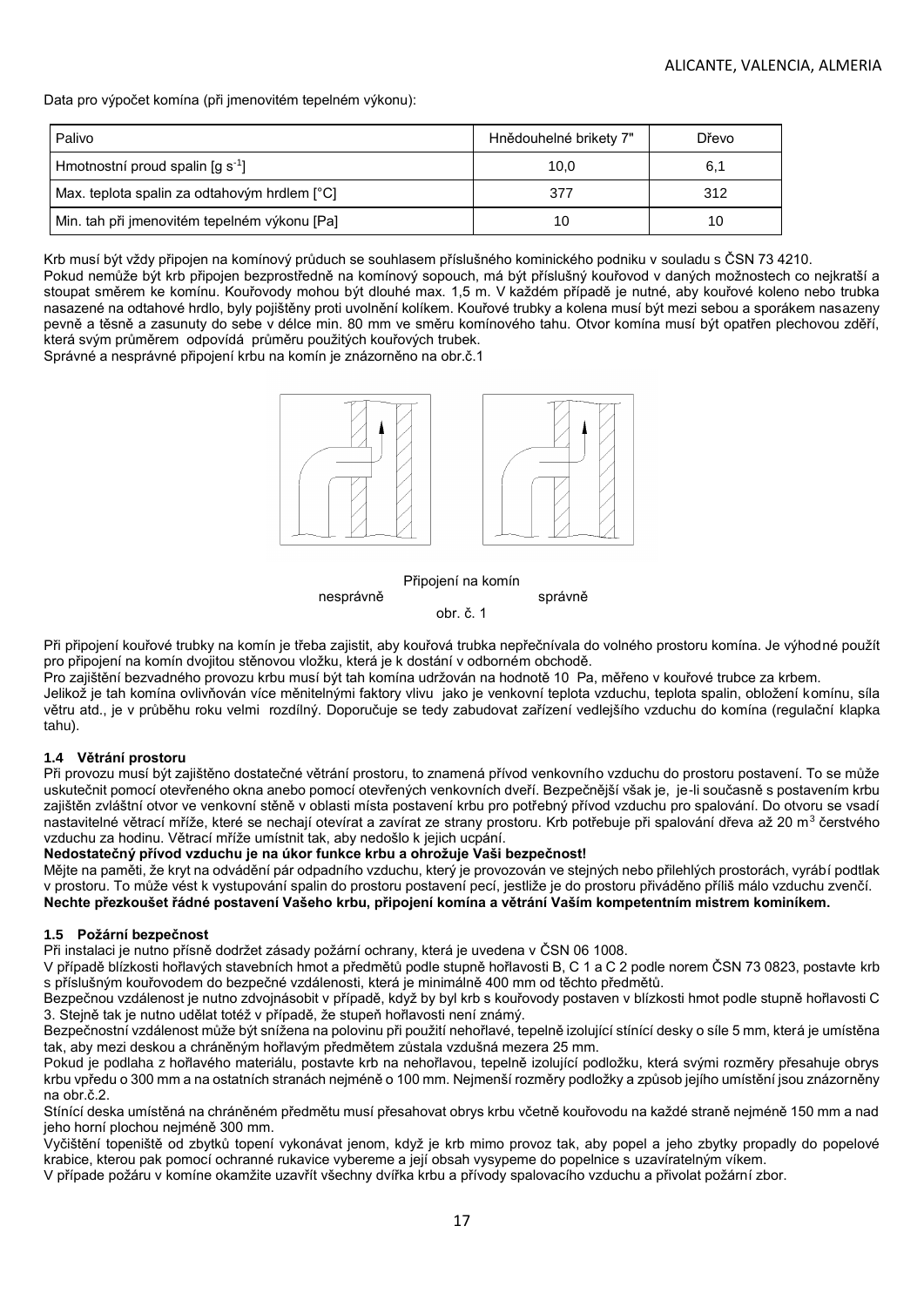Data pro výpočet komína (při jmenovitém tepelném výkonu):

| Palivo | Hnědouhelné brikety 7" | Dřevo |
|---|---|---|
| Hmotnostní proud spalin [g $s^{-1}$] | 10,0 | 6,1 |
| Max. teplota spalin za odtahovým hrdlem [°C] | 377 | 312 |
| Min. tah při jmenovitém tepelném výkonu [Pa] | 10 | 10 |

Krb musí být vždy připojen na komínový průduch se souhlasem příslušného kominického podniku v souladu s ČSN 73 4210.
Pokud nemůže být krb připojen bezprostředně na komínový sopouch, má být příslušný kouřovod v daných možnostech co nejkratší a stoupat směrem ke komínu. Kouřovody mohou být dlouhé max. 1,5 m. V každém případě je nutné, aby kouřové koleno nebo trubka nasazené na odtahové hrdlo, byly pojištěny proti uvolnění kolíkem. Kouřové trubky a kolena musí být mezi sebou a sporákem nasazeny pevně a těsně a zasunuty do sebe v délce min. 80 mm ve směru komínového tahu. Otvor komína musí být opatřen plechovou zděří, která svým průměrem odpovídá průměru použitých kouřových trubek.
Správné a nesprávné připojení krbu na komín je znázorněno na obr.č.1

Připojení na komín
nesprávně správně
obr. č. 1

Při připojení kouřové trubky na komín je třeba zajistit, aby kouřová trubka nepřečnívala do volného prostoru komína. Je výhodné použít pro připojení na komín dvojitou stěnovou vložku, která je k dostání v odborném obchodě.
Pro zajištění bezvadného provozu krbu musí být tah komína udržován na hodnotě 10 Pa, měřeno v kouřové trubce za krbem.
Jelikož je tah komína ovlivňován více měnitelnými faktory vlivu jako je venkovní teplota vzduchu, teplota spalin, obložení komínu, síla větru atd., je v průběhu roku velmi rozdílný. Doporučuje se tedy zabudovat zařízení vedlejšího vzduchu do komína (regulační klapka tahu).

### 1.4 Větrání prostoru

Při provozu musí být zajištěno dostatečné větrání prostoru, to znamená přívod venkovního vzduchu do prostoru postavení. To se může uskutečnit pomocí otevřeného okna anebo pomocí otevřených venkovních dveří. Bezpečnější však je, je-li současně s postavením krbu zajištěn zvláštní otvor ve venkovní stěně v oblasti místa postavení krbu pro potřebný přívod vzduchu pro spalování. Do otvoru se vsadí nastavitelné větrací mříže, které se nechají otevírat a zavírat ze strany prostoru. Krb potřebuje při spalování dřeva až 20 $m^3$ čerstvého vzduchu za hodinu. Větrací mříže umístnit tak, aby nedošlo k jejich ucpání.

**Nedostatečný přívod vzduchu je na úkor funkce krbu a ohrožuje Vaši bezpečnost!**

Mějte na paměti, že kryt na odvádění pár odpadního vzduchu, který je provozován ve stejných nebo přilehlých prostorách, vyrábí podtlak v prostoru. To může vést k vystupování spalin do prostoru postavení pecí, jestliže je do prostoru přiváděno příliš málo vzduchu zvenčí.
**Nechte přezkoušet řádné postavení Vašeho krbu, připojení komína a větrání Vaším kompetentním mistrem kominíkem.**

### 1.5 Požární bezpečnost

Při instalaci je nutno přísně dodržet zásady požární ochrany, která je uvedena v ČSN 06 1008.
V případě blízkosti hořlavých stavebních hmot a předmětů podle stupně hořlavosti B, C 1 a C 2 podle norem ČSN 73 0823, postavte krb s příslušným kouřovodem do bezpečné vzdálenosti, která je minimálně 400 mm od těchto předmětů.
Bezpečnou vzdálenost je nutno zdvojnásobit v případě, když by byl krb s kouřovody postaven v blízkosti hmot podle stupně hořlavosti C 3. Stejně tak je nutno udělat totéž v případě, že stupeň hořlavosti není známý.
Bezpečnostní vzdálenost může být snížena na polovinu při použití nehořlavé, tepelně izolující stínící desky o síle 5 mm, která je umístěna tak, aby mezi deskou a chráněným hořlavým předmětem zůstala vzdušná mezera 25 mm.
Pokud je podlaha z hořlavého materiálu, postavte krb na nehořlavou, tepelně izolující podložku, která svými rozměry přesahuje obrys krbu vpředu o 300 mm a na ostatních stranách nejméně o 100 mm. Nejmenší rozměry podložky a způsob jejího umístění jsou znázorněny na obr.č.2.
Stínící deska umístěná na chráněném předmětu musí přesahovat obrys krbu včetně kouřovodu na každé straně nejméně 150 mm a nad jeho horní plochou nejméně 300 mm.
Vyčištění topeniště od zbytků topení vykonávat jenom, když je krb mimo provoz tak, aby popel a jeho zbytky propadly do popelové krabice, kterou pak pomocí ochranné rukavice vybereme a její obsah vysypeme do popelnice s uzavíratelným víkem.
V případe požáru v komíne okamžite uzavřít všechny dvířka krbu a přívody spalovacího vzduchu a přivolat požární zbor.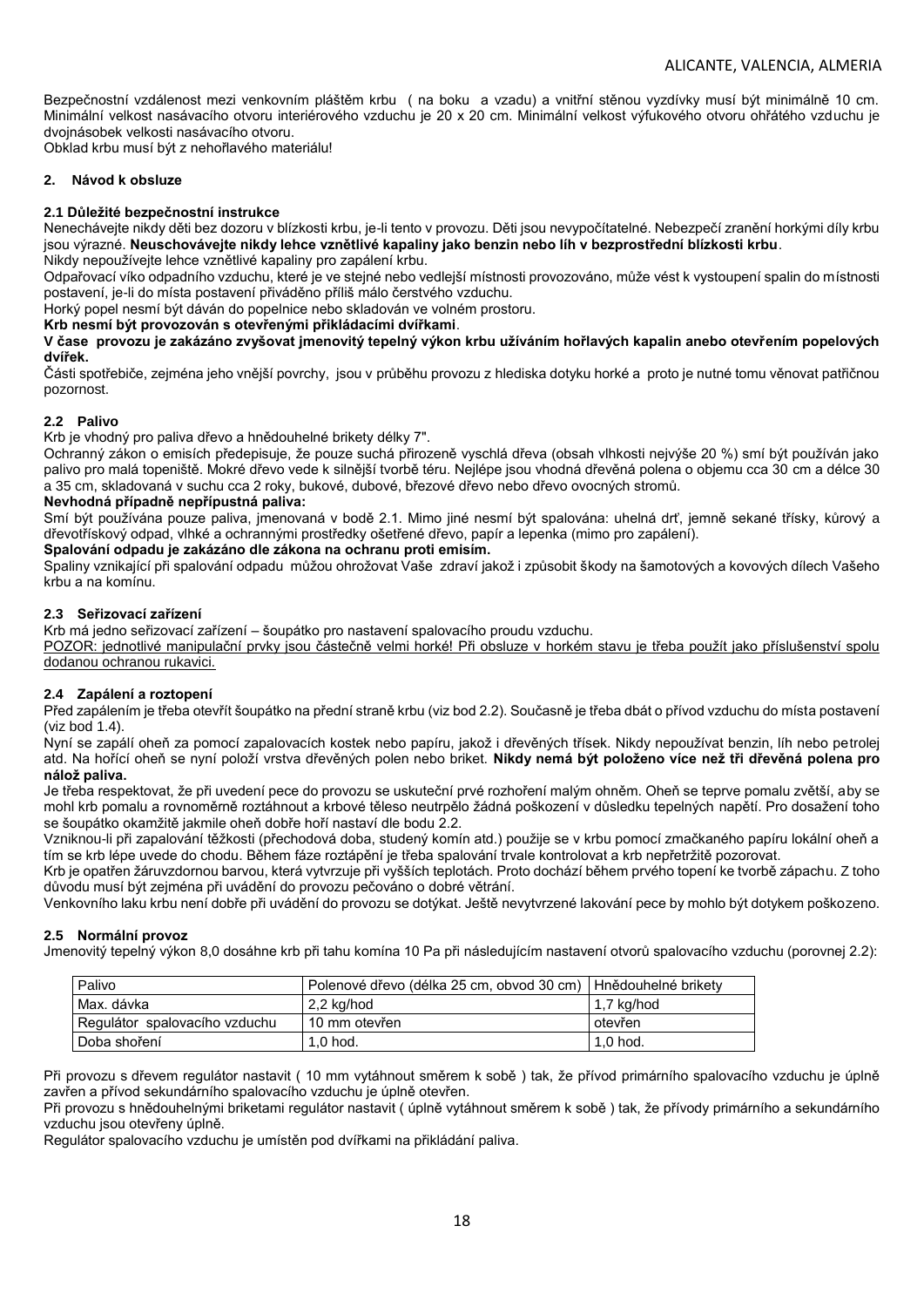Bezpečnostní vzdálenost mezi venkovním pláštěm krbu ( na boku a vzadu) a vnitřní stěnou vyzdívky musí být minimálně 10 cm. Minimální velkost nasávacího otvoru interiérového vzduchu je 20 x 20 cm. Minimální velkost výfukového otvoru ohřátého vzduchu je dvojnásobek velkosti nasávacího otvoru.
Obklad krbu musí být z nehořlavého materiálu!

## 2. Návod k obsluze

### 2.1 Důležité bezpečnostní instrukce

Nenechávejte nikdy děti bez dozoru v blízkosti krbu, je-li tento v provozu. Děti jsou nevypočítatelné. Nebezpečí zranění horkými díly krbu jsou výrazné. **Neuschovávejte nikdy lehce vznětlivé kapaliny jako benzin nebo líh v bezprostřední blízkosti krbu**.
Nikdy nepoužívejte lehce vznětlivé kapaliny pro zapálení krbu.
Odpařovací víko odpadního vzduchu, které je ve stejné nebo vedlejší místnosti provozováno, může vést k vystoupení spalin do místnosti postavení, je-li do místa postavení přiváděno příliš málo čerstvého vzduchu.
Horký popel nesmí být dáván do popelnice nebo skladován ve volném prostoru.
**Krb nesmí být provozován s otevřenými přikládacími dvířkami**.
**V čase provozu je zakázáno zvyšovat jmenovitý tepelný výkon krbu užíváním hořlavých kapalin anebo otevřením popelových dvířek.**
Části spotřebiče, zejména jeho vnější povrchy, jsou v průběhu provozu z hlediska dotyku horké a proto je nutné tomu věnovat patřičnou pozornost.

### 2.2 Palivo

Krb je vhodný pro paliva dřevo a hnědouhelné brikety délky 7".
Ochranný zákon o emisích předepisuje, že pouze suchá přirozeně vyschlá dřeva (obsah vlhkosti nejvýše 20 %) smí být používán jako palivo pro malá topeniště. Mokré dřevo vede k silnější tvorbě téru. Nejlépe jsou vhodná dřevěná polena o objemu cca 30 cm a délce 30 a 35 cm, skladovaná v suchu cca 2 roky, bukové, dubové, březové dřevo nebo dřevo ovocných stromů.

**Nevhodná případně nepřípustná paliva:**

Smí být používána pouze paliva, jmenovaná v bodě 2.1. Mimo jiné nesmí být spalována: uhelná drť, jemně sekané třísky, kůrový a dřevotřískový odpad, vlhké a ochrannými prostředky ošetřené dřevo, papír a lepenka (mimo pro zapálení).

**Spalování odpadu je zakázáno dle zákona na ochranu proti emisím.**

Spaliny vznikající při spalování odpadu můžou ohrožovat Vaše zdraví jakož i způsobit škody na šamotových a kovových dílech Vašeho krbu a na komínu.

### 2.3 Seřizovací zařízení

Krb má jedno seřizovací zařízení – šoupátko pro nastavení spalovacího proudu vzduchu.
<u>POZOR: jednotlivé manipulační prvky jsou částečně velmi horké! Při obsluze v horkém stavu je třeba použít jako příslušenství spolu dodanou ochranou rukavici.</u>

### 2.4 Zapálení a roztopení

Před zapálením je třeba otevřít šoupátko na přední straně krbu (viz bod 2.2). Současně je třeba dbát o přívod vzduchu do místa postavení (viz bod 1.4).
Nyní se zapálí oheň za pomocí zapalovacích kostek nebo papíru, jakož i dřevěných třísek. Nikdy nepoužívat benzin, líh nebo petrolej atd. Na hořící oheň se nyní položí vrstva dřevěných polen nebo briket. **Nikdy nemá být položeno více než tři dřevěná polena pro nálož paliva.**
Je třeba respektovat, že při uvedení pece do provozu se uskuteční prvé rozhoření malým ohněm. Oheň se teprve pomalu zvětší, aby se mohl krb pomalu a rovnoměrně roztáhnout a krbové těleso neutrpělo žádná poškození v důsledku tepelných napětí. Pro dosažení toho se šoupátko okamžitě jakmile oheň dobře hoří nastaví dle bodu 2.2.
Vzniknou-li při zapalování těžkosti (přechodová doba, studený komín atd.) použije se v krbu pomocí zmačkaného papíru lokální oheň a tím se krb lépe uvede do chodu. Během fáze roztápění je třeba spalování trvale kontrolovat a krb nepřetržitě pozorovat.
Krb je opatřen žáruvzdornou barvou, která vytvrzuje při vyšších teplotách. Proto dochází během prvého topení ke tvorbě zápachu. Z toho důvodu musí být zejména při uvádění do provozu pečováno o dobré větrání.
Venkovního laku krbu není dobře při uvádění do provozu se dotýkat. Ještě nevytvrzené lakování pece by mohlo být dotykem poškozeno.

### 2.5 Normální provoz

Jmenovitý tepelný výkon 8,0 dosáhne krb při tahu komína 10 Pa při následujícím nastavení otvorů spalovacího vzduchu (porovnej 2.2):

| Palivo | Polenové dřevo (délka 25 cm, obvod 30 cm) | Hnědouhelné brikety |
|---|---|---|
| Max. dávka | 2,2 kg/hod | 1,7 kg/hod |
| Regulátor spalovacího vzduchu | 10 mm otevřen | otevřen |
| Doba shoření | 1,0 hod. | 1,0 hod. |

Při provozu s dřevem regulátor nastavit ( 10 mm vytáhnout směrem k sobě ) tak, že přívod primárního spalovacího vzduchu je úplně zavřen a přívod sekundárního spalovacího vzduchu je úplně otevřen.
Při provozu s hnědouhelnými briketami regulátor nastavit ( úplně vytáhnout směrem k sobě ) tak, že přívody primárního a sekundárního vzduchu jsou otevřeny úplně.
Regulátor spalovacího vzduchu je umístěn pod dvířkami na přikládání paliva.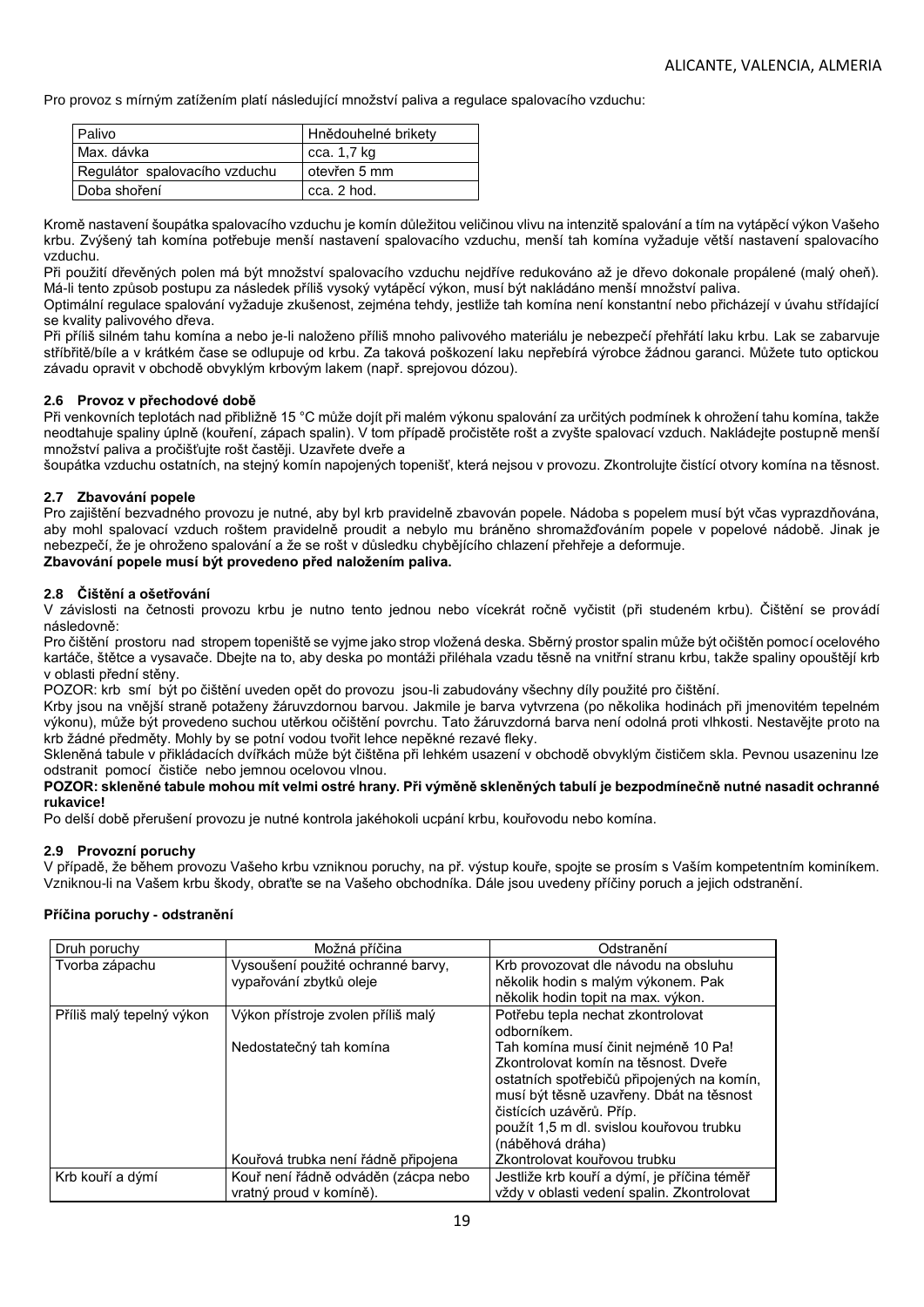Pro provoz s mírným zatížením platí následující množství paliva a regulace spalovacího vzduchu:

| Palivo | Hnědouhelné brikety |
|---|---|
| Max. dávka | cca. 1,7 kg |
| Regulátor spalovacího vzduchu | otevřen 5 mm |
| Doba shoření | cca. 2 hod. |

Kromě nastavení šoupátka spalovacího vzduchu je komín důležitou veličinou vlivu na intenzitě spalování a tím na vytápěcí výkon Vašeho krbu. Zvýšený tah komína potřebuje menší nastavení spalovacího vzduchu, menší tah komína vyžaduje větší nastavení spalovacího vzduchu.

Při použití dřevěných polen má být množství spalovacího vzduchu nejdříve redukováno až je dřevo dokonale propálené (malý oheň). Má-li tento způsob postupu za následek příliš vysoký vytápěcí výkon, musí být nakládáno menší množství paliva.

Optimální regulace spalování vyžaduje zkušenost, zejména tehdy, jestliže tah komína není konstantní nebo přicházejí v úvahu střídající se kvality palivového dřeva.

Při příliš silném tahu komína a nebo je-li naloženo příliš mnoho palivového materiálu je nebezpečí přehřátí laku krbu. Lak se zabarvuje stříbřitě/bíle a v krátkém čase se odlupuje od krbu. Za taková poškození laku nepřebírá výrobce žádnou garanci. Můžete tuto optickou závadu opravit v obchodě obvyklým krbovým lakem (např. sprejovou dózou).

### 2.6 Provoz v přechodové době

Při venkovních teplotách nad přibližně 15 °C může dojít při malém výkonu spalování za určitých podmínek k ohrožení tahu komína, takže neodtahuje spaliny úplně (kouření, zápach spalin). V tom případě pročistěte rošt a zvyšte spalovací vzduch. Nakládejte postupně menší množství paliva a pročišťujte rošt častěji. Uzavřete dveře a

šoupátka vzduchu ostatních, na stejný komín napojených topenišť, která nejsou v provozu. Zkontrolujte čistící otvory komína na těsnost.

### 2.7 Zbavování popele

Pro zajištění bezvadného provozu je nutné, aby byl krb pravidelně zbavován popele. Nádoba s popelem musí být včas vyprazdňována, aby mohl spalovací vzduch roštem pravidelně proudit a nebylo mu bráněno shromažďováním popele v popelové nádobě. Jinak je nebezpečí, že je ohroženo spalování a že se rošt v důsledku chybějícího chlazení přehřeje a deformuje.

**Zbavování popele musí být provedeno před naložením paliva.**

### 2.8 Čištění a ošetřování

V závislosti na četnosti provozu krbu je nutno tento jednou nebo vícekrát ročně vyčistit (při studeném krbu). Čištění se provádí následovně:

Pro čištění prostoru nad stropem topeniště se vyjme jako strop vložená deska. Sběrný prostor spalin může být očištěn pomocí ocelového kartáče, štětce a vysavače. Dbejte na to, aby deska po montáži přiléhala vzadu těsně na vnitřní stranu krbu, takže spaliny opouštějí krb v oblasti přední stěny.

POZOR: krb smí být po čištění uveden opět do provozu jsou-li zabudovány všechny díly použité pro čištění.

Krby jsou na vnější straně potaženy žáruvzdornou barvou. Jakmile je barva vytvrzena (po několika hodinách při jmenovitém tepelném výkonu), může být provedeno suchou utěrkou očištění povrchu. Tato žáruvzdorná barva není odolná proti vlhkosti. Nestavějte proto na krb žádné předměty. Mohly by se potní vodou tvořit lehce nepěkné rezavé fleky.

Skleněná tabule v přikládacích dvířkách může být čištěna při lehkém usazení v obchodě obvyklým čističem skla. Pevnou usazeninu lze odstranit pomocí čističe nebo jemnou ocelovou vlnou.

**POZOR: skleněné tabule mohou mít velmi ostré hrany. Při výměně skleněných tabulí je bezpodmínečně nutné nasadit ochranné rukavice!**

Po delší době přerušení provozu je nutné kontrola jakéhokoli ucpání krbu, kouřovodu nebo komína.

### 2.9 Provozní poruchy

V případě, že během provozu Vašeho krbu vzniknou poruchy, na př. výstup kouře, spojte se prosím s Vaším kompetentním kominíkem. Vzniknou-li na Vašem krbu škody, obraťte se na Vašeho obchodníka. Dále jsou uvedeny příčiny poruch a jejich odstranění.

**Příčina poruchy - odstranění**

| Druh poruchy | Možná příčina | Odstranění |
|---|---|---|
| Tvorba zápachu | Vysoušení použité ochranné barvy, vypařování zbytků oleje | Krb provozovat dle návodu na obsluhu několik hodin s malým výkonem. Pak několik hodin topit na max. výkon. |
| Příliš malý tepelný výkon | Výkon přístroje zvolen příliš malý | Potřebu tepla nechat zkontrolovat odborníkem. |
| | Nedostatečný tah komína | Tah komína musí činit nejméně 10 Pa! Zkontrolovat komín na těsnost. Dveře ostatních spotřebičů připojených na komín, musí být těsně uzavřeny. Dbát na těsnost čistících uzávěrů. Příp. použít 1,5 m dl. svislou kouřovou trubku (náběhová dráha) |
| | Kouřová trubka není řádně připojena | Zkontrolovat kouřovou trubku |
| Krb kouří a dýmí | Kouř není řádně odváděn (zácpa nebo vratný proud v komíně). | Jestliže krb kouří a dýmí, je příčina téměř vždy v oblasti vedení spalin. Zkontrolovat |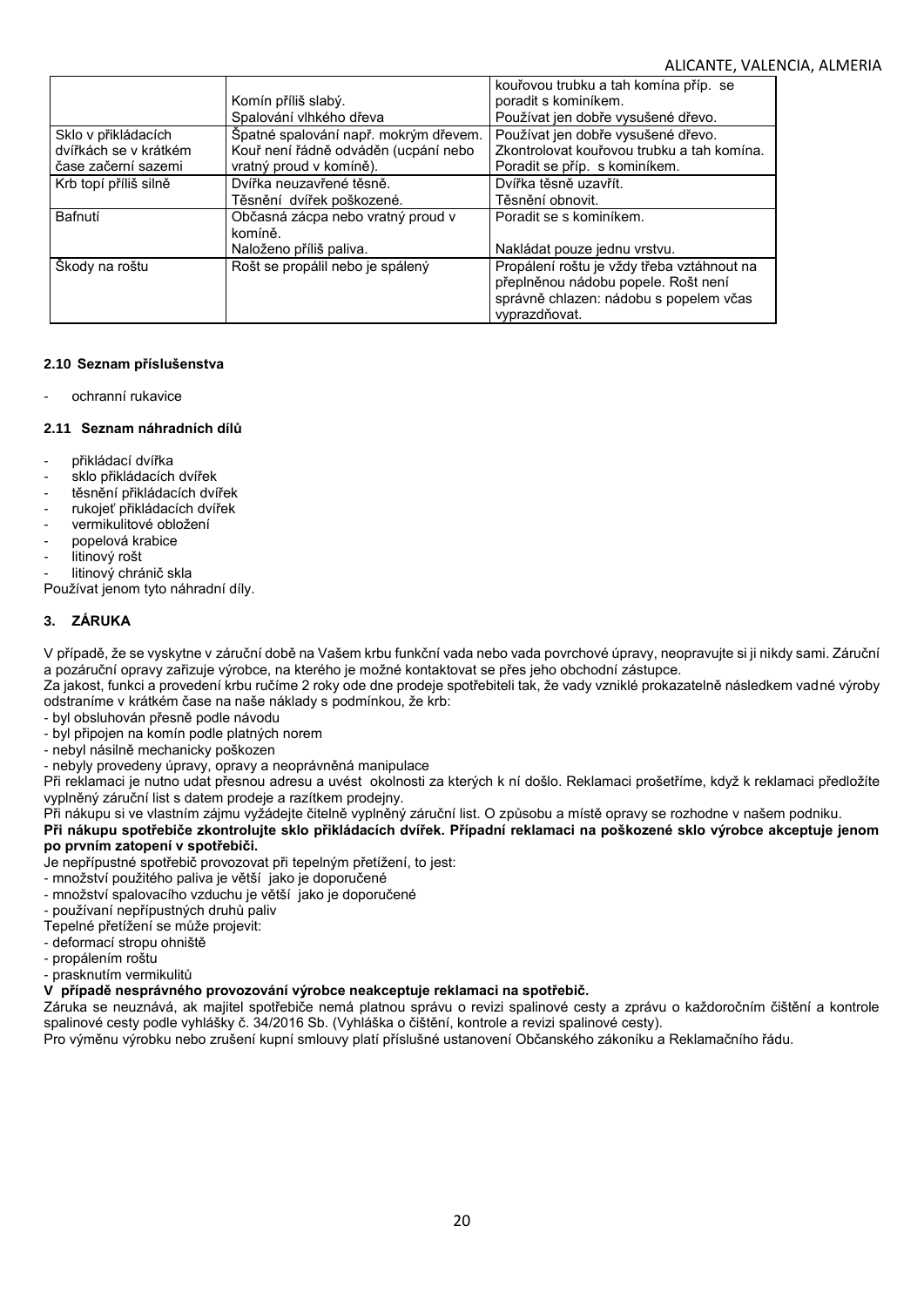| | | |
|---|---|---|
| | Komín příliš slabý.<br>Spalování vlhkého dřeva | kouřovou trubku a tah komína příp. se poradit s kominíkem.<br>Používat jen dobře vysušené dřevo. |
| Sklo v přikládacích dvířkách se v krátkém čase začerní sazemi | Špatné spalování např. mokrým dřevem.<br>Kouř není řádně odváděn (ucpání nebo vratný proud v komíně). | Používat jen dobře vysušené dřevo.<br>Zkontrolovat kouřovou trubku a tah komína.<br>Poradit se příp. s kominíkem. |
| Krb topí příliš silně | Dvířka neuzavřené těsně.<br>Těsnění dvířek poškozené. | Dvířka těsně uzavřít.<br>Těsnění obnovit. |
| Bafnutí | Občasná zácpa nebo vratný proud v komíně.<br>Naloženo příliš paliva. | Poradit se s kominíkem.<br><br>Nakládat pouze jednu vrstvu. |
| Škody na roštu | Rošt se propálil nebo je spálený | Propálení roštu je vždy třeba vztáhnout na přeplněnou nádobu popele. Rošt není správně chlazen: nádobu s popelem včas vyprazdňovat. |

#### 2.10 Seznam příslušenstva

- ochranní rukavice

#### 2.11 Seznam náhradních dílů

- přikládací dvířka
- sklo přikládacích dvířek
- těsnění přikládacích dvířek
- rukojeť přikládacích dvířek
- vermikulitové obložení
- popelová krabice
- litinový rošt
- litinový chránič skla

Používat jenom tyto náhradní díly.

### 3. ZÁRUKA

V případě, že se vyskytne v záruční době na Vašem krbu funkční vada nebo vada povrchové úpravy, neopravujte si ji nikdy sami. Záruční a pozáruční opravy zařizuje výrobce, na kterého je možné kontaktovat se přes jeho obchodní zástupce.
Za jakost, funkci a provedení krbu ručíme 2 roky ode dne prodeje spotřebiteli tak, že vady vzniklé prokazatelně následkem vadné výroby odstraníme v krátkém čase na naše náklady s podmínkou, že krb:
- byl obsluhován přesně podle návodu
- byl připojen na komín podle platných norem
- nebyl násilně mechanicky poškozen
- nebyly provedeny úpravy, opravy a neoprávněná manipulace

Při reklamaci je nutno udat přesnou adresu a uvést okolnosti za kterých k ní došlo. Reklamaci prošetříme, když k reklamaci předložíte vyplněný záruční list s datem prodeje a razítkem prodejny.
Při nákupu si ve vlastním zájmu vyžádejte čitelně vyplněný záruční list. O způsobu a místě opravy se rozhodne v našem podniku.
**Při nákupu spotřebiče zkontrolujte sklo přikládacích dvířek. Případní reklamaci na poškozené sklo výrobce akceptuje jenom po prvním zatopení v spotřebiči.**
Je nepřípustné spotřebič provozovat při tepelným přetížení, to jest:
- množství použitého paliva je větší jako je doporučené
- množství spalovacího vzduchu je větší jako je doporučené
- používaní nepřípustných druhů paliv

Tepelné přetížení se může projevit:
- deformací stropu ohniště
- propálením roštu
- prasknutím vermikulitů

**V případě nesprávného provozování výrobce neakceptuje reklamaci na spotřebič.**
Záruka se neuznává, ak majitel spotřebiče nemá platnou správu o revizi spalinové cesty a zprávu o každoročním čištění a kontrole spalinové cesty podle vyhlášky č. 34/2016 Sb. (Vyhláška o čištění, kontrole a revizi spalinové cesty).
Pro výměnu výrobku nebo zrušení kupní smlouvy platí příslušné ustanovení Občanského zákoníku a Reklamačního řádu.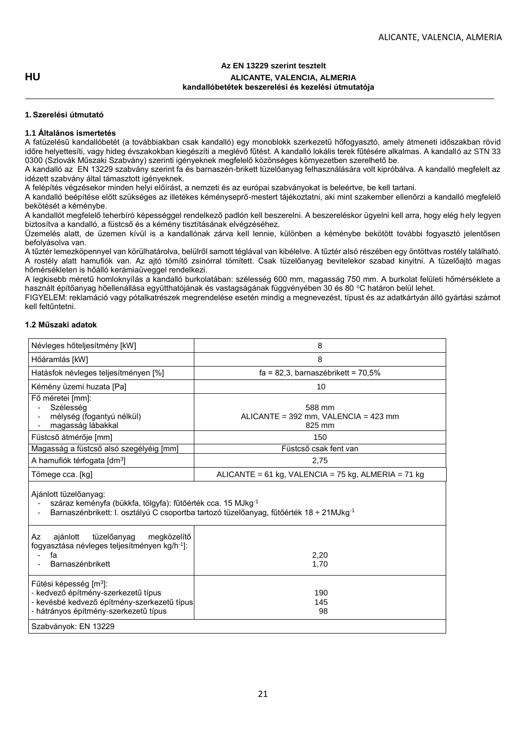**HU**

**Az EN 13229 szerint tesztelt**
**ALICANTE, VALENCIA, ALMERIA**
**kandallóbetétek beszerelési és kezelési útmutatója**

---

### 1. Szerelési útmutató

#### 1.1 Általános ismertetés

A fatüzelésű kandallóbetét (a továbbiakban csak kandalló) egy monoblokk szerkezetű hőfogyasztó, amely átmeneti időszakban rövid időre helyettesíti, vagy hideg évszakokban kiegészíti a meglévő fűtést. A kandalló lokális terek fűtésére alkalmas. A kandalló az STN 33 0300 (Szlovák Műszaki Szabvány) szerinti igényeknek megfelelő közönséges környezetben szerelhető be.

A kandalló az EN 13229 szabvány szerint fa és barnaszén-brikett tüzelőanyag felhasználására volt kipróbálva. A kandalló megfelelt az idézett szabvány által támasztott igényeknek.

A felépítés végzésekor minden helyi előírást, a nemzeti és az európai szabványokat is beleértve, be kell tartani.

A kandalló beépítése előtt szükséges az illetékes kéményseprő-mestert tájékoztatni, aki mint szakember ellenőrzi a kandalló megfelelő bekötését a kéménybe.

A kandallót megfelelő teherbíró képességgel rendelkező padlón kell beszerelni. A beszereléskor ügyelni kell arra, hogy elég hely legyen biztosítva a kandalló, a füstcső és a kémény tisztításának elvégzéséhez.

Üzemelés alatt, de üzemen kívül is a kandallónak zárva kell lennie, különben a kéménybe bekötött további fogyasztó jelentősen befolyásolva van.

A tűztér lemezköpennyel van körülhatárolva, belülről samott téglával van kibélelve. A tűztér alsó részében egy öntöttvas rostély található. A rostély alatt hamufiók van. Az ajtó tömítő zsinórral tömített. Csak tüzelőanyag bevitelekor szabad kinyitni. A tüzelőajtó magas hőmérsékleten is hőálló kerámiaüveggel rendelkezi.

A legkisebb méretű homloknyílás a kandalló burkolatában: szélesség 600 mm, magasság 750 mm. A burkolat felületi hőmérséklete a használt építőanyag hőellenállása együtthatójának és vastagságának függvényében 30 és 80 °C határon belül lehet.

FIGYELEM: reklamáció vagy pótalkatrészek megrendelése esetén mindig a megnevezést, típust és az adatkártyán álló gyártási számot kell feltüntetni.

#### 1.2 Műszaki adatok

| | |
|---|---|
| Névleges hőteljesítmény [kW] | 8 |
| Hőáramlás [kW] | 8 |
| Hatásfok névleges teljesítményen [%] | fa = 82,3, barnaszébrikett = 70,5% |
| Kémény üzemi huzata [Pa] | 10 |
| Fő méretei [mm]:<br>- Szélesség<br>- mélység (fogantyú nélkül)<br>- magasság lábakkal | <br>588 mm<br>ALICANTE = 392 mm, VALENCIA = 423 mm<br>825 mm |
| Füstcső átmérője [mm] | 150 |
| Magasság a füstcső alsó szegélyéig [mm] | Füstcső csak fent van |
| A hamufiók térfogata [dm$^3$] | 2,75 |
| Tömege cca. [kg] | ALICANTE = 61 kg, VALENCIA = 75 kg, ALMERIA = 71 kg |
| Ajánlott tüzelőanyag:<br>- száraz keményfa (bükkfa, tölgyfa): fűtőérték cca. 15 MJkg$^{-1}$<br>- Barnaszénbrikett: I. osztályú C csoportba tartozó tüzelőanyag, fűtőérték 18 ÷ 21MJkg$^{-1}$ | |
| Az ajánlott tüzelőanyag megközelítő fogyasztása névleges teljesítményen kg/h$^{-1}$]:<br>- fa<br>- Barnaszénbrikett | <br><br>2,20<br>1,70 |
| Fűtési képesség [m$^3$]:<br>- kedvező építmény-szerkezetű típus<br>- kevésbé kedvező építmény-szerkezetű típus<br>- hátrányos építmény-szerkezetű típus | <br>190<br>145<br>98 |
| Szabványok: EN 13229 | |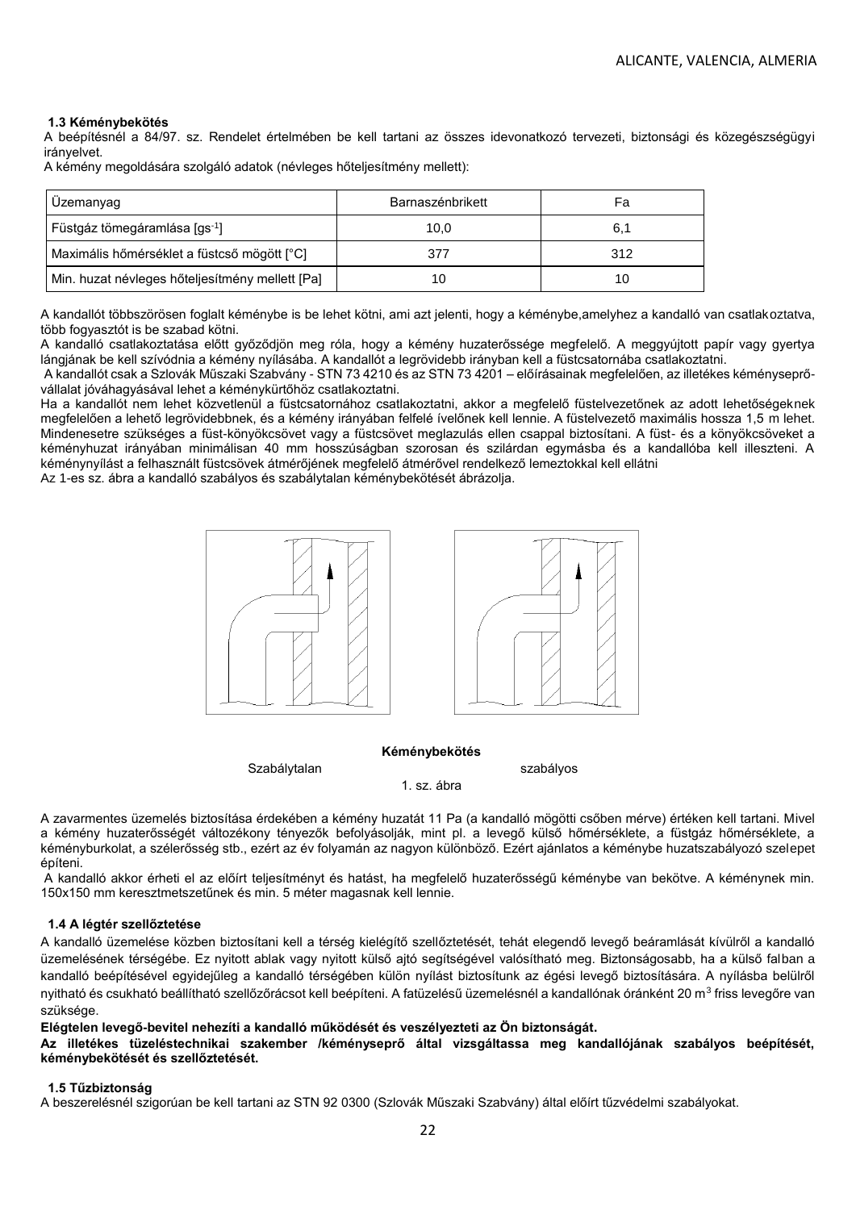### 1.3 Kéménybekötés

A beépítésnél a 84/97. sz. Rendelet értelmében be kell tartani az összes idevonatkozó tervezeti, biztonsági és közegészségügyi irányelvet.

A kémény megoldására szolgáló adatok (névleges hőteljesítmény mellett):

| Üzemanyag | Barnaszénbrikett | Fa |
|---|---|---|
| Füstgáz tömegáramlása [$gs^{-1}$] | 10,0 | 6,1 |
| Maximális hőmérséklet a füstcső mögött [°C] | 377 | 312 |
| Min. huzat névleges hőteljesítmény mellett [Pa] | 10 | 10 |

A kandallót többszörösen foglalt kéménybe is be lehet kötni, ami azt jelenti, hogy a kéménybe,amelyhez a kandalló van csatlakoztatva, több fogyasztót is be szabad kötni.

A kandalló csatlakoztatása előtt győződjön meg róla, hogy a kémény huzaterőssége megfelelő. A meggyújtott papír vagy gyertya lángjának be kell szívódnia a kémény nyílásába. A kandallót a legrövidebb irányban kell a füstcsatornába csatlakoztatni.

A kandallót csak a Szlovák Műszaki Szabvány - STN 73 4210 és az STN 73 4201 – előírásainak megfelelően, az illetékes kéményseprő-vállalat jóváhagyásával lehet a kéménykürtőhöz csatlakoztatni.

Ha a kandallót nem lehet közvetlenül a füstcsatornához csatlakoztatni, akkor a megfelelő füstelvezetőnek az adott lehetőségeknek megfelelően a lehető legrövidebbnek, és a kémény irányában felfelé ívelőnek kell lennie. A füstelvezető maximális hossza 1,5 m lehet. Mindenesetre szükséges a füst-könyökcsövet vagy a füstcsövet meglazulás ellen csappal biztosítani. A füst- és a könyökcsöveket a kéményhuzat irányában minimálisan 40 mm hosszúságban szorosan és szilárdan egymásba és a kandallóba kell illeszteni. A kéménynyílást a felhasznált füstcsövek átmérőjének megfelelő átmérővel rendelkező lemeztokkal kell ellátni

Az 1-es sz. ábra a kandalló szabályos és szabálytalan kéménybekötését ábrázolja.

**Kéménybekötés**

Szabálytalan szabályos

1. sz. ábra

A zavarmentes üzemelés biztosítása érdekében a kémény huzatát 11 Pa (a kandalló mögötti csőben mérve) értéken kell tartani. Mivel a kémény huzaterősségét változékony tényezők befolyásolják, mint pl. a levegő külső hőmérséklete, a füstgáz hőmérséklete, a kéményburkolat, a szélerősség stb., ezért az év folyamán az nagyon különböző. Ezért ajánlatos a kéménybe huzatszabályozó szelepet építeni.

A kandalló akkor érheti el az előírt teljesítményt és hatást, ha megfelelő huzaterősségű kéménybe van bekötve. A kéménynek min. 150x150 mm keresztmetszetűnek és min. 5 méter magasnak kell lennie.

### 1.4 A légtér szellőztetése

A kandalló üzemelése közben biztosítani kell a térség kielégítő szellőztetését, tehát elegendő levegő beáramlását kívülről a kandalló üzemelésének térségébe. Ez nyitott ablak vagy nyitott külső ajtó segítségével valósítható meg. Biztonságosabb, ha a külső falban a kandalló beépítésével egyidejűleg a kandalló térségében külön nyílást biztosítunk az égési levegő biztosítására. A nyílásba belülről nyitható és csukható beállítható szellőzőrácsot kell beépíteni. A fatüzelésű üzemelésnél a kandallónak óránként 20 $m^3$ friss levegőre van szüksége.

**Elégtelen levegő-bevitel nehezíti a kandalló működését és veszélyezteti az Ön biztonságát.**

**Az illetékes tüzeléstechnikai szakember /kéményseprő által vizsgáltassa meg kandallójának szabályos beépítését, kéménybekötését és szellőztetését.**

### 1.5 Tűzbiztonság

A beszerelésnél szigorúan be kell tartani az STN 92 0300 (Szlovák Műszaki Szabvány) által előírt tűzvédelmi szabályokat.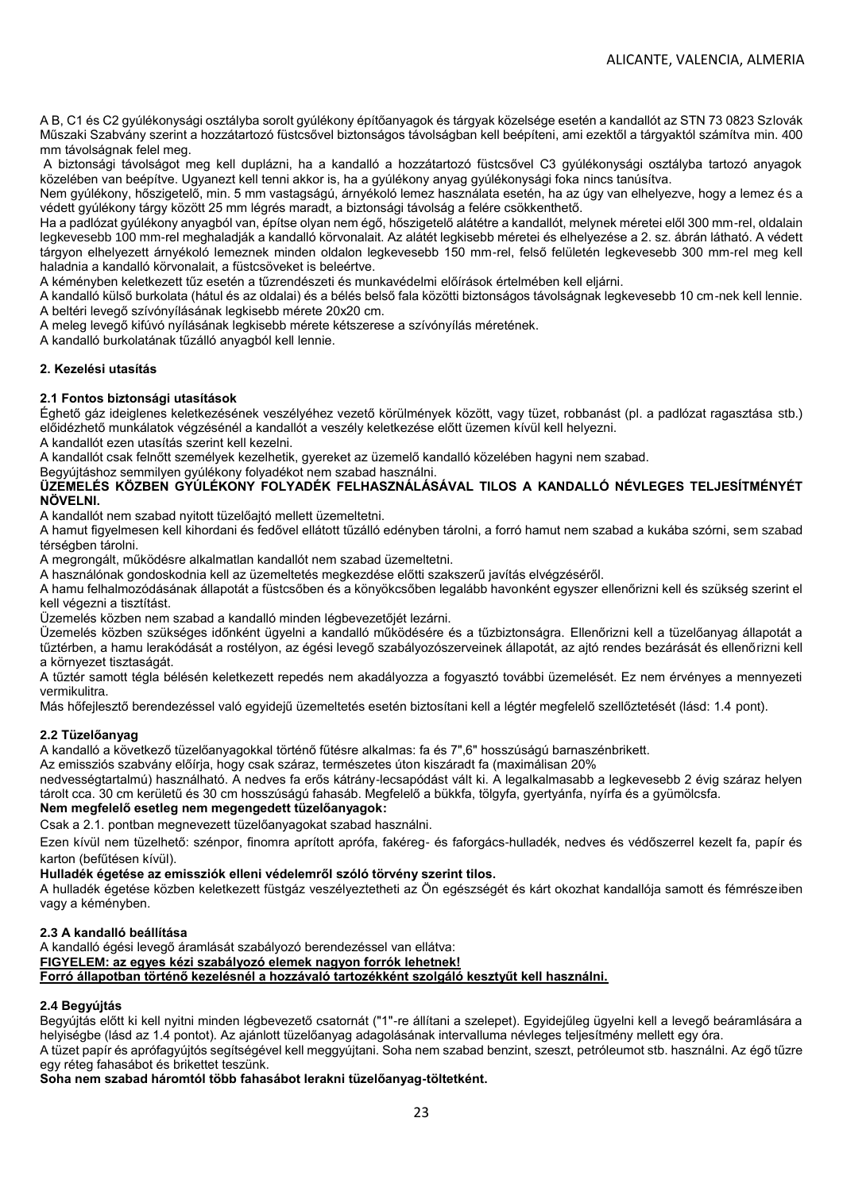A B, C1 és C2 gyúlékonysági osztályba sorolt gyúlékony építőanyagok és tárgyak közelsége esetén a kandallót az STN 73 0823 Szlovák Műszaki Szabvány szerint a hozzátartozó füstcsővel biztonságos távolságban kell beépíteni, ami ezektől a tárgyaktól számítva min. 400 mm távolságnak felel meg.

A biztonsági távolságot meg kell duplázni, ha a kandalló a hozzátartozó füstcsővel C3 gyúlékonysági osztályba tartozó anyagok közelében van beépítve. Ugyanezt kell tenni akkor is, ha a gyúlékony anyag gyúlékonysági foka nincs tanúsítva.

Nem gyúlékony, hőszigetelő, min. 5 mm vastagságú, árnyékoló lemez használata esetén, ha az úgy van elhelyezve, hogy a lemez és a védett gyúlékony tárgy között 25 mm légrés maradt, a biztonsági távolság a felére csökkenthető.

Ha a padlózat gyúlékony anyagból van, építse olyan nem égő, hőszigetelő alátétre a kandallót, melynek méretei elől 300 mm-rel, oldalain legkevesebb 100 mm-rel meghaladják a kandalló körvonalait. Az alátét legkisebb méretei és elhelyezése a 2. sz. ábrán látható. A védett tárgyon elhelyezett árnyékoló lemeznek minden oldalon legkevesebb 150 mm-rel, felső felületén legkevesebb 300 mm-rel meg kell haladnia a kandalló körvonalait, a füstcsöveket is beleértve.

A kéményben keletkezett tűz esetén a tűzrendészeti és munkavédelmi előírások értelmében kell eljárni.

A kandalló külső burkolata (hátul és az oldalai) és a bélés belső fala közötti biztonságos távolságnak legkevesebb 10 cm-nek kell lennie.

A beltéri levegő szívónyílásának legkisebb mérete 20x20 cm.

A meleg levegő kifúvó nyílásának legkisebb mérete kétszerese a szívónyílás méretének.

A kandalló burkolatának tűzálló anyagból kell lennie.

## 2. Kezelési utasítás

### 2.1 Fontos biztonsági utasítások

Éghető gáz ideiglenes keletkezésének veszélyéhez vezető körülmények között, vagy tüzet, robbanást (pl. a padlózat ragasztása stb.) előidézhető munkálatok végzésénél a kandallót a veszély keletkezése előtt üzemen kívül kell helyezni.

A kandallót ezen utasítás szerint kell kezelni.

A kandallót csak felnőtt személyek kezelhetik, gyereket az üzemelő kandalló közelében hagyni nem szabad.

Begyújtáshoz semmilyen gyúlékony folyadékot nem szabad használni.

**ÜZEMELÉS KÖZBEN GYÚLÉKONY FOLYADÉK FELHASZNÁLÁSÁVAL TILOS A KANDALLÓ NÉVLEGES TELJESÍTMÉNYÉT NÖVELNI.**

A kandallót nem szabad nyitott tüzelőajtó mellett üzemeltetni.

A hamut figyelmesen kell kihordani és fedővel ellátott tűzálló edényben tárolni, a forró hamut nem szabad a kukába szórni, sem szabad térségben tárolni.

A megrongált, működésre alkalmatlan kandallót nem szabad üzemeltetni.

A használónak gondoskodnia kell az üzemeltetés megkezdése előtti szakszerű javítás elvégzéséről.

A hamu felhalmozódásának állapotát a füstcsőben és a könyökcsőben legalább havonként egyszer ellenőrizni kell és szükség szerint el kell végezni a tisztítást.

Üzemelés közben nem szabad a kandalló minden légbevezetőjét lezárni.

Üzemelés közben szükséges időnként ügyelni a kandalló működésére és a tűzbiztonságra. Ellenőrizni kell a tüzelőanyag állapotát a tűztérben, a hamu lerakódását a rostélyon, az égési levegő szabályozószerveinek állapotát, az ajtó rendes bezárását és ellenőrizni kell a környezet tisztaságát.

A tűztér samott tégla bélésén keletkezett repedés nem akadályozza a fogyasztó további üzemelését. Ez nem érvényes a mennyezeti vermikulitra.

Más hőfejlesztő berendezéssel való egyidejű üzemeltetés esetén biztosítani kell a légtér megfelelő szellőztetését (lásd: 1.4 pont).

### 2.2 Tüzelőanyag

A kandalló a következő tüzelőanyagokkal történő fűtésre alkalmas: fa és 7",6" hosszúságú barnaszénbrikett.

Az emissziós szabvány előírja, hogy csak száraz, természetes úton kiszáradt fa (maximálisan 20%
nedvességtartalmú) használható. A nedves fa erős kátrány-lecsapódást vált ki. A legalkalmasabb a legkevesebb 2 évig száraz helyen tárolt cca. 30 cm kerületű és 30 cm hosszúságú fahasáb. Megfelelő a bükkfa, tölgyfa, gyertyánfa, nyírfa és a gyümölcsfa.

**Nem megfelelő esetleg nem megengedett tüzelőanyagok:**

Csak a 2.1. pontban megnevezett tüzelőanyagokat szabad használni.

Ezen kívül nem tüzelhető: szénpor, finomra aprított aprófa, fakéreg- és faforgács-hulladék, nedves és védőszerrel kezelt fa, papír és karton (befűtésen kívül).

**Hulladék égetése az emissziók elleni védelemről szóló törvény szerint tilos.**

A hulladék égetése közben keletkezett füstgáz veszélyeztetheti az Ön egészségét és kárt okozhat kandallója samott és fémrészeiben vagy a kéményben.

### 2.3 A kandalló beállítása

A kandalló égési levegő áramlását szabályozó berendezéssel van ellátva:

**FIGYELEM: az egyes kézi szabályozó elemek nagyon forrók lehetnek!**
**Forró állapotban történő kezelésnél a hozzávaló tartozékként szolgáló kesztyűt kell használni.**

### 2.4 Begyújtás

Begyújtás előtt ki kell nyitni minden légbevezető csatornát ("1"-re állítani a szelepet). Egyidejűleg ügyelni kell a levegő beáramlására a helyiségbe (lásd az 1.4 pontot). Az ajánlott tüzelőanyag adagolásának intervalluma névleges teljesítmény mellett egy óra.

A tüzet papír és aprófagyújtós segítségével kell meggyújtani. Soha nem szabad benzint, szeszt, petróleumot stb. használni. Az égő tűzre egy réteg fahasábot és brikettet teszünk.

**Soha nem szabad háromtól több fahasábot lerakni tüzelőanyag-töltetként.**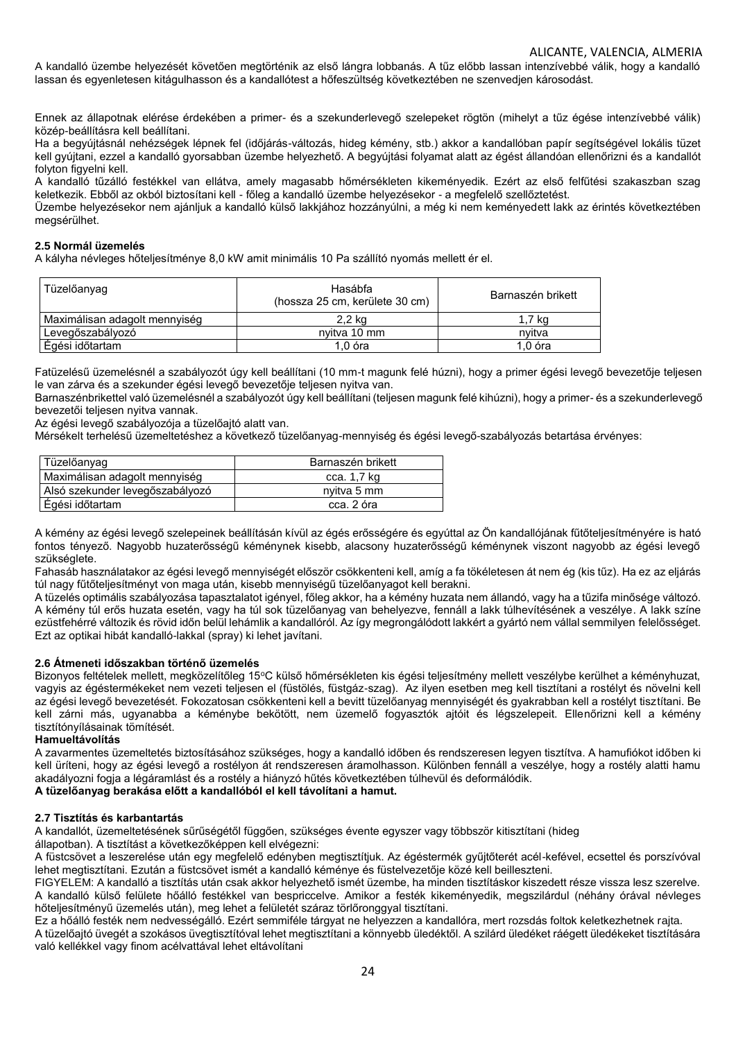A kandalló üzembe helyezését követően megtörténik az első lángra lobbanás. A tűz előbb lassan intenzívebbé válik, hogy a kandalló lassan és egyenletesen kitágulhasson és a kandallótest a hőfeszültség következtében ne szenvedjen károsodást.

Ennek az állapotnak elérése érdekében a primer- és a szekunderlevegő szelepeket rögtön (mihelyt a tűz égése intenzívebbé válik) közép-beállításra kell beállítani.

Ha a begyújtásnál nehézségek lépnek fel (időjárás-változás, hideg kémény, stb.) akkor a kandallóban papír segítségével lokális tüzet kell gyújtani, ezzel a kandalló gyorsabban üzembe helyezhető. A begyújtási folyamat alatt az égést állandóan ellenőrizni és a kandallót folyton figyelni kell.

A kandalló tűzálló festékkel van ellátva, amely magasabb hőmérsékleten kikeményedik. Ezért az első felfűtési szakaszban szag keletkezik. Ebből az okból biztosítani kell - főleg a kandalló üzembe helyezésekor - a megfelelő szellőztetést.

Üzembe helyezésekor nem ajánljuk a kandalló külső lakkjához hozzányúlni, a még ki nem keményedett lakk az érintés következtében megsérülhet.

**2.5 Normál üzemelés**

A kályha névleges hőteljesítménye 8,0 kW amit minimális 10 Pa szállító nyomás mellett ér el.

| Tüzelőanyag | Hasábfa (hossza 25 cm, kerülete 30 cm) | Barnaszén brikett |
|---|---|---|
| Maximálisan adagolt mennyiség | 2,2 kg | 1,7 kg |
| Levegőszabályozó | nyitva 10 mm | nyitva |
| Égési időtartam | 1,0 óra | 1,0 óra |

Fatüzelésű üzemelésnél a szabályozót úgy kell beállítani (10 mm-t magunk felé húzni), hogy a primer égési levegő bevezetője teljesen le van zárva és a szekunder égési levegő bevezetője teljesen nyitva van.

Barnaszénbrikettel való üzemelésnél a szabályozót úgy kell beállítani (teljesen magunk felé kihúzni), hogy a primer- és a szekunderlevegő bevezetői teljesen nyitva vannak.

Az égési levegő szabályozója a tüzelőajtó alatt van.

Mérsékelt terhelésű üzemeltetéshez a következő tüzelőanyag-mennyiség és égési levegő-szabályozás betartása érvényes:

| Tüzelőanyag | Barnaszén brikett |
|---|---|
| Maximálisan adagolt mennyiség | cca. 1,7 kg |
| Alsó szekunder levegőszabályozó | nyitva 5 mm |
| Égési időtartam | cca. 2 óra |

A kémény az égési levegő szelepeinek beállításán kívül az égés erősségére és egyúttal az Ön kandallójának fűtőteljesítményére is ható fontos tényező. Nagyobb huzaterősségű kéménynek kisebb, alacsony huzaterősségű kéménynek viszont nagyobb az égési levegő szükséglete.

Fahasáb használatakor az égési levegő mennyiségét először csökkenteni kell, amíg a fa tökéletesen át nem ég (kis tűz). Ha ez az eljárás túl nagy fűtőteljesítményt von maga után, kisebb mennyiségű tüzelőanyagot kell berakni.

A tüzelés optimális szabályozása tapasztalatot igényel, főleg akkor, ha a kémény huzata nem állandó, vagy ha a tűzifa minősége változó. A kémény túl erős huzata esetén, vagy ha túl sok tüzelőanyag van behelyezve, fennáll a lakk túlhevítésének a veszélye. A lakk színe ezüstfehérré változik és rövid időn belül lehámlik a kandallóról. Az így megrongálódott lakkért a gyártó nem vállal semmilyen felelősséget. Ezt az optikai hibát kandalló-lakkal (spray) ki lehet javítani.

**2.6 Átmeneti időszakban történő üzemelés**

Bizonyos feltételek mellett, megközelítőleg 15°C külső hőmérsékleten kis égési teljesítmény mellett veszélybe kerülhet a kéményhuzat, vagyis az égéstermékeket nem vezeti teljesen el (füstölés, füstgáz-szag). Az ilyen esetben meg kell tisztítani a rostélyt és növelni kell az égési levegő bevezetését. Fokozatosan csökkenteni kell a bevitt tüzelőanyag mennyiségét és gyakrabban kell a rostélyt tisztítani. Be kell zárni más, ugyanabba a kéménybe bekötött, nem üzemelő fogyasztók ajtóit és légszelepeit. Ellenőrizni kell a kémény tisztítónyílásainak tömítését.

**Hamueltávolítás**

A zavarmentes üzemeltetés biztosításához szükséges, hogy a kandalló időben és rendszeresen legyen tisztítva. A hamufiókot időben ki kell üríteni, hogy az égési levegő a rostélyon át rendszeresen áramolhasson. Különben fennáll a veszélye, hogy a rostély alatti hamu akadályozni fogja a légáramlást és a rostély a hiányzó hűtés következtében túlhevül és deformálódik.

**A tüzelőanyag berakása előtt a kandallóból el kell távolítani a hamut.**

**2.7 Tisztítás és karbantartás**

A kandallót, üzemeltetésének sűrűségétől függően, szükséges évente egyszer vagy többször kitisztítani (hideg állapotban). A tisztítást a következőképpen kell elvégezni:

A füstcsövet a leszerelése után egy megfelelő edényben megtisztítjuk. Az égéstermék gyűjtőterét acél-kefével, ecsettel és porszívóval lehet megtisztítani. Ezután a füstcsövet ismét a kandalló kéménye és füstelvezetője közé kell beilleszteni.

FIGYELEM: A kandalló a tisztítás után csak akkor helyezhető ismét üzembe, ha minden tisztításkor kiszedett része vissza lesz szerelve.

A kandalló külső felülete hőálló festékkel van bespriccelve. Amikor a festék kikeményedik, megszilárdul (néhány órával névleges hőteljesítményű üzemelés után), meg lehet a felületét száraz törlőronggyal tisztítani.

Ez a hőálló festék nem nedvességálló. Ezért semmiféle tárgyat ne helyezzen a kandallóra, mert rozsdás foltok keletkezhetnek rajta.

A tüzelőajtó üvegét a szokásos üvegtisztítóval lehet megtisztítani a könnyebb üledéktől. A szilárd üledéket ráégett üledékeket tisztítására való kellékkel vagy finom acélvattával lehet eltávolítani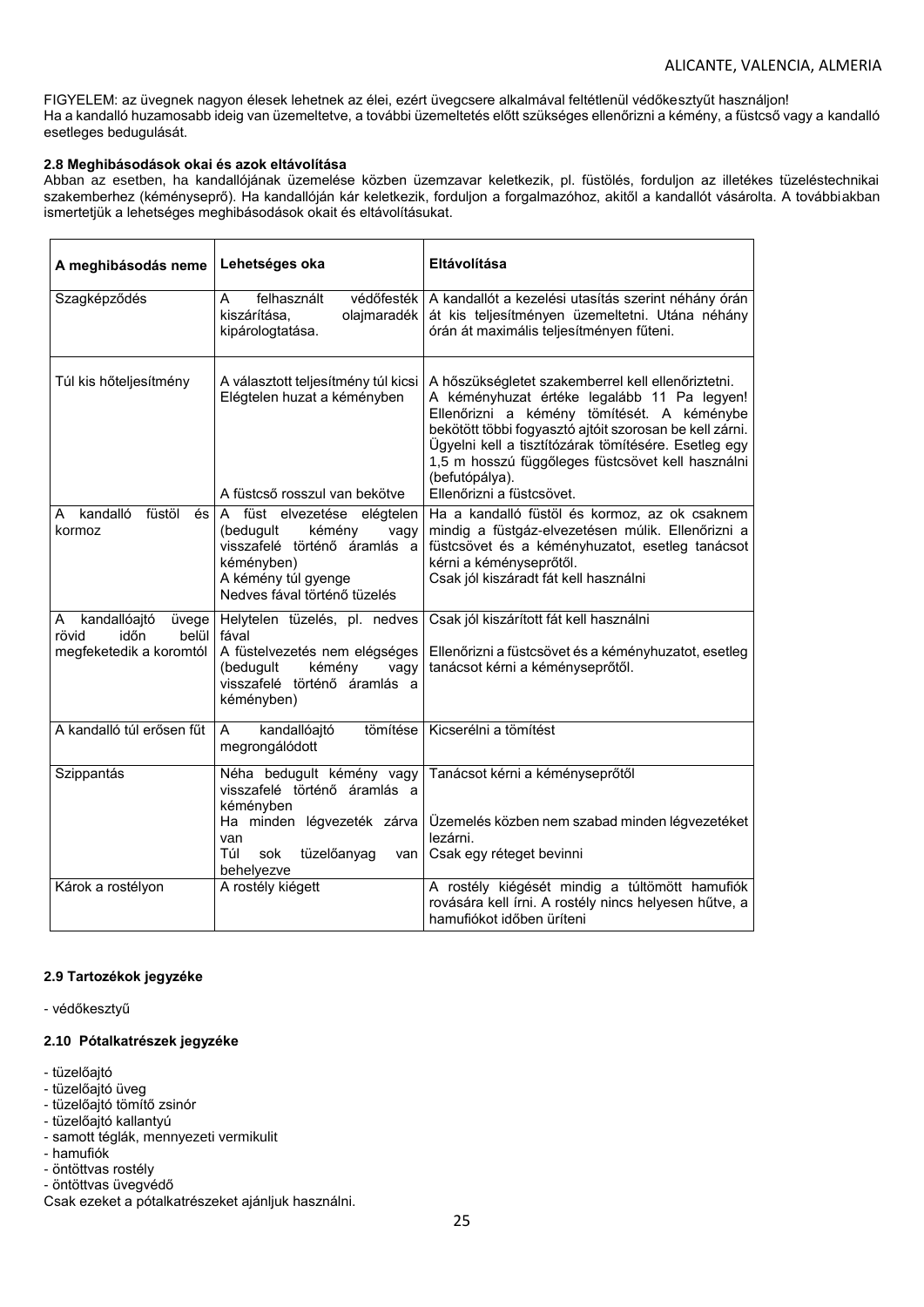FIGYELEM: az üvegnek nagyon élesek lehetnek az élei, ezért üvegcsere alkalmával feltétlenül védőkesztyűt használjon!
Ha a kandalló huzamosabb ideig van üzemeltetve, a további üzemeltetés előtt szükséges ellenőrizni a kémény, a füstcső vagy a kandalló esetleges bedugulását.

### 2.8 Meghibásodások okai és azok eltávolítása

Abban az esetben, ha kandallójának üzemelése közben üzemzavar keletkezik, pl. füstölés, forduljon az illetékes tüzeléstechnikai szakemberhez (kéményseprő). Ha kandallóján kár keletkezik, forduljon a forgalmazóhoz, akitől a kandallót vásárolta. A továbbiakban ismertetjük a lehetséges meghibásodások okait és eltávolításukat.

| A meghibásodás neme | Lehetséges oka | Eltávolítása |
|---|---|---|
| Szagképződés | A felhasznált védőfesték kiszárítása, olajmaradék kipárologtatása. | A kandallót a kezelési utasítás szerint néhány órán át kis teljesítményen üzemeltetni. Utána néhány órán át maximális teljesítményen fűteni. |
| Túl kis hőteljesítmény | A választott teljesítmény túl kicsi<br>Elégtelen huzat a kéményben<br><br>A füstcső rosszul van bekötve | A hőszükségletet szakemberrel kell ellenőriztetni.<br>A kéményhuzat értéke legalább 11 Pa legyen! Ellenőrizni a kémény tömítését. A kéménybe bekötött többi fogyasztó ajtóit szorosan be kell zárni. Ügyelni kell a tisztítózárak tömítésére. Esetleg egy 1,5 m hosszú függőleges füstcsövet kell használni (befutópálya).<br>Ellenőrizni a füstcsövet. |
| A kandalló füstöl és kormoz | A füst elvezetése elégtelen (bedugult kémény vagy visszafelé történő áramlás a kéményben)<br>A kémény túl gyenge<br>Nedves fával történő tüzelés | Ha a kandalló füstöl és kormoz, az ok csaknem mindig a füstgáz-elvezetésen múlik. Ellenőrizni a füstcsövet és a kéményhuzatot, esetleg tanácsot kérni a kéményseprőtől.<br>Csak jól kiszáradt fát kell használni |
| A kandallóajtó üvege rövid időn belül megfeketedik a koromtól | Helytelen tüzelés, pl. nedves fával<br>A füstelvezetés nem elégséges (bedugult kémény vagy visszafelé történő áramlás a kéményben) | Csak jól kiszárított fát kell használni<br>Ellenőrizni a füstcsövet és a kéményhuzatot, esetleg tanácsot kérni a kéményseprőtől. |
| A kandalló túl erősen fűt | A kandallóajtó tömítése megrongálódott | Kicserélni a tömítést |
| Szippantás | Néha bedugult kémény vagy visszafelé történő áramlás a kéményben<br>Ha minden légvezeték zárva van<br>Túl sok tüzelőanyag van behelyezve | Tanácsot kérni a kéményseprőtől<br><br>Üzemelés közben nem szabad minden légvezetéket lezárni.<br>Csak egy réteget bevinni |
| Károk a rostélyon | A rostély kiégett | A rostély kiégését mindig a túltömött hamufiók rovására kell írni. A rostély nincs helyesen hűtve, a hamufiókot időben üríteni |

### 2.9 Tartozékok jegyzéke

- védőkesztyű

### 2.10 Pótalkatrészek jegyzéke

- tüzelőajtó
- tüzelőajtó üveg
- tüzelőajtó tömítő zsinór
- tüzelőajtó kallantyú
- samott téglák, mennyezeti vermikulit
- hamufiók
- öntöttvas rostély
- öntöttvas üvegvédő

Csak ezeket a pótalkatrészeket ajánljuk használni.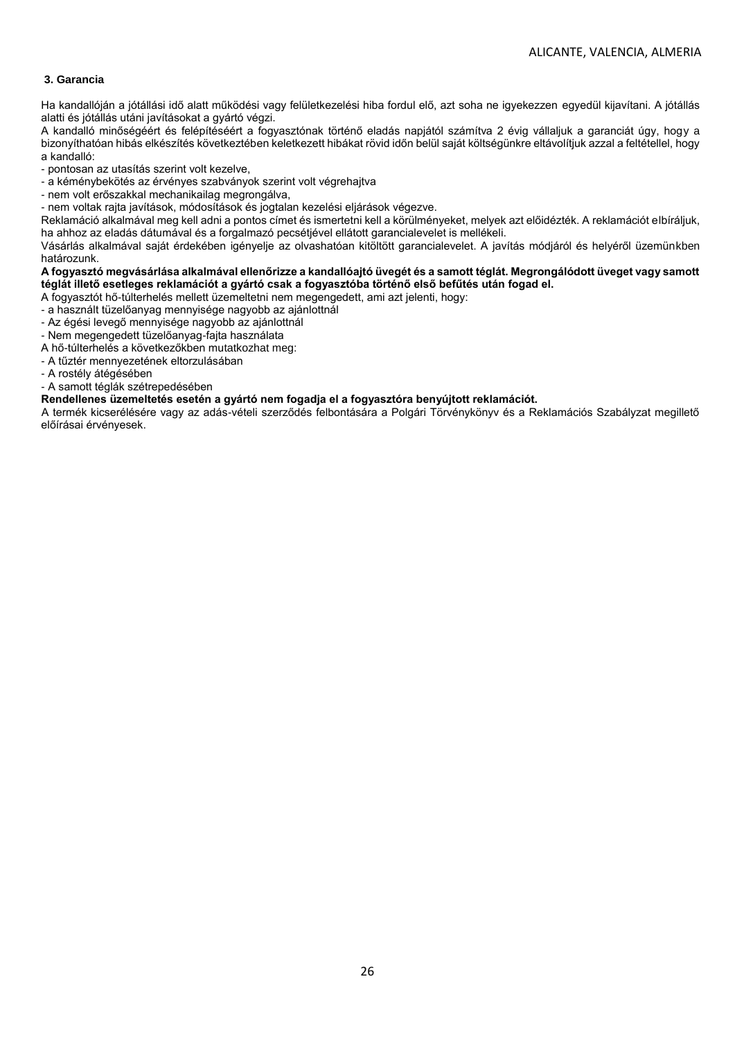### 3. Garancia

Ha kandallóján a jótállási idő alatt működési vagy felületkezelési hiba fordul elő, azt soha ne igyekezzen egyedül kijavítani. A jótállás alatti és jótállás utáni javításokat a gyártó végzi.

A kandalló minőségéért és felépítéséért a fogyasztónak történő eladás napjától számítva 2 évig vállaljuk a garanciát úgy, hogy a bizonyíthatóan hibás elkészítés következtében keletkezett hibákat rövid időn belül saját költségünkre eltávolítjuk azzal a feltétellel, hogy a kandalló:

- pontosan az utasítás szerint volt kezelve,
- a kéménybekötés az érvényes szabványok szerint volt végrehajtva
- nem volt erőszakkal mechanikailag megrongálva,
- nem voltak rajta javítások, módosítások és jogtalan kezelési eljárások végezve.

Reklamáció alkalmával meg kell adni a pontos címet és ismertetni kell a körülményeket, melyek azt előidézték. A reklamációt elbíráljuk, ha ahhoz az eladás dátumával és a forgalmazó pecsétjével ellátott garancialevelet is mellékeli.

Vásárlás alkalmával saját érdekében igényelje az olvashatóan kitöltött garancialevelet. A javítás módjáról és helyéről üzemünkben határozunk.

**A fogyasztó megvásárlása alkalmával ellenőrizze a kandallóajtó üvegét és a samott téglát. Megrongálódott üveget vagy samott téglát illető esetleges reklamációt a gyártó csak a fogyasztóba történő első befűtés után fogad el.**

A fogyasztót hő-túlterhelés mellett üzemeltetni nem megengedett, ami azt jelenti, hogy:

- a használt tüzelőanyag mennyisége nagyobb az ajánlottnál
- Az égési levegő mennyisége nagyobb az ajánlottnál
- Nem megengedett tüzelőanyag-fajta használata

A hő-túlterhelés a következőkben mutatkozhat meg:

- A tűztér mennyezetének eltorzulásában
- A rostély átégésében
- A samott téglák szétrepedésében

**Rendellenes üzemeltetés esetén a gyártó nem fogadja el a fogyasztóra benyújtott reklamációt.**

A termék kicserélésére vagy az adás-vételi szerződés felbontására a Polgári Törvénykönyv és a Reklamációs Szabályzat megillető előírásai érvényesek.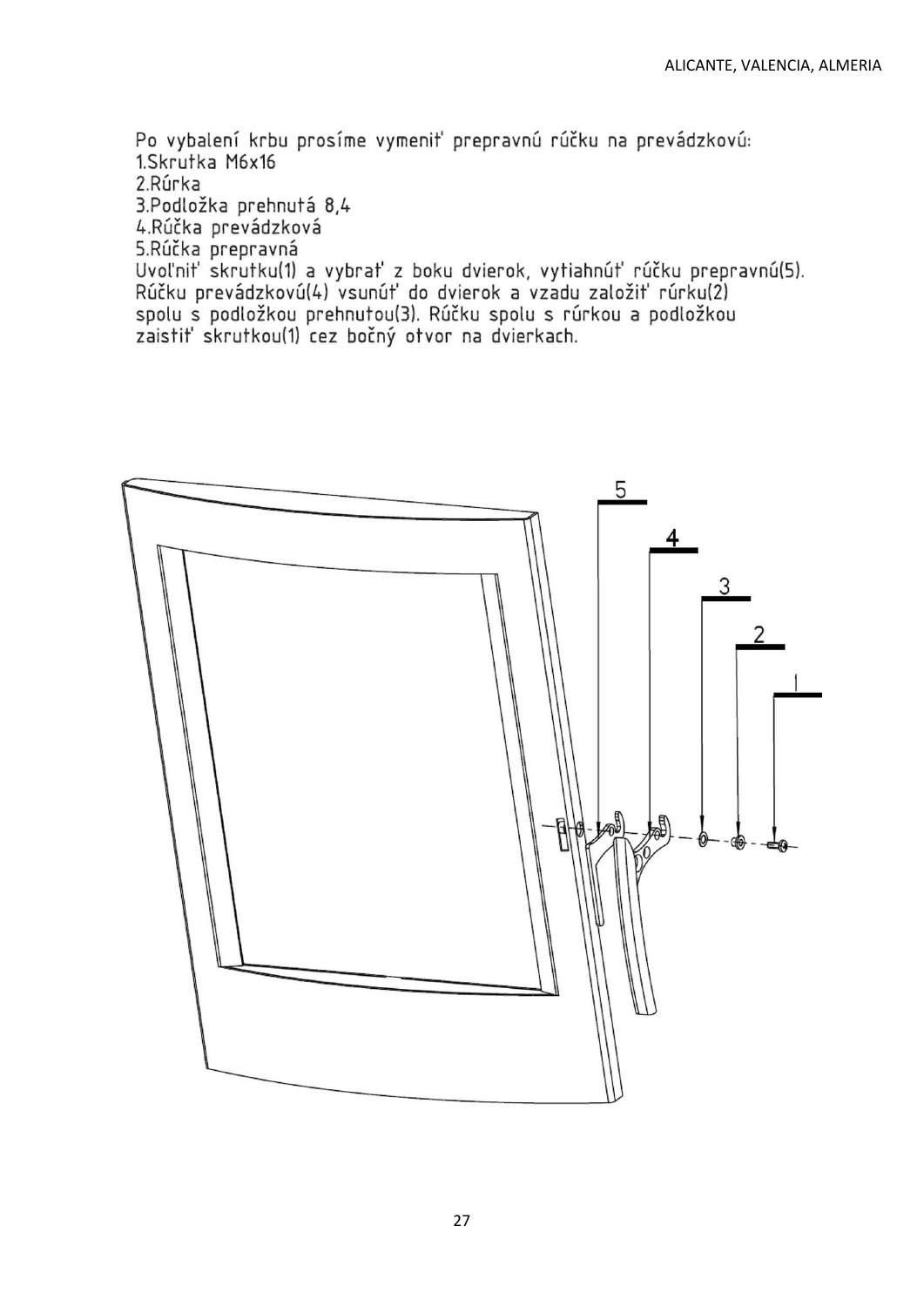Po vybalení krbu prosíme vymeniť prepravnú rúčku na prevádzkovú:

1. Skrutka M6x16
2. Rúrka
3. Podložka prehnutá 8,4
4. Rúčka prevádzková
5. Rúčka prepravná

Uvoľniť skrutku(1) a vybrať z boku dvierok, vytiahnúť rúčku prepravnú(5). Rúčku prevádzkovú(4) vsunúť do dvierok a vzadu založiť rúrku(2) spolu s podložkou prehnutou(3). Rúčku spolu s rúrkou a podložkou zaistiť skrutkou(1) cez bočný otvor na dvierkach.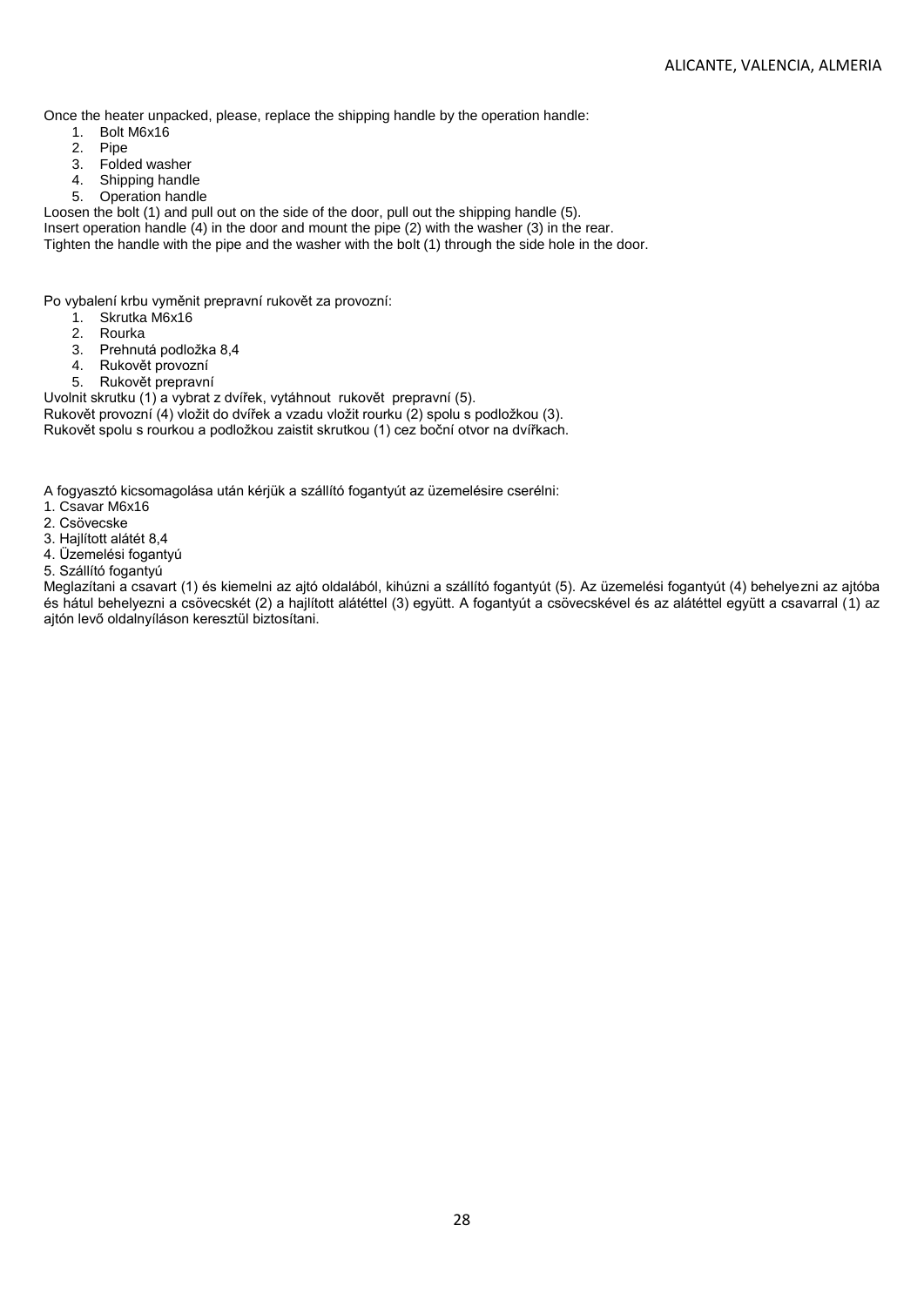Once the heater unpacked, please, replace the shipping handle by the operation handle:

1. Bolt M6x16
2. Pipe
3. Folded washer
4. Shipping handle
5. Operation handle

Loosen the bolt (1) and pull out on the side of the door, pull out the shipping handle (5).
Insert operation handle (4) in the door and mount the pipe (2) with the washer (3) in the rear.
Tighten the handle with the pipe and the washer with the bolt (1) through the side hole in the door.

Po vybalení krbu vyměnit prepravní rukovět za provozní:

1. Skrutka M6x16
2. Rourka
3. Prehnutá podložka 8,4
4. Rukovět provozní
5. Rukovět prepravní

Uvolnit skrutku (1) a vybrat z dvířek, vytáhnout rukovět prepravní (5).
Rukovět provozní (4) vložit do dvířek a vzadu vložit rourku (2) spolu s podložkou (3).
Rukovět spolu s rourkou a podložkou zaistit skrutkou (1) cez boční otvor na dvířkach.

A fogyasztó kicsomagolása után kérjük a szállító fogantyút az üzemelésire cserélni:

1. Csavar M6x16
2. Csövecske
3. Hajlított alátét 8,4
4. Üzemelési fogantyú
5. Szállító fogantyú

Meglazítani a csavart (1) és kiemelni az ajtó oldalából, kihúzni a szállító fogantyút (5). Az üzemelési fogantyút (4) behelyezni az ajtóba és hátul behelyezni a csövecskét (2) a hajlított alátéttel (3) együtt. A fogantyút a csövecskével és az alátéttel együtt a csavarral (1) az ajtón levő oldalnyíláson keresztül biztosítani.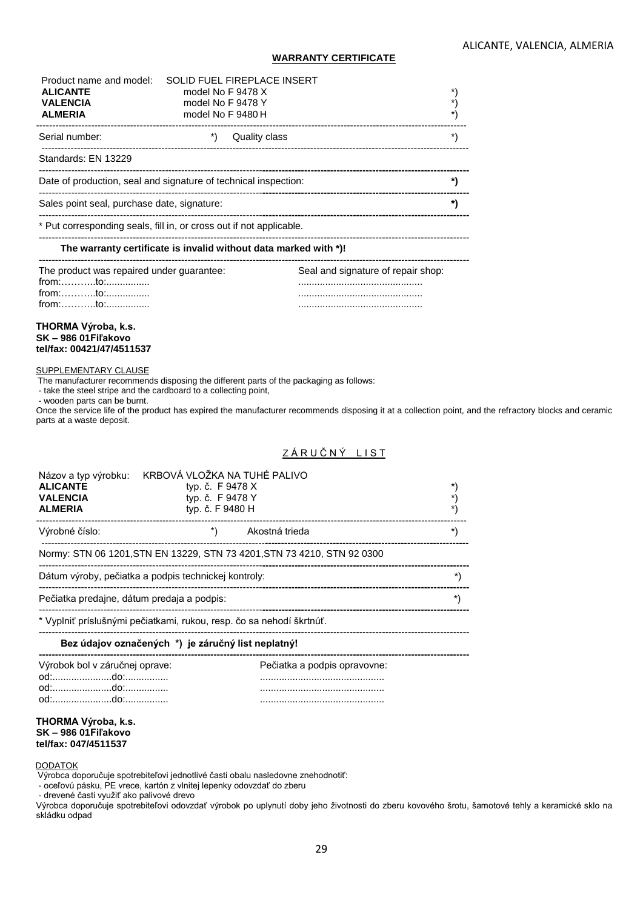## WARRANTY CERTIFICATE

| Product name and model: | SOLID FUEL FIREPLACE INSERT | |
|---|---|---|
| **ALICANTE** | model No F 9478 X | *) |
| **VALENCIA** | model No F 9478 Y | *) |
| **ALMERIA** | model No F 9480 H | *) |

Serial number: *) Quality class *)

Standards: EN 13229

Date of production, seal and signature of technical inspection: ***)**

Sales point seal, purchase date, signature: ***)**

* Put corresponding seals, fill in, or cross out if not applicable.

**The warranty certificate is invalid without data marked with *)!**

| The product was repaired under guarantee: | Seal and signature of repair shop: |
|---|---|
| from:………..to:................ | ............................................. |
| from:………..to:................ | ............................................. |
| from:………..to:................ | ............................................. |

**THORMA Výroba, k.s.**
**SK – 986 01Fiľakovo**
**tel/fax: 00421/47/4511537**

SUPPLEMENTARY CLAUSE

The manufacturer recommends disposing the different parts of the packaging as follows:

- take the steel stripe and the cardboard to a collecting point,
- wooden parts can be burnt.

Once the service life of the product has expired the manufacturer recommends disposing it at a collection point, and the refractory blocks and ceramic parts at a waste deposit.

## Z Á R U Č N Ý L I S T

| Názov a typ výrobku: | KRBOVÁ VLOŽKA NA TUHÉ PALIVO | |
|---|---|---|
| **ALICANTE** | typ. č. F 9478 X | *) |
| **VALENCIA** | typ. č. F 9478 Y | *) |
| **ALMERIA** | typ. č. F 9480 H | *) |

Výrobné číslo: *) Akostná trieda *)

Normy: STN 06 1201,STN EN 13229, STN 73 4201,STN 73 4210, STN 92 0300

Dátum výroby, pečiatka a podpis technickej kontroly: *)

Pečiatka predajne, dátum predaja a podpis: *)

* Vyplniť príslušnými pečiatkami, rukou, resp. čo sa nehodí škrtnúť.

**Bez údajov označených *) je záručný list neplatný!**

| Výrobok bol v záručnej oprave: | Pečiatka a podpis opravovne: |
|---|---|
| od:......................do:................ | ............................................. |
| od:......................do:................ | ............................................. |
| od:......................do:................ | ............................................. |

**THORMA Výroba, k.s.**
**SK – 986 01Fiľakovo**
**tel/fax: 047/4511537**

DODATOK

Výrobca doporučuje spotrebiteľovi jednotlivé časti obalu nasledovne znehodnotiť:

- oceľovú pásku, PE vrece, kartón z vlnitej lepenky odovzdať do zberu
- drevené časti využiť ako palivové drevo

Výrobca doporučuje spotrebiteľovi odovzdať výrobok po uplynutí doby jeho životnosti do zberu kovového šrotu, šamotové tehly a keramické sklo na skládku odpad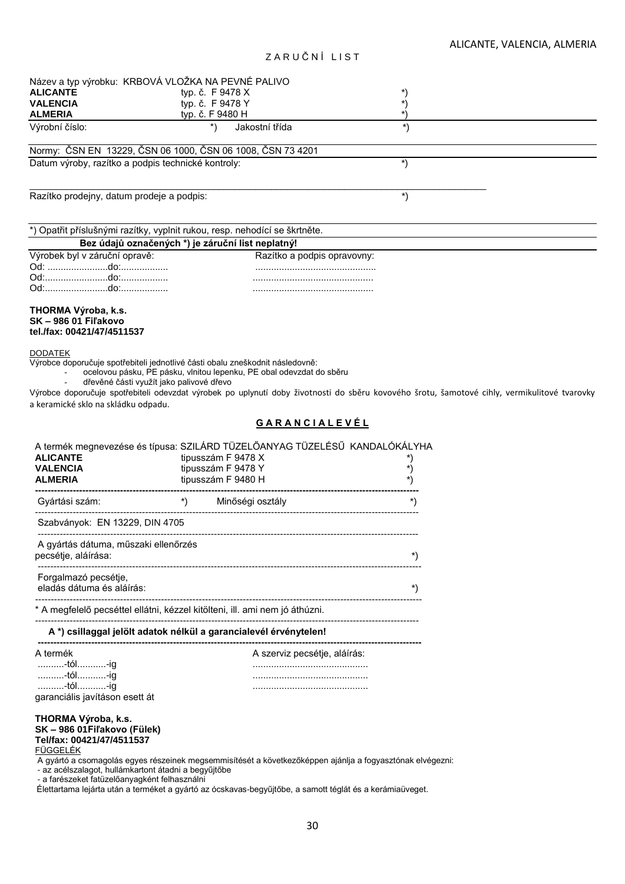# Z A R U Č N Í L I S T

Název a typ výrobku: KRBOVÁ VLOŽKA NA PEVNÉ PALIVO

| | | |
|---|---|---|
| **ALICANTE** | typ. č. F 9478 X | *) |
| **VALENCIA** | typ. č. F 9478 Y | *) |
| **ALMERIA** | typ. č. F 9480 H | *) |

Výrobní číslo: *) Jakostní třída *)

Normy: ČSN EN 13229, ČSN 06 1000, ČSN 06 1008, ČSN 73 4201

Datum výroby, razítko a podpis technické kontroly: *)

Razítko prodejny, datum prodeje a podpis: *)

*) Opatřit příslušnými razítky, vyplnit rukou, resp. nehodící se škrtněte.

**Bez údajů označených *) je záruční list neplatný!**

| Výrobek byl v záruční opravě: | Razítko a podpis opravovny: |
|---|---|
| Od: ......................do:.................. | ............................................. |
| Od:........................do:.................. | ............................................. |
| Od:........................do:.................. | ............................................. |

**THORMA Výroba, k.s.**
**SK – 986 01 Fiľakovo**
**tel./fax: 00421/47/4511537**

DODATEK

Výrobce doporučuje spotřebiteli jednotlivé části obalu zneškodnit následovně:

- ocelovou pásku, PE pásku, vlnitou lepenku, PE obal odevzdat do sběru
- dřevěné části využít jako palivové dřevo

Výrobce doporučuje spotřebiteli odevzdat výrobek po uplynutí doby životnosti do sběru kovového šrotu, šamotové cihly, vermikulitové tvarovky a keramické sklo na skládku odpadu.

# G A R A N C I A L E V É L

A termék megnevezése és típusa: SZILÁRD TÜZELŐANYAG TÜZELÉSŰ KANDALÓKÁLYHA

| | | |
|---|---|---|
| **ALICANTE** | tipusszám F 9478 X | *) |
| **VALENCIA** | tipusszám F 9478 Y | *) |
| **ALMERIA** | tipusszám F 9480 H | *) |

Gyártási szám: *) Minőségi osztály *)

Szabványok: EN 13229, DIN 4705

A gyártás dátuma, műszaki ellenőrzés pecsétje, aláírása: *)

Forgalmazó pecsétje, eladás dátuma és aláírás: *)

* A megfelelő pecséttel ellátni, kézzel kitölteni, ill. ami nem jó áthúzni.

**A *) csillaggal jelölt adatok nélkül a garancialevél érvénytelen!**

| A termék | A szerviz pecsétje, aláírás: |
|---|---|
| ..........-tól...........-ig | ........................................... |
| ..........-tól...........-ig | ........................................... |
| ..........-tól...........-ig | ........................................... |

garanciális javításon esett át

**THORMA Výroba, k.s.**
**SK – 986 01Fiľakovo (Fülek)**
**Tel/fax: 00421/47/4511537**

FÜGGELÉK

A gyártó a csomagolás egyes részeinek megsemmisítését a következőképpen ajánlja a fogyasztónak elvégezni:

- az acélszalagot, hullámkartont átadni a begyűjtőbe
- a farészeket fatüzelőanyagként felhasználni

Élettartama lejárta után a terméket a gyártó az ócskavas-begyűjtőbe, a samott téglát és a kerámiaüveget.